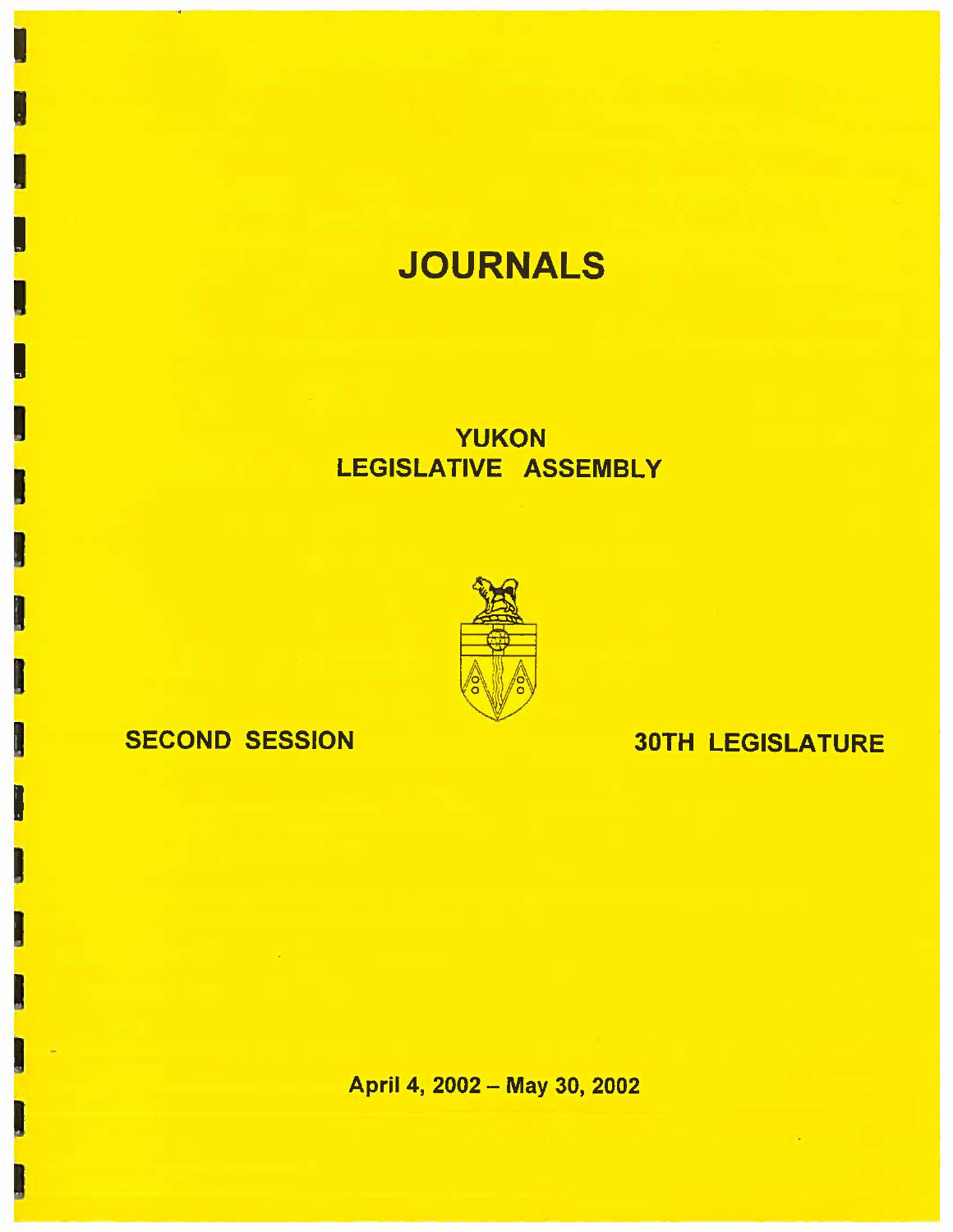# JOURNALS

## YUKON
## LEGISLATIVE ASSEMBLY

**SECOND SESSION** **30TH LEGISLATURE**

**April 4, 2002 – May 30, 2002**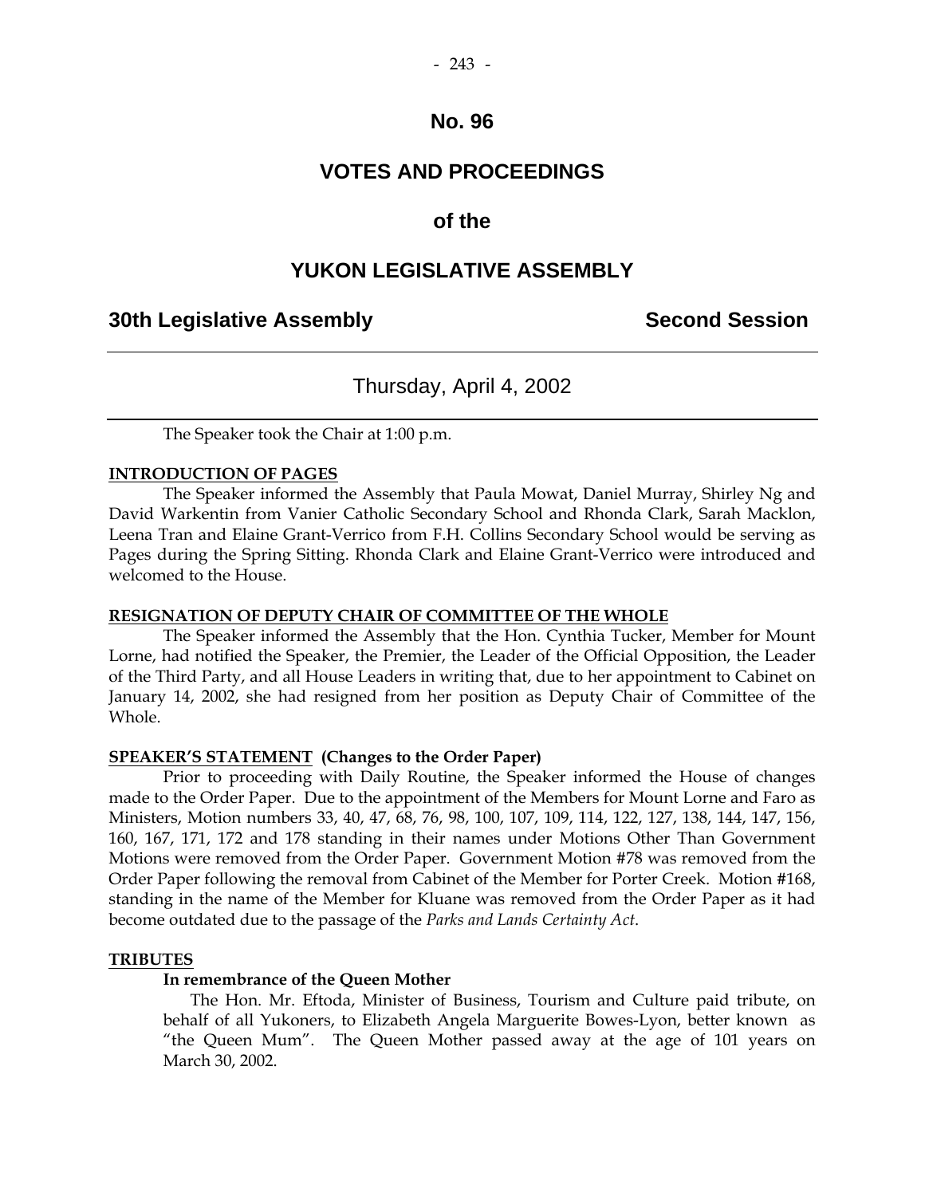# No. 96

# VOTES AND PROCEEDINGS

# of the

# YUKON LEGISLATIVE ASSEMBLY

**30th Legislative Assembly** **Second Session**

---

Thursday, April 4, 2002

---

The Speaker took the Chair at 1:00 p.m.

**INTRODUCTION OF PAGES**

The Speaker informed the Assembly that Paula Mowat, Daniel Murray, Shirley Ng and David Warkentin from Vanier Catholic Secondary School and Rhonda Clark, Sarah Macklon, Leena Tran and Elaine Grant-Verrico from F.H. Collins Secondary School would be serving as Pages during the Spring Sitting. Rhonda Clark and Elaine Grant-Verrico were introduced and welcomed to the House.

**RESIGNATION OF DEPUTY CHAIR OF COMMITTEE OF THE WHOLE**

The Speaker informed the Assembly that the Hon. Cynthia Tucker, Member for Mount Lorne, had notified the Speaker, the Premier, the Leader of the Official Opposition, the Leader of the Third Party, and all House Leaders in writing that, due to her appointment to Cabinet on January 14, 2002, she had resigned from her position as Deputy Chair of Committee of the Whole.

**SPEAKER'S STATEMENT (Changes to the Order Paper)**

Prior to proceeding with Daily Routine, the Speaker informed the House of changes made to the Order Paper. Due to the appointment of the Members for Mount Lorne and Faro as Ministers, Motion numbers 33, 40, 47, 68, 76, 98, 100, 107, 109, 114, 122, 127, 138, 144, 147, 156, 160, 167, 171, 172 and 178 standing in their names under Motions Other Than Government Motions were removed from the Order Paper. Government Motion #78 was removed from the Order Paper following the removal from Cabinet of the Member for Porter Creek. Motion #168, standing in the name of the Member for Kluane was removed from the Order Paper as it had become outdated due to the passage of the *Parks and Lands Certainty Act*.

**TRIBUTES**

**In remembrance of the Queen Mother**

The Hon. Mr. Eftoda, Minister of Business, Tourism and Culture paid tribute, on behalf of all Yukoners, to Elizabeth Angela Marguerite Bowes-Lyon, better known as "the Queen Mum". The Queen Mother passed away at the age of 101 years on March 30, 2002.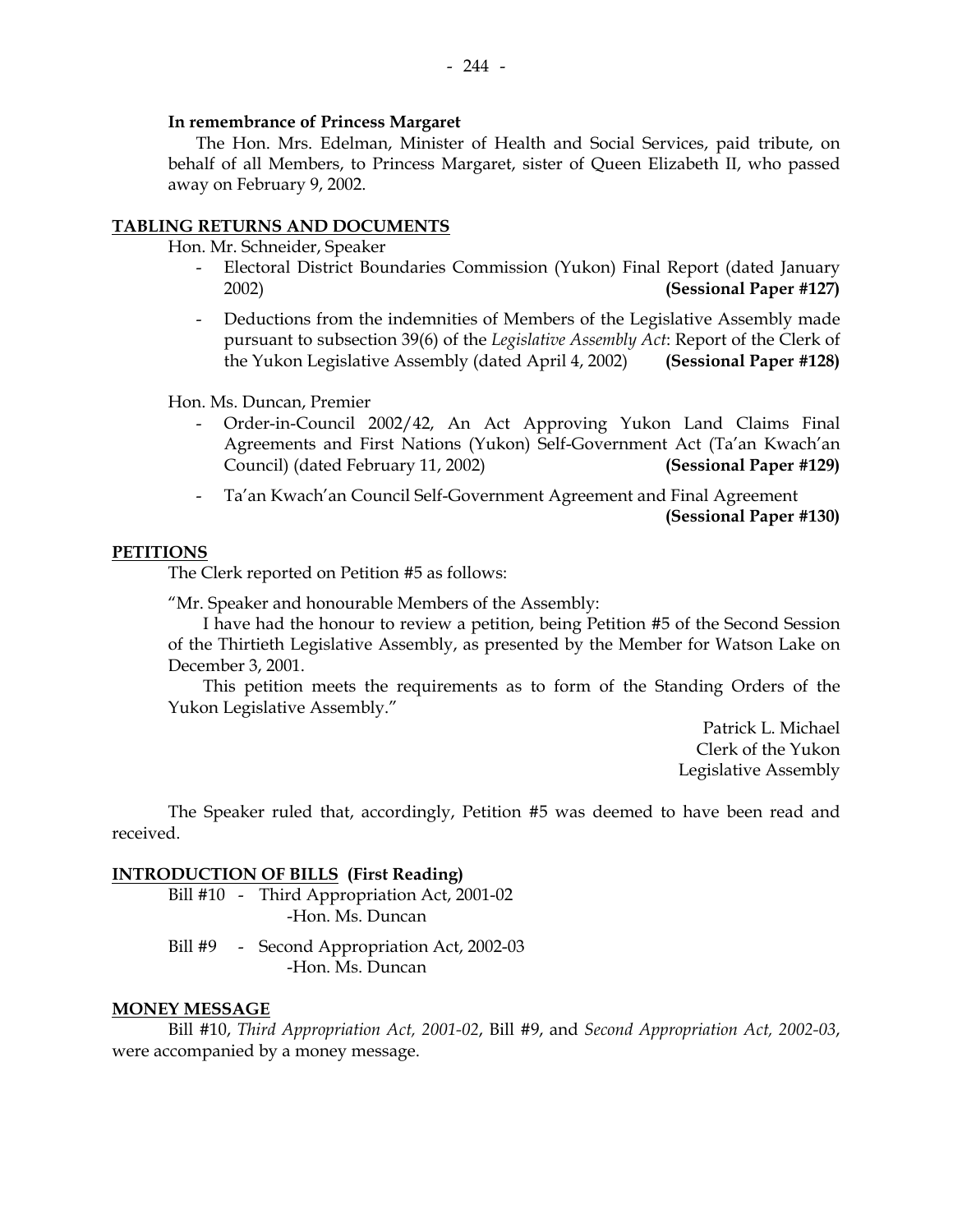**In remembrance of Princess Margaret**

The Hon. Mrs. Edelman, Minister of Health and Social Services, paid tribute, on behalf of all Members, to Princess Margaret, sister of Queen Elizabeth II, who passed away on February 9, 2002.

## TABLING RETURNS AND DOCUMENTS

Hon. Mr. Schneider, Speaker

- Electoral District Boundaries Commission (Yukon) Final Report (dated January 2002) **(Sessional Paper #127)**
- Deductions from the indemnities of Members of the Legislative Assembly made pursuant to subsection 39(6) of the *Legislative Assembly Act*: Report of the Clerk of the Yukon Legislative Assembly (dated April 4, 2002) **(Sessional Paper #128)**

Hon. Ms. Duncan, Premier

- Order-in-Council 2002/42, An Act Approving Yukon Land Claims Final Agreements and First Nations (Yukon) Self-Government Act (Ta'an Kwach'an Council) (dated February 11, 2002) **(Sessional Paper #129)**
- Ta'an Kwach'an Council Self-Government Agreement and Final Agreement **(Sessional Paper #130)**

## PETITIONS

The Clerk reported on Petition #5 as follows:

"Mr. Speaker and honourable Members of the Assembly:

I have had the honour to review a petition, being Petition #5 of the Second Session of the Thirtieth Legislative Assembly, as presented by the Member for Watson Lake on December 3, 2001.

This petition meets the requirements as to form of the Standing Orders of the Yukon Legislative Assembly."

Patrick L. Michael
Clerk of the Yukon
Legislative Assembly

The Speaker ruled that, accordingly, Petition #5 was deemed to have been read and received.

## INTRODUCTION OF BILLS (First Reading)

Bill #10 - Third Appropriation Act, 2001-02
-Hon. Ms. Duncan

Bill #9 - Second Appropriation Act, 2002-03
-Hon. Ms. Duncan

## MONEY MESSAGE

Bill #10, *Third Appropriation Act, 2001-02*, Bill #9, and *Second Appropriation Act, 2002-03*, were accompanied by a money message.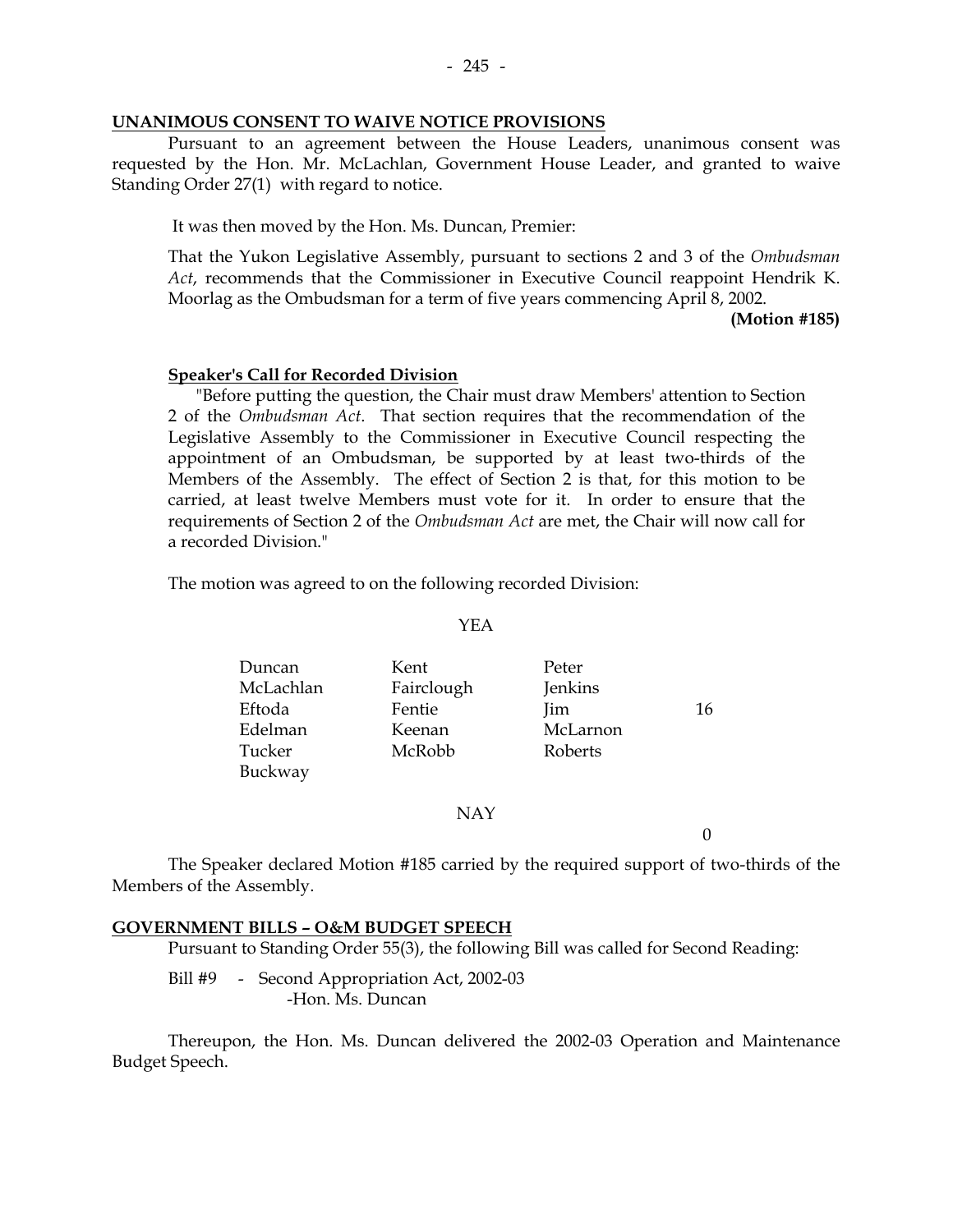## UNANIMOUS CONSENT TO WAIVE NOTICE PROVISIONS

Pursuant to an agreement between the House Leaders, unanimous consent was requested by the Hon. Mr. McLachlan, Government House Leader, and granted to waive Standing Order 27(1) with regard to notice.

It was then moved by the Hon. Ms. Duncan, Premier:

That the Yukon Legislative Assembly, pursuant to sections 2 and 3 of the *Ombudsman Act*, recommends that the Commissioner in Executive Council reappoint Hendrik K. Moorlag as the Ombudsman for a term of five years commencing April 8, 2002.

**(Motion #185)**

### Speaker's Call for Recorded Division

"Before putting the question, the Chair must draw Members' attention to Section 2 of the *Ombudsman Act*. That section requires that the recommendation of the Legislative Assembly to the Commissioner in Executive Council respecting the appointment of an Ombudsman, be supported by at least two-thirds of the Members of the Assembly. The effect of Section 2 is that, for this motion to be carried, at least twelve Members must vote for it. In order to ensure that the requirements of Section 2 of the *Ombudsman Act* are met, the Chair will now call for a recorded Division."

The motion was agreed to on the following recorded Division:

YEA

| | | | |
|---|---|---|---|
| Duncan | Kent | Peter | |
| McLachlan | Fairclough | Jenkins | |
| Eftoda | Fentie | Jim | 16 |
| Edelman | Keenan | McLarnon | |
| Tucker | McRobb | Roberts | |
| Buckway | | | |

NAY

0

The Speaker declared Motion #185 carried by the required support of two-thirds of the Members of the Assembly.

## GOVERNMENT BILLS – O&M BUDGET SPEECH

Pursuant to Standing Order 55(3), the following Bill was called for Second Reading:

Bill #9 - Second Appropriation Act, 2002-03
-Hon. Ms. Duncan

Thereupon, the Hon. Ms. Duncan delivered the 2002-03 Operation and Maintenance Budget Speech.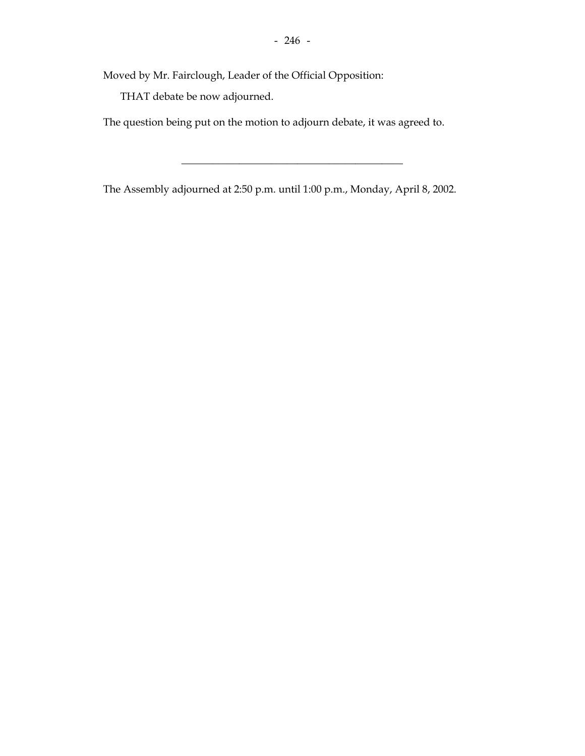Moved by Mr. Fairclough, Leader of the Official Opposition:

THAT debate be now adjourned.

The question being put on the motion to adjourn debate, it was agreed to.

---

The Assembly adjourned at 2:50 p.m. until 1:00 p.m., Monday, April 8, 2002.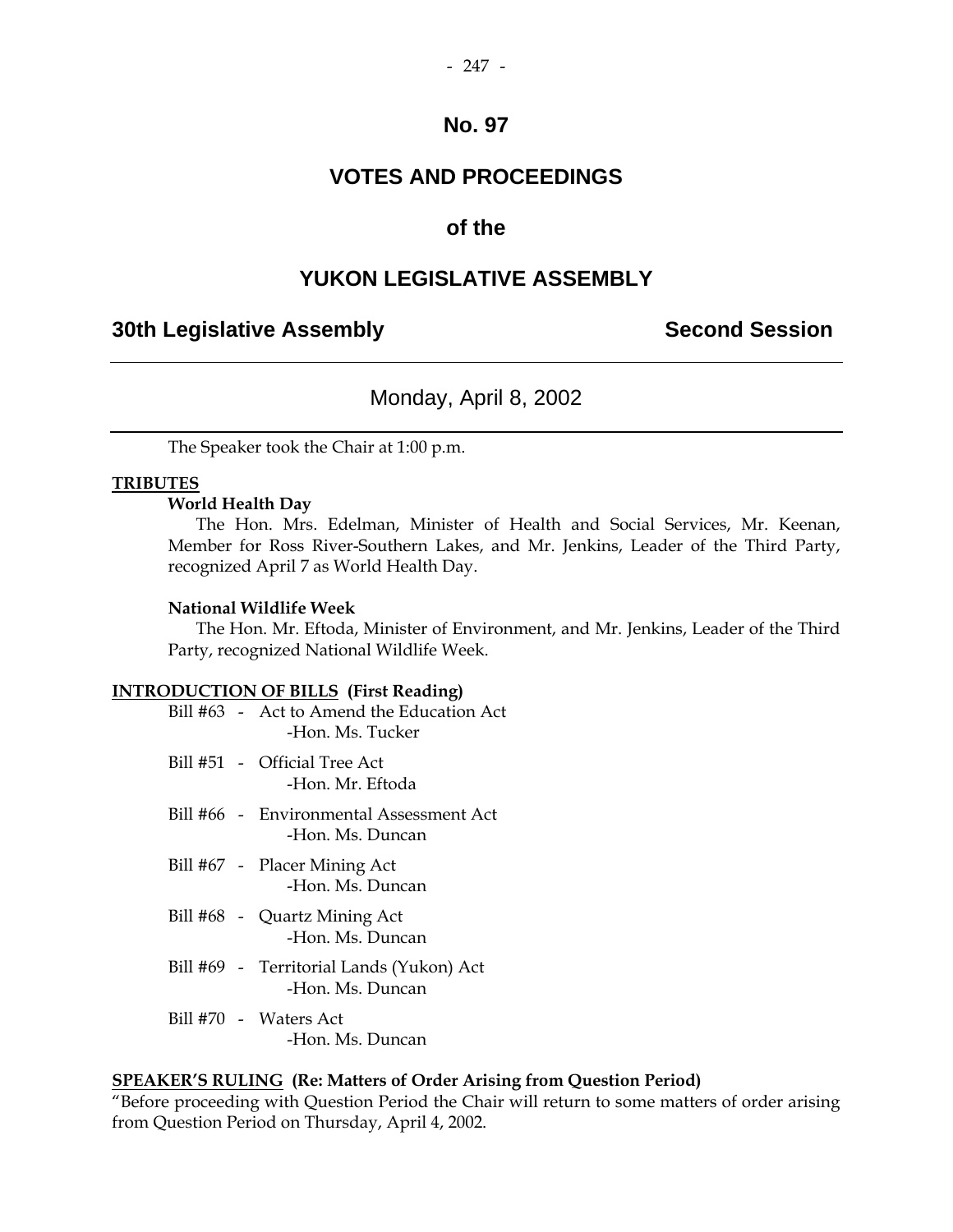# No. 97

# VOTES AND PROCEEDINGS

# of the

# YUKON LEGISLATIVE ASSEMBLY

## 30th Legislative Assembly — Second Session

---

Monday, April 8, 2002

---

The Speaker took the Chair at 1:00 p.m.

**TRIBUTES**

**World Health Day**

The Hon. Mrs. Edelman, Minister of Health and Social Services, Mr. Keenan, Member for Ross River-Southern Lakes, and Mr. Jenkins, Leader of the Third Party, recognized April 7 as World Health Day.

**National Wildlife Week**

The Hon. Mr. Eftoda, Minister of Environment, and Mr. Jenkins, Leader of the Third Party, recognized National Wildlife Week.

**INTRODUCTION OF BILLS (First Reading)**

Bill #63 - Act to Amend the Education Act
-Hon. Ms. Tucker

Bill #51 - Official Tree Act
-Hon. Mr. Eftoda

Bill #66 - Environmental Assessment Act
-Hon. Ms. Duncan

Bill #67 - Placer Mining Act
-Hon. Ms. Duncan

Bill #68 - Quartz Mining Act
-Hon. Ms. Duncan

Bill #69 - Territorial Lands (Yukon) Act
-Hon. Ms. Duncan

Bill #70 - Waters Act
-Hon. Ms. Duncan

**SPEAKER'S RULING (Re: Matters of Order Arising from Question Period)**

"Before proceeding with Question Period the Chair will return to some matters of order arising from Question Period on Thursday, April 4, 2002.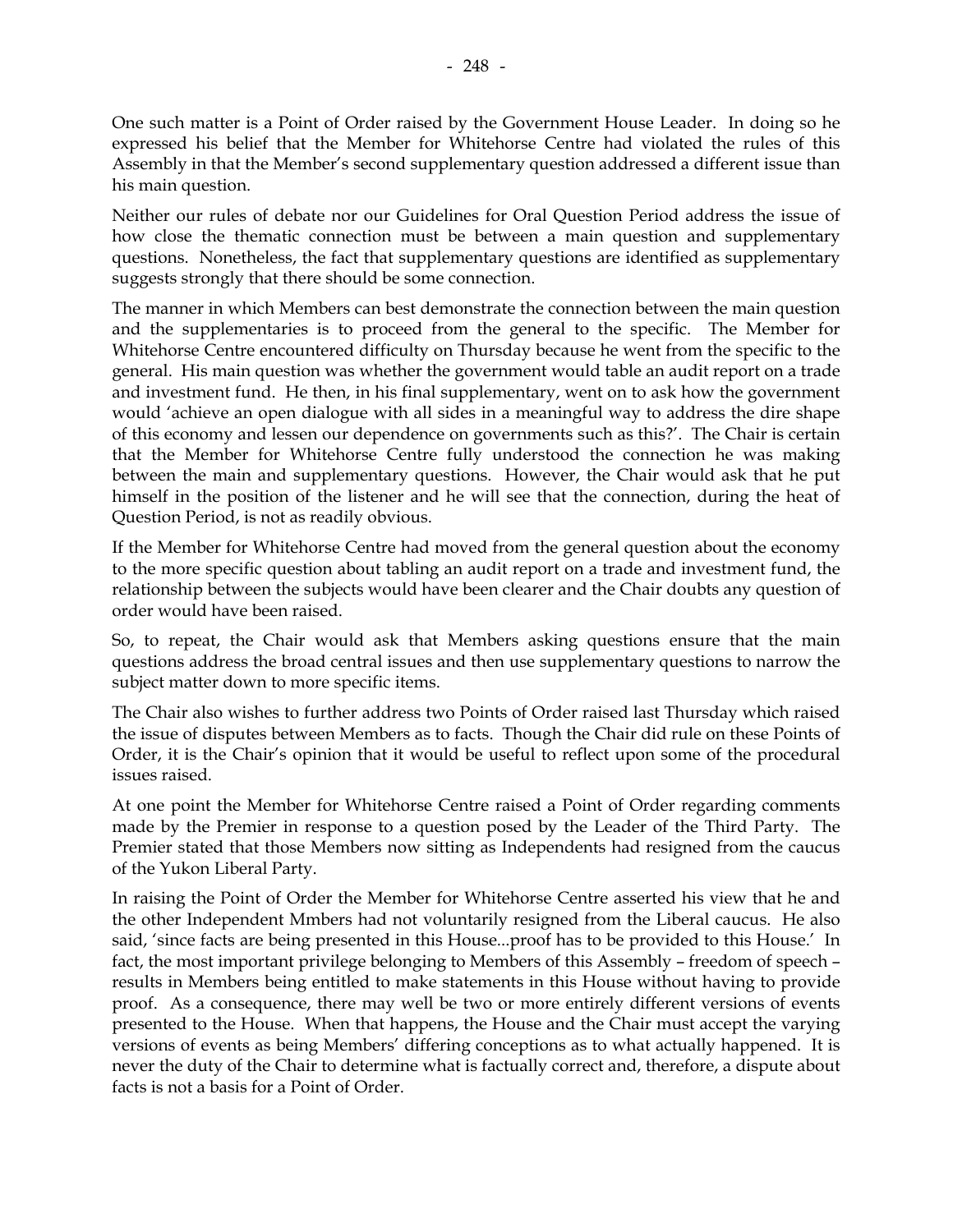One such matter is a Point of Order raised by the Government House Leader. In doing so he expressed his belief that the Member for Whitehorse Centre had violated the rules of this Assembly in that the Member's second supplementary question addressed a different issue than his main question.

Neither our rules of debate nor our Guidelines for Oral Question Period address the issue of how close the thematic connection must be between a main question and supplementary questions. Nonetheless, the fact that supplementary questions are identified as supplementary suggests strongly that there should be some connection.

The manner in which Members can best demonstrate the connection between the main question and the supplementaries is to proceed from the general to the specific. The Member for Whitehorse Centre encountered difficulty on Thursday because he went from the specific to the general. His main question was whether the government would table an audit report on a trade and investment fund. He then, in his final supplementary, went on to ask how the government would 'achieve an open dialogue with all sides in a meaningful way to address the dire shape of this economy and lessen our dependence on governments such as this?'. The Chair is certain that the Member for Whitehorse Centre fully understood the connection he was making between the main and supplementary questions. However, the Chair would ask that he put himself in the position of the listener and he will see that the connection, during the heat of Question Period, is not as readily obvious.

If the Member for Whitehorse Centre had moved from the general question about the economy to the more specific question about tabling an audit report on a trade and investment fund, the relationship between the subjects would have been clearer and the Chair doubts any question of order would have been raised.

So, to repeat, the Chair would ask that Members asking questions ensure that the main questions address the broad central issues and then use supplementary questions to narrow the subject matter down to more specific items.

The Chair also wishes to further address two Points of Order raised last Thursday which raised the issue of disputes between Members as to facts. Though the Chair did rule on these Points of Order, it is the Chair's opinion that it would be useful to reflect upon some of the procedural issues raised.

At one point the Member for Whitehorse Centre raised a Point of Order regarding comments made by the Premier in response to a question posed by the Leader of the Third Party. The Premier stated that those Members now sitting as Independents had resigned from the caucus of the Yukon Liberal Party.

In raising the Point of Order the Member for Whitehorse Centre asserted his view that he and the other Independent Mmbers had not voluntarily resigned from the Liberal caucus. He also said, 'since facts are being presented in this House...proof has to be provided to this House.' In fact, the most important privilege belonging to Members of this Assembly – freedom of speech – results in Members being entitled to make statements in this House without having to provide proof. As a consequence, there may well be two or more entirely different versions of events presented to the House. When that happens, the House and the Chair must accept the varying versions of events as being Members' differing conceptions as to what actually happened. It is never the duty of the Chair to determine what is factually correct and, therefore, a dispute about facts is not a basis for a Point of Order.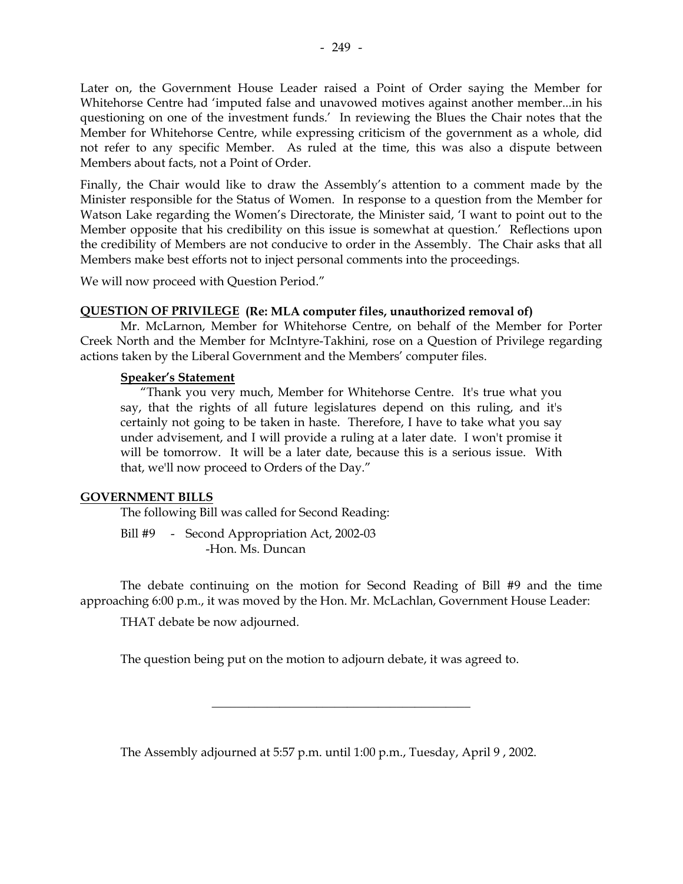Later on, the Government House Leader raised a Point of Order saying the Member for Whitehorse Centre had 'imputed false and unavowed motives against another member...in his questioning on one of the investment funds.' In reviewing the Blues the Chair notes that the Member for Whitehorse Centre, while expressing criticism of the government as a whole, did not refer to any specific Member. As ruled at the time, this was also a dispute between Members about facts, not a Point of Order.

Finally, the Chair would like to draw the Assembly's attention to a comment made by the Minister responsible for the Status of Women. In response to a question from the Member for Watson Lake regarding the Women's Directorate, the Minister said, 'I want to point out to the Member opposite that his credibility on this issue is somewhat at question.' Reflections upon the credibility of Members are not conducive to order in the Assembly. The Chair asks that all Members make best efforts not to inject personal comments into the proceedings.

We will now proceed with Question Period."

**QUESTION OF PRIVILEGE (Re: MLA computer files, unauthorized removal of)**

Mr. McLarnon, Member for Whitehorse Centre, on behalf of the Member for Porter Creek North and the Member for McIntyre-Takhini, rose on a Question of Privilege regarding actions taken by the Liberal Government and the Members' computer files.

**Speaker's Statement**

"Thank you very much, Member for Whitehorse Centre. It's true what you say, that the rights of all future legislatures depend on this ruling, and it's certainly not going to be taken in haste. Therefore, I have to take what you say under advisement, and I will provide a ruling at a later date. I won't promise it will be tomorrow. It will be a later date, because this is a serious issue. With that, we'll now proceed to Orders of the Day."

**GOVERNMENT BILLS**

The following Bill was called for Second Reading:

Bill #9 - Second Appropriation Act, 2002-03
-Hon. Ms. Duncan

The debate continuing on the motion for Second Reading of Bill #9 and the time approaching 6:00 p.m., it was moved by the Hon. Mr. McLachlan, Government House Leader:

THAT debate be now adjourned.

The question being put on the motion to adjourn debate, it was agreed to.

---

The Assembly adjourned at 5:57 p.m. until 1:00 p.m., Tuesday, April 9 , 2002.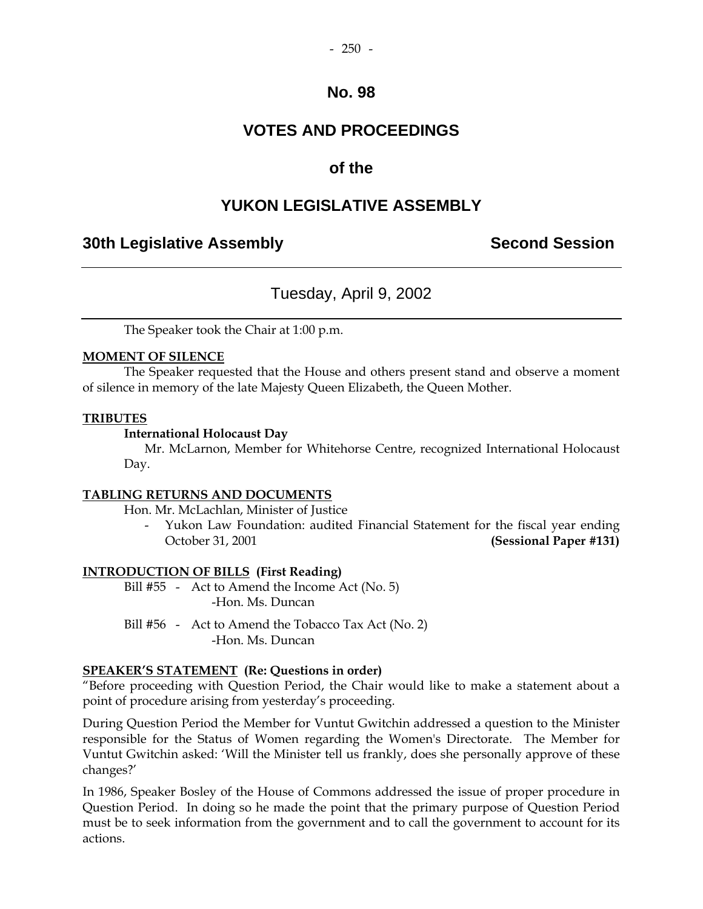# No. 98

## VOTES AND PROCEEDINGS

## of the

## YUKON LEGISLATIVE ASSEMBLY

**30th Legislative Assembly** **Second Session**

---

Tuesday, April 9, 2002

---

The Speaker took the Chair at 1:00 p.m.

**MOMENT OF SILENCE**

The Speaker requested that the House and others present stand and observe a moment of silence in memory of the late Majesty Queen Elizabeth, the Queen Mother.

**TRIBUTES**

**International Holocaust Day**

Mr. McLarnon, Member for Whitehorse Centre, recognized International Holocaust Day.

**TABLING RETURNS AND DOCUMENTS**

Hon. Mr. McLachlan, Minister of Justice

- Yukon Law Foundation: audited Financial Statement for the fiscal year ending October 31, 2001 **(Sessional Paper #131)**

**INTRODUCTION OF BILLS (First Reading)**

Bill #55 - Act to Amend the Income Act (No. 5)
-Hon. Ms. Duncan

Bill #56 - Act to Amend the Tobacco Tax Act (No. 2)
-Hon. Ms. Duncan

**SPEAKER'S STATEMENT (Re: Questions in order)**

"Before proceeding with Question Period, the Chair would like to make a statement about a point of procedure arising from yesterday's proceeding.

During Question Period the Member for Vuntut Gwitchin addressed a question to the Minister responsible for the Status of Women regarding the Women's Directorate. The Member for Vuntut Gwitchin asked: 'Will the Minister tell us frankly, does she personally approve of these changes?'

In 1986, Speaker Bosley of the House of Commons addressed the issue of proper procedure in Question Period. In doing so he made the point that the primary purpose of Question Period must be to seek information from the government and to call the government to account for its actions.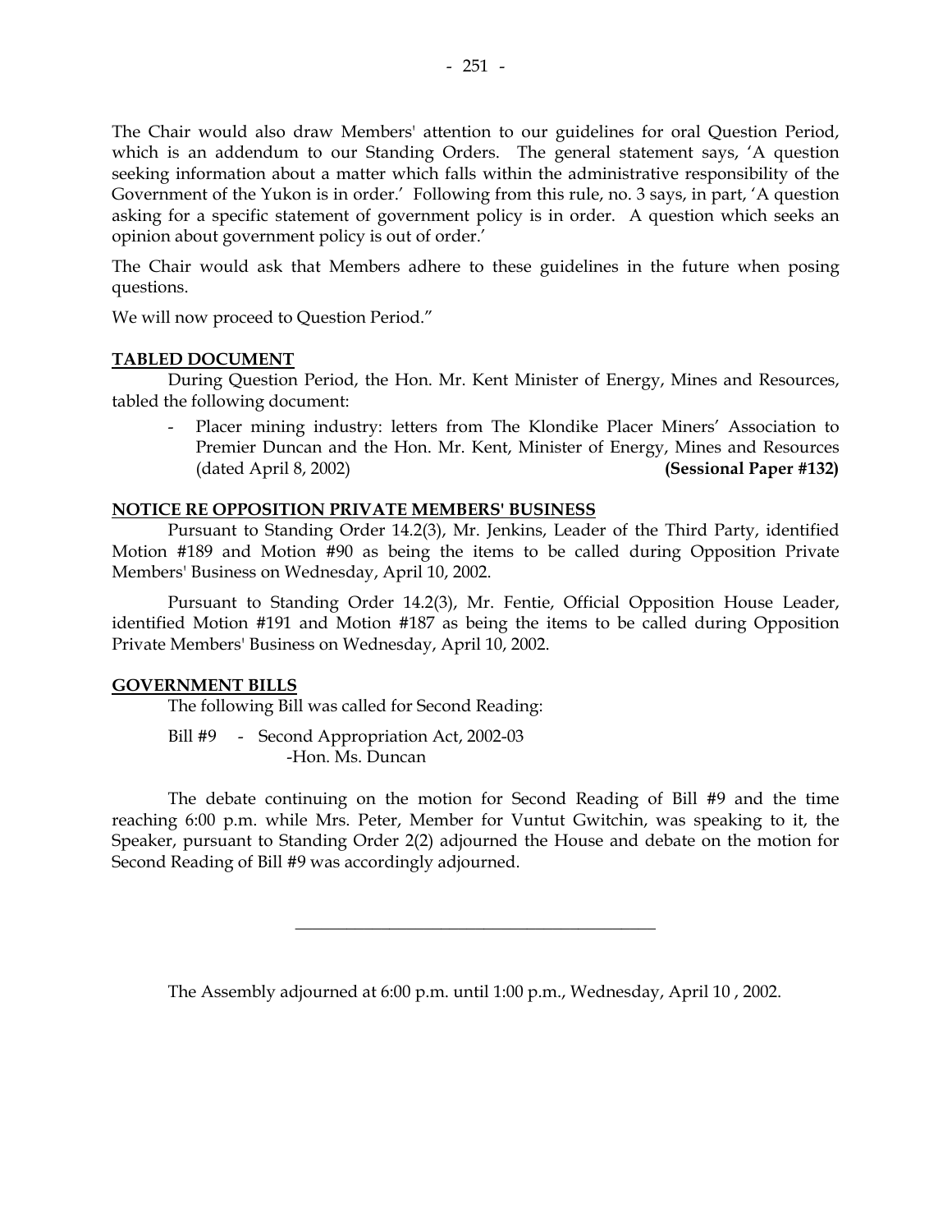The Chair would also draw Members' attention to our guidelines for oral Question Period, which is an addendum to our Standing Orders. The general statement says, 'A question seeking information about a matter which falls within the administrative responsibility of the Government of the Yukon is in order.' Following from this rule, no. 3 says, in part, 'A question asking for a specific statement of government policy is in order. A question which seeks an opinion about government policy is out of order.'

The Chair would ask that Members adhere to these guidelines in the future when posing questions.

We will now proceed to Question Period."

**TABLED DOCUMENT**

During Question Period, the Hon. Mr. Kent Minister of Energy, Mines and Resources, tabled the following document:

- Placer mining industry: letters from The Klondike Placer Miners' Association to Premier Duncan and the Hon. Mr. Kent, Minister of Energy, Mines and Resources (dated April 8, 2002) **(Sessional Paper #132)**

**NOTICE RE OPPOSITION PRIVATE MEMBERS' BUSINESS**

Pursuant to Standing Order 14.2(3), Mr. Jenkins, Leader of the Third Party, identified Motion #189 and Motion #90 as being the items to be called during Opposition Private Members' Business on Wednesday, April 10, 2002.

Pursuant to Standing Order 14.2(3), Mr. Fentie, Official Opposition House Leader, identified Motion #191 and Motion #187 as being the items to be called during Opposition Private Members' Business on Wednesday, April 10, 2002.

**GOVERNMENT BILLS**

The following Bill was called for Second Reading:

Bill #9 - Second Appropriation Act, 2002-03
-Hon. Ms. Duncan

The debate continuing on the motion for Second Reading of Bill #9 and the time reaching 6:00 p.m. while Mrs. Peter, Member for Vuntut Gwitchin, was speaking to it, the Speaker, pursuant to Standing Order 2(2) adjourned the House and debate on the motion for Second Reading of Bill #9 was accordingly adjourned.

---

The Assembly adjourned at 6:00 p.m. until 1:00 p.m., Wednesday, April 10 , 2002.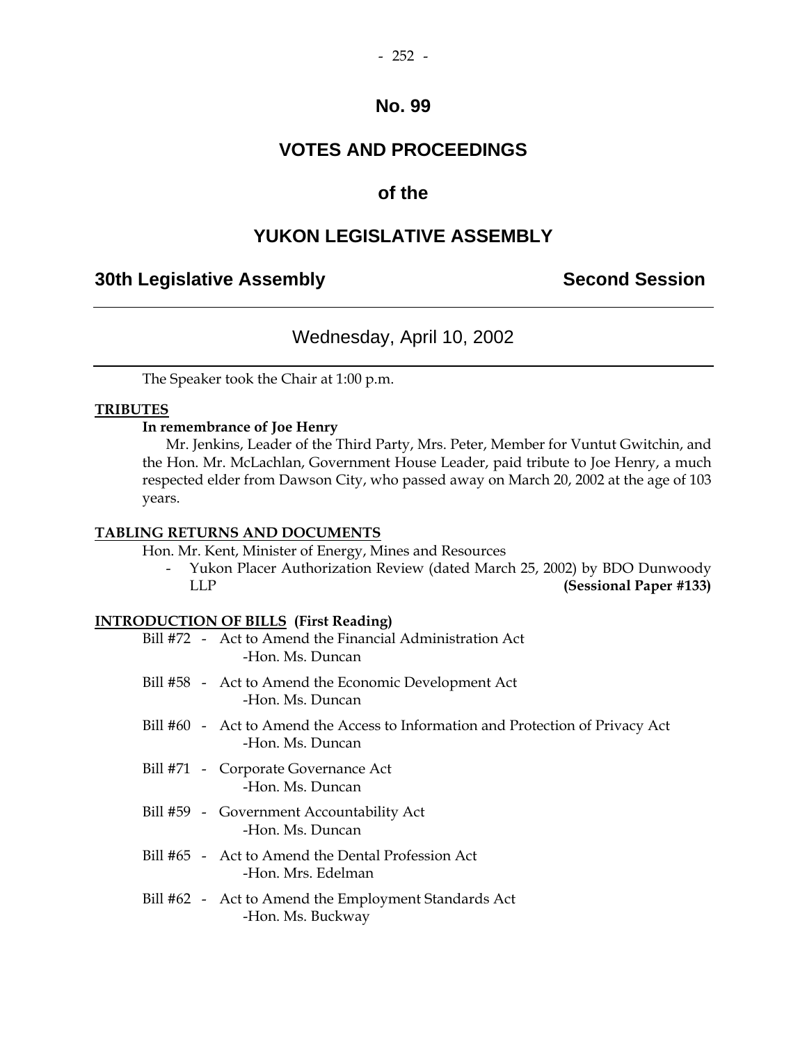# No. 99

# VOTES AND PROCEEDINGS

## of the

# YUKON LEGISLATIVE ASSEMBLY

**30th Legislative Assembly** **Second Session**

---

Wednesday, April 10, 2002

---

The Speaker took the Chair at 1:00 p.m.

**TRIBUTES**

**In remembrance of Joe Henry**

Mr. Jenkins, Leader of the Third Party, Mrs. Peter, Member for Vuntut Gwitchin, and the Hon. Mr. McLachlan, Government House Leader, paid tribute to Joe Henry, a much respected elder from Dawson City, who passed away on March 20, 2002 at the age of 103 years.

**TABLING RETURNS AND DOCUMENTS**

Hon. Mr. Kent, Minister of Energy, Mines and Resources

- Yukon Placer Authorization Review (dated March 25, 2002) by BDO Dunwoody LLP **(Sessional Paper #133)**

**INTRODUCTION OF BILLS (First Reading)**

Bill #72 - Act to Amend the Financial Administration Act
-Hon. Ms. Duncan

Bill #58 - Act to Amend the Economic Development Act
-Hon. Ms. Duncan

Bill #60 - Act to Amend the Access to Information and Protection of Privacy Act
-Hon. Ms. Duncan

Bill #71 - Corporate Governance Act
-Hon. Ms. Duncan

Bill #59 - Government Accountability Act
-Hon. Ms. Duncan

Bill #65 - Act to Amend the Dental Profession Act
-Hon. Mrs. Edelman

Bill #62 - Act to Amend the Employment Standards Act
-Hon. Ms. Buckway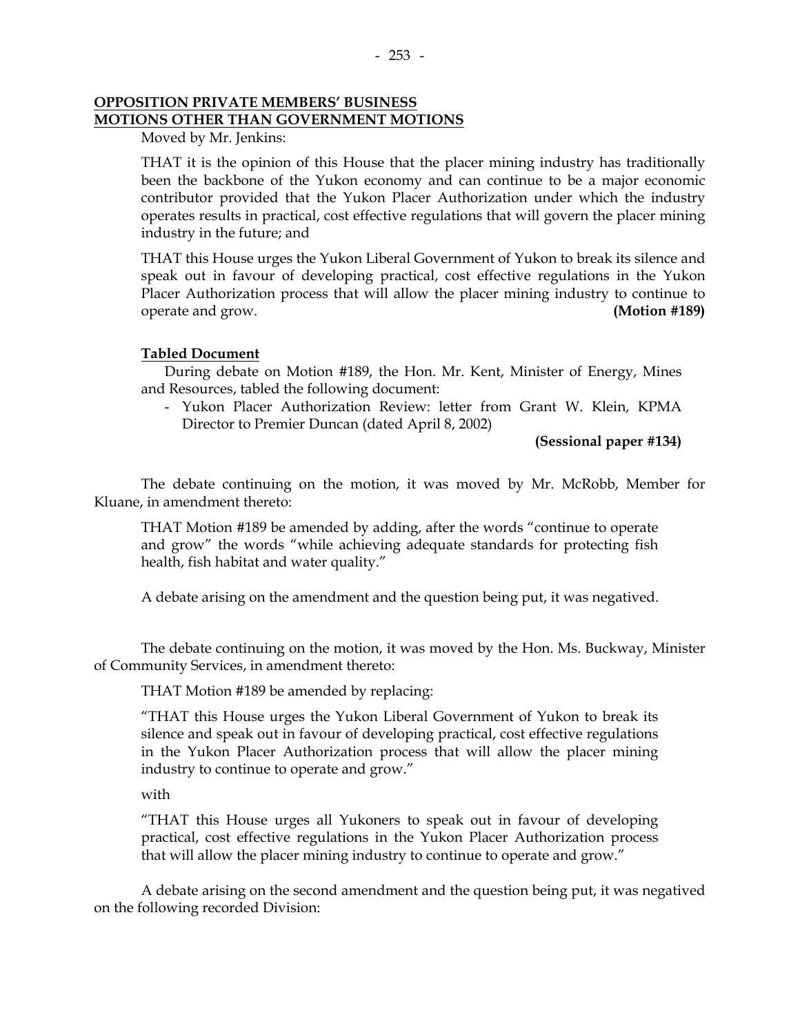**OPPOSITION PRIVATE MEMBERS' BUSINESS**
**MOTIONS OTHER THAN GOVERNMENT MOTIONS**

Moved by Mr. Jenkins:

THAT it is the opinion of this House that the placer mining industry has traditionally been the backbone of the Yukon economy and can continue to be a major economic contributor provided that the Yukon Placer Authorization under which the industry operates results in practical, cost effective regulations that will govern the placer mining industry in the future; and

THAT this House urges the Yukon Liberal Government of Yukon to break its silence and speak out in favour of developing practical, cost effective regulations in the Yukon Placer Authorization process that will allow the placer mining industry to continue to operate and grow. **(Motion #189)**

**Tabled Document**

During debate on Motion #189, the Hon. Mr. Kent, Minister of Energy, Mines and Resources, tabled the following document:

- Yukon Placer Authorization Review: letter from Grant W. Klein, KPMA Director to Premier Duncan (dated April 8, 2002)

**(Sessional paper #134)**

The debate continuing on the motion, it was moved by Mr. McRobb, Member for Kluane, in amendment thereto:

THAT Motion #189 be amended by adding, after the words "continue to operate and grow" the words "while achieving adequate standards for protecting fish health, fish habitat and water quality."

A debate arising on the amendment and the question being put, it was negatived.

The debate continuing on the motion, it was moved by the Hon. Ms. Buckway, Minister of Community Services, in amendment thereto:

THAT Motion #189 be amended by replacing:

"THAT this House urges the Yukon Liberal Government of Yukon to break its silence and speak out in favour of developing practical, cost effective regulations in the Yukon Placer Authorization process that will allow the placer mining industry to continue to operate and grow."

with

"THAT this House urges all Yukoners to speak out in favour of developing practical, cost effective regulations in the Yukon Placer Authorization process that will allow the placer mining industry to continue to operate and grow."

A debate arising on the second amendment and the question being put, it was negatived on the following recorded Division: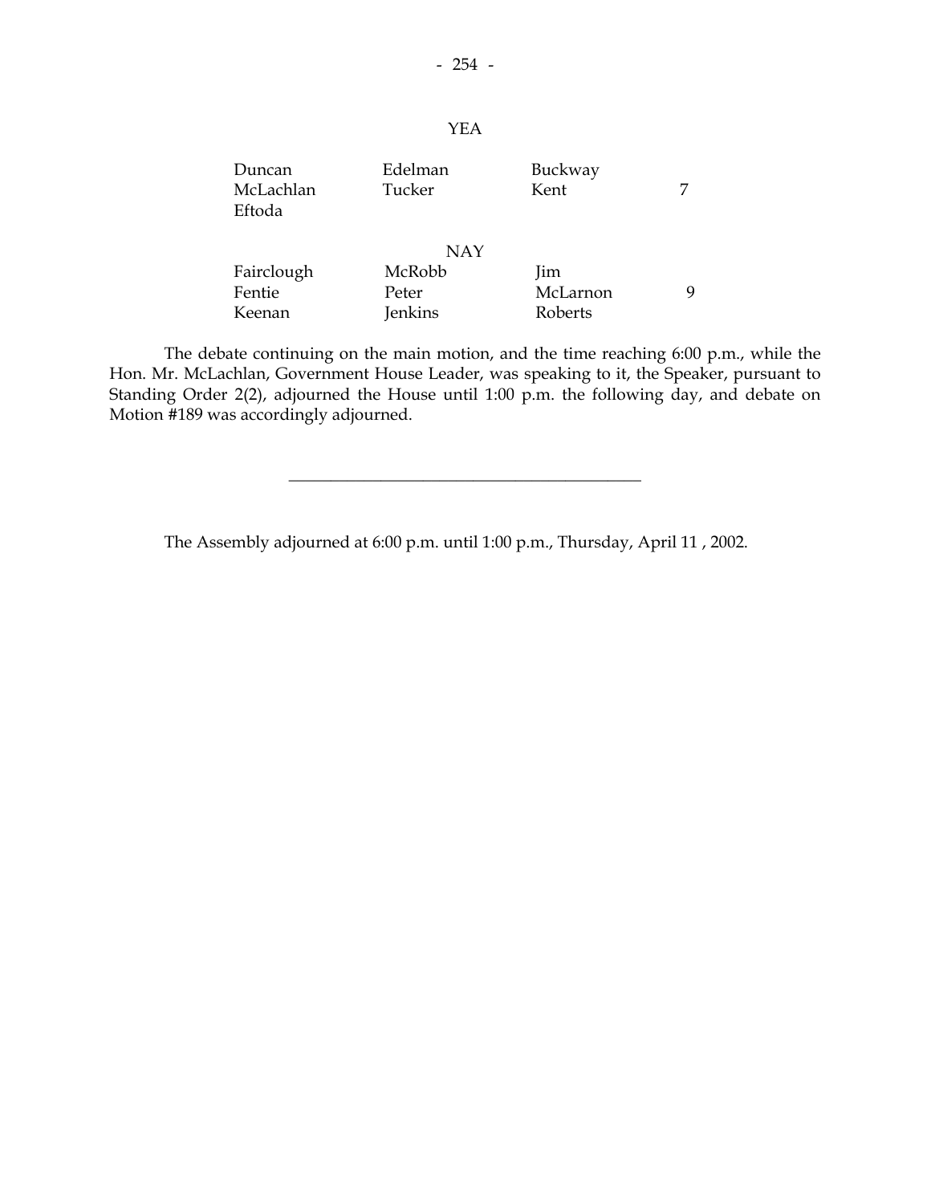YEA

| | | | |
|---|---|---|---|
| Duncan | Edelman | Buckway | |
| McLachlan | Tucker | Kent | 7 |
| Eftoda | | | |

NAY

| | | | |
|---|---|---|---|
| Fairclough | McRobb | Jim | |
| Fentie | Peter | McLarnon | 9 |
| Keenan | Jenkins | Roberts | |

The debate continuing on the main motion, and the time reaching 6:00 p.m., while the Hon. Mr. McLachlan, Government House Leader, was speaking to it, the Speaker, pursuant to Standing Order 2(2), adjourned the House until 1:00 p.m. the following day, and debate on Motion #189 was accordingly adjourned.

---

The Assembly adjourned at 6:00 p.m. until 1:00 p.m., Thursday, April 11 , 2002.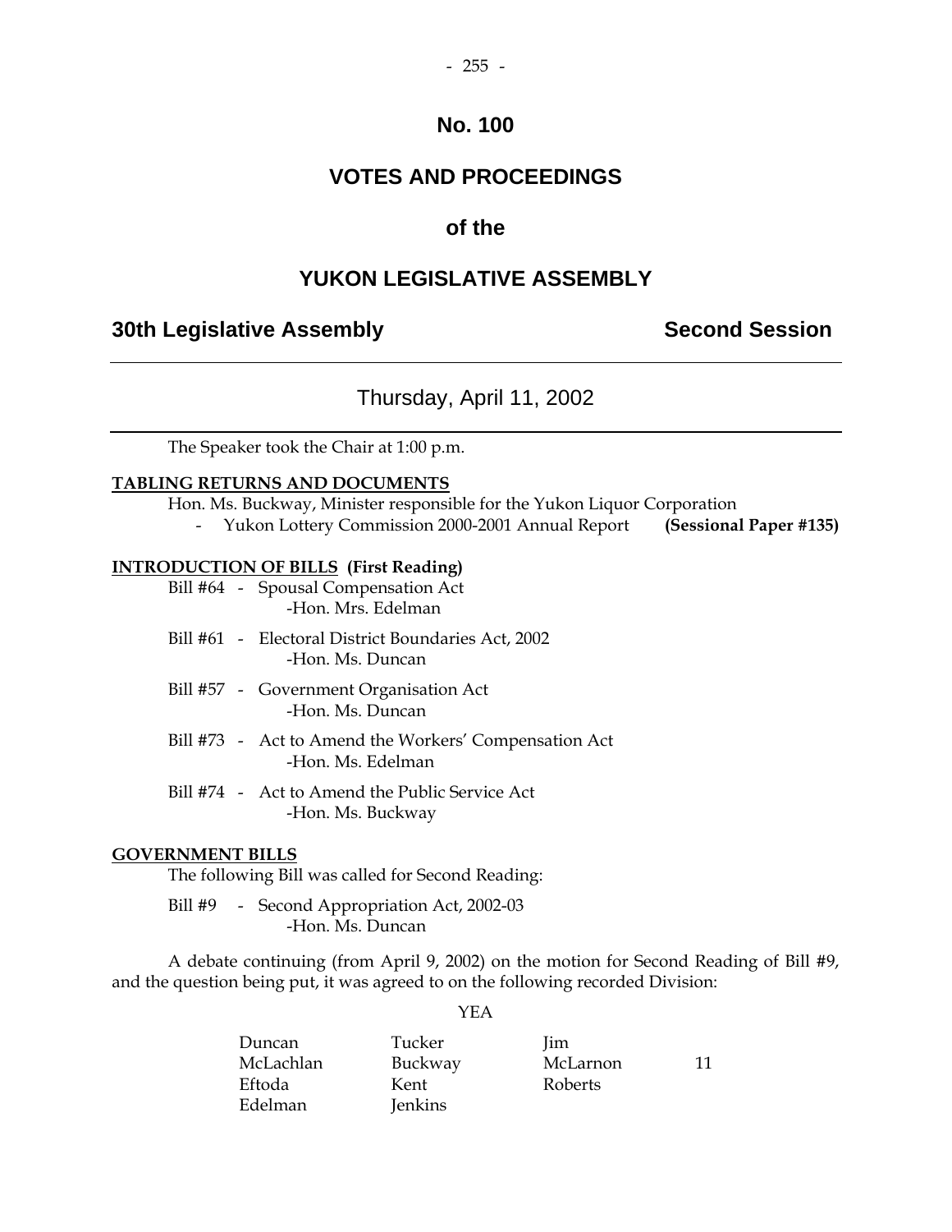# No. 100

# VOTES AND PROCEEDINGS

# of the

# YUKON LEGISLATIVE ASSEMBLY

## 30th Legislative Assembly — Second Session

### Thursday, April 11, 2002

The Speaker took the Chair at 1:00 p.m.

**TABLING RETURNS AND DOCUMENTS**

Hon. Ms. Buckway, Minister responsible for the Yukon Liquor Corporation

- Yukon Lottery Commission 2000-2001 Annual Report **(Sessional Paper #135)**

**INTRODUCTION OF BILLS (First Reading)**

Bill #64 - Spousal Compensation Act
-Hon. Mrs. Edelman

Bill #61 - Electoral District Boundaries Act, 2002
-Hon. Ms. Duncan

Bill #57 - Government Organisation Act
-Hon. Ms. Duncan

Bill #73 - Act to Amend the Workers' Compensation Act
-Hon. Ms. Edelman

Bill #74 - Act to Amend the Public Service Act
-Hon. Ms. Buckway

**GOVERNMENT BILLS**

The following Bill was called for Second Reading:

Bill #9 - Second Appropriation Act, 2002-03
-Hon. Ms. Duncan

A debate continuing (from April 9, 2002) on the motion for Second Reading of Bill #9, and the question being put, it was agreed to on the following recorded Division:

YEA

| | | | |
|---|---|---|---|
| Duncan | Tucker | Jim | |
| McLachlan | Buckway | McLarnon | 11 |
| Eftoda | Kent | Roberts | |
| Edelman | Jenkins | | |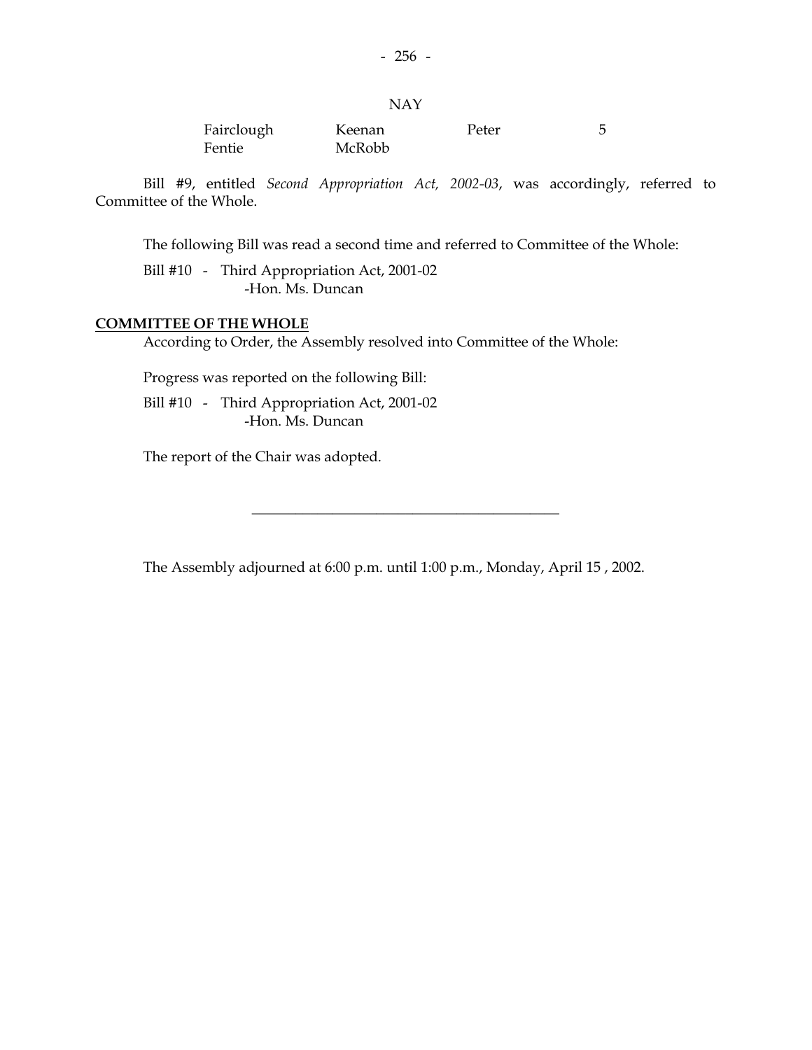NAY

| | | | |
|---|---|---|---|
| Fairclough | Keenan | Peter | 5 |
| Fentie | McRobb | | |

Bill #9, entitled *Second Appropriation Act, 2002-03*, was accordingly, referred to Committee of the Whole.

The following Bill was read a second time and referred to Committee of the Whole:

Bill #10 - Third Appropriation Act, 2001-02
-Hon. Ms. Duncan

**COMMITTEE OF THE WHOLE**

According to Order, the Assembly resolved into Committee of the Whole:

Progress was reported on the following Bill:

Bill #10 - Third Appropriation Act, 2001-02
-Hon. Ms. Duncan

The report of the Chair was adopted.

---

The Assembly adjourned at 6:00 p.m. until 1:00 p.m., Monday, April 15 , 2002.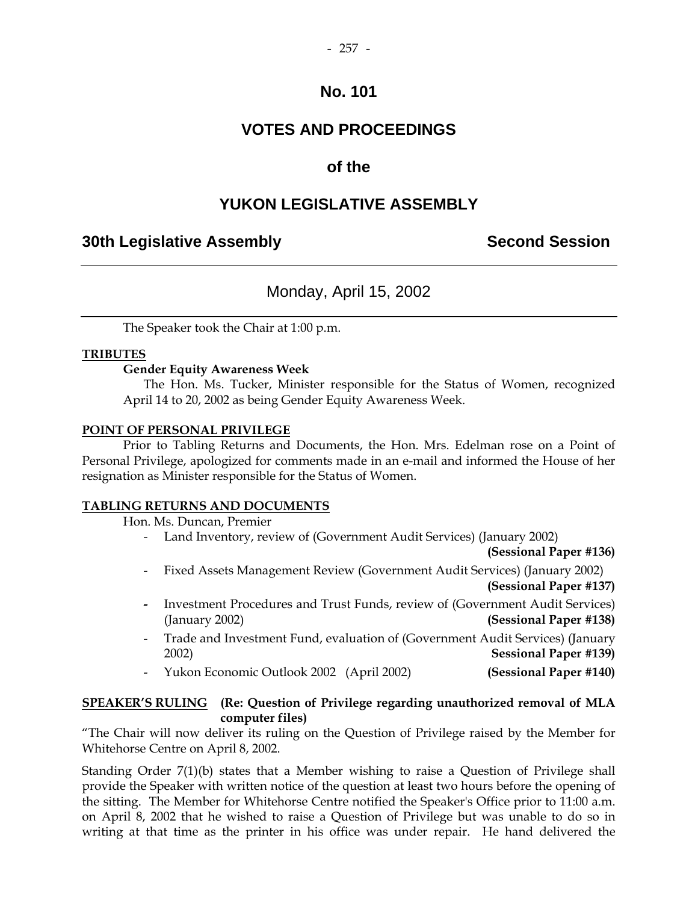# No. 101

# VOTES AND PROCEEDINGS

# of the

# YUKON LEGISLATIVE ASSEMBLY

**30th Legislative Assembly** **Second Session**

---

Monday, April 15, 2002

---

The Speaker took the Chair at 1:00 p.m.

**TRIBUTES**

**Gender Equity Awareness Week**

The Hon. Ms. Tucker, Minister responsible for the Status of Women, recognized April 14 to 20, 2002 as being Gender Equity Awareness Week.

**POINT OF PERSONAL PRIVILEGE**

Prior to Tabling Returns and Documents, the Hon. Mrs. Edelman rose on a Point of Personal Privilege, apologized for comments made in an e-mail and informed the House of her resignation as Minister responsible for the Status of Women.

**TABLING RETURNS AND DOCUMENTS**

Hon. Ms. Duncan, Premier

- Land Inventory, review of (Government Audit Services) (January 2002) **(Sessional Paper #136)**
- Fixed Assets Management Review (Government Audit Services) (January 2002) **(Sessional Paper #137)**
- Investment Procedures and Trust Funds, review of (Government Audit Services) (January 2002) **(Sessional Paper #138)**
- Trade and Investment Fund, evaluation of (Government Audit Services) (January 2002) **Sessional Paper #139)**
- Yukon Economic Outlook 2002 (April 2002) **(Sessional Paper #140)**

**SPEAKER'S RULING** **(Re: Question of Privilege regarding unauthorized removal of MLA computer files)**

"The Chair will now deliver its ruling on the Question of Privilege raised by the Member for Whitehorse Centre on April 8, 2002.

Standing Order 7(1)(b) states that a Member wishing to raise a Question of Privilege shall provide the Speaker with written notice of the question at least two hours before the opening of the sitting. The Member for Whitehorse Centre notified the Speaker's Office prior to 11:00 a.m. on April 8, 2002 that he wished to raise a Question of Privilege but was unable to do so in writing at that time as the printer in his office was under repair. He hand delivered the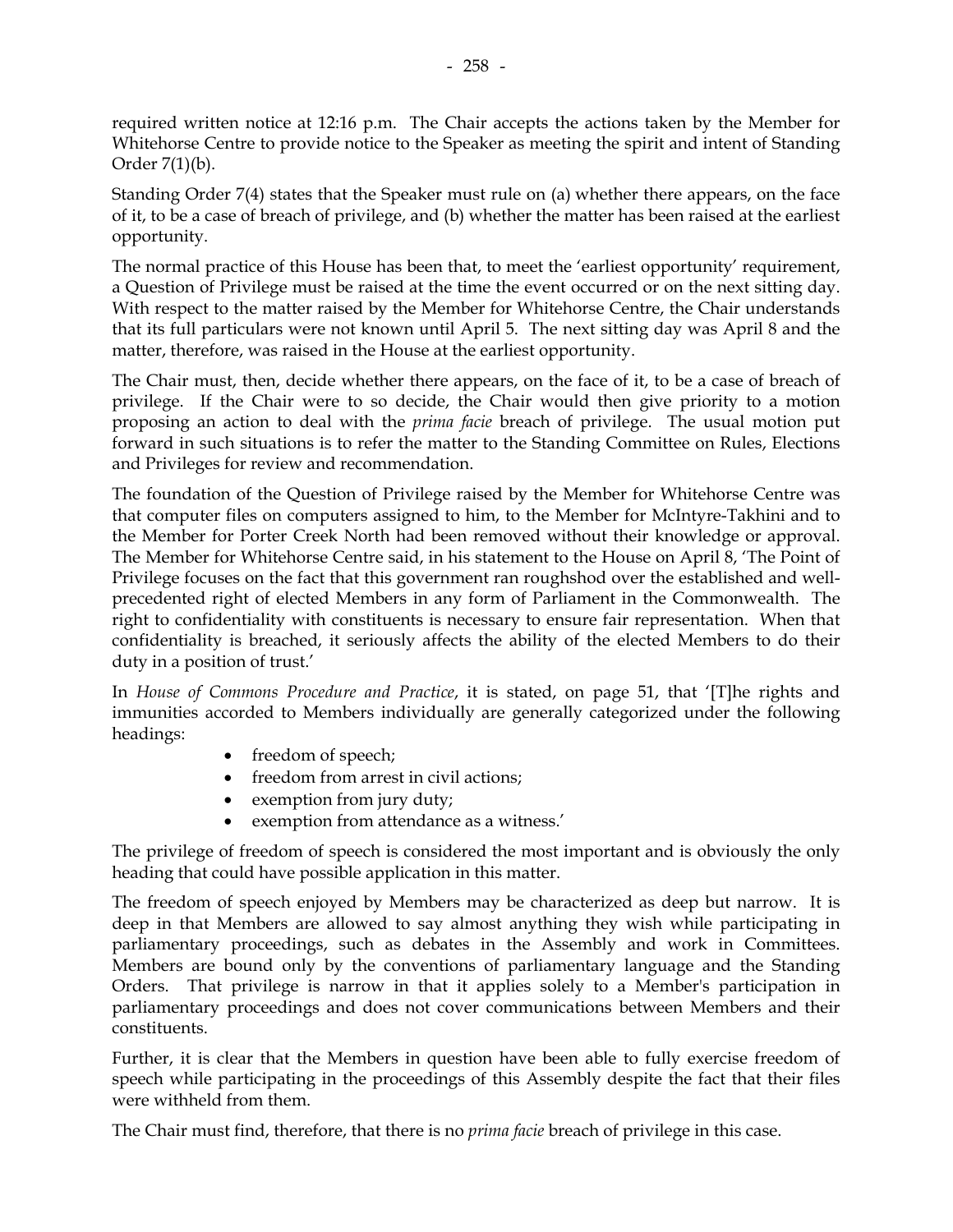required written notice at 12:16 p.m. The Chair accepts the actions taken by the Member for Whitehorse Centre to provide notice to the Speaker as meeting the spirit and intent of Standing Order 7(1)(b).

Standing Order 7(4) states that the Speaker must rule on (a) whether there appears, on the face of it, to be a case of breach of privilege, and (b) whether the matter has been raised at the earliest opportunity.

The normal practice of this House has been that, to meet the 'earliest opportunity' requirement, a Question of Privilege must be raised at the time the event occurred or on the next sitting day. With respect to the matter raised by the Member for Whitehorse Centre, the Chair understands that its full particulars were not known until April 5. The next sitting day was April 8 and the matter, therefore, was raised in the House at the earliest opportunity.

The Chair must, then, decide whether there appears, on the face of it, to be a case of breach of privilege. If the Chair were to so decide, the Chair would then give priority to a motion proposing an action to deal with the *prima facie* breach of privilege. The usual motion put forward in such situations is to refer the matter to the Standing Committee on Rules, Elections and Privileges for review and recommendation.

The foundation of the Question of Privilege raised by the Member for Whitehorse Centre was that computer files on computers assigned to him, to the Member for McIntyre-Takhini and to the Member for Porter Creek North had been removed without their knowledge or approval. The Member for Whitehorse Centre said, in his statement to the House on April 8, 'The Point of Privilege focuses on the fact that this government ran roughshod over the established and well-precedented right of elected Members in any form of Parliament in the Commonwealth. The right to confidentiality with constituents is necessary to ensure fair representation. When that confidentiality is breached, it seriously affects the ability of the elected Members to do their duty in a position of trust.'

In *House of Commons Procedure and Practice*, it is stated, on page 51, that '[T]he rights and immunities accorded to Members individually are generally categorized under the following headings:

- freedom of speech;
- freedom from arrest in civil actions;
- exemption from jury duty;
- exemption from attendance as a witness.'

The privilege of freedom of speech is considered the most important and is obviously the only heading that could have possible application in this matter.

The freedom of speech enjoyed by Members may be characterized as deep but narrow. It is deep in that Members are allowed to say almost anything they wish while participating in parliamentary proceedings, such as debates in the Assembly and work in Committees. Members are bound only by the conventions of parliamentary language and the Standing Orders. That privilege is narrow in that it applies solely to a Member's participation in parliamentary proceedings and does not cover communications between Members and their constituents.

Further, it is clear that the Members in question have been able to fully exercise freedom of speech while participating in the proceedings of this Assembly despite the fact that their files were withheld from them.

The Chair must find, therefore, that there is no *prima facie* breach of privilege in this case.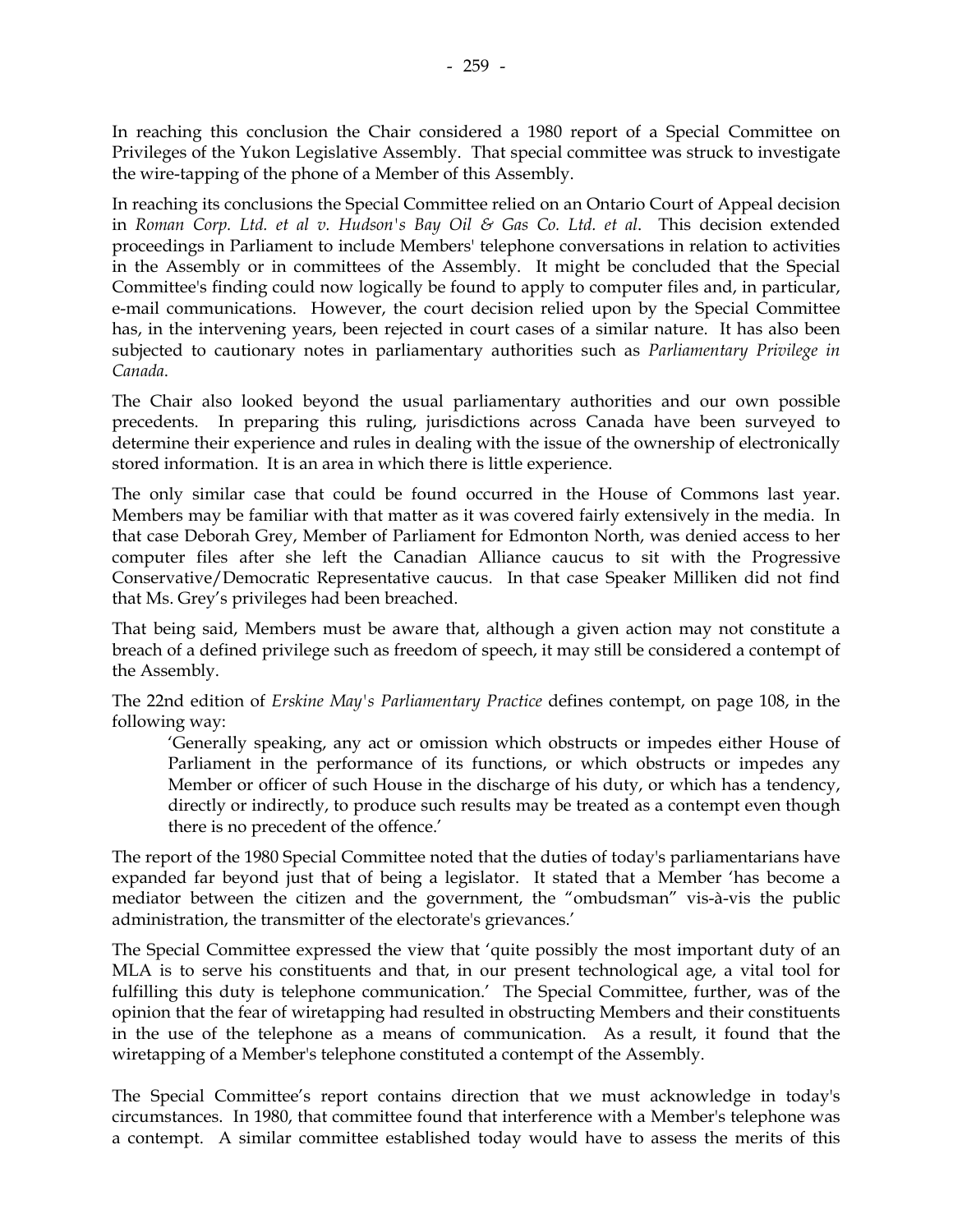In reaching this conclusion the Chair considered a 1980 report of a Special Committee on Privileges of the Yukon Legislative Assembly. That special committee was struck to investigate the wire-tapping of the phone of a Member of this Assembly.

In reaching its conclusions the Special Committee relied on an Ontario Court of Appeal decision in *Roman Corp. Ltd. et al v. Hudson's Bay Oil & Gas Co. Ltd. et al.* This decision extended proceedings in Parliament to include Members' telephone conversations in relation to activities in the Assembly or in committees of the Assembly. It might be concluded that the Special Committee's finding could now logically be found to apply to computer files and, in particular, e-mail communications. However, the court decision relied upon by the Special Committee has, in the intervening years, been rejected in court cases of a similar nature. It has also been subjected to cautionary notes in parliamentary authorities such as *Parliamentary Privilege in Canada*.

The Chair also looked beyond the usual parliamentary authorities and our own possible precedents. In preparing this ruling, jurisdictions across Canada have been surveyed to determine their experience and rules in dealing with the issue of the ownership of electronically stored information. It is an area in which there is little experience.

The only similar case that could be found occurred in the House of Commons last year. Members may be familiar with that matter as it was covered fairly extensively in the media. In that case Deborah Grey, Member of Parliament for Edmonton North, was denied access to her computer files after she left the Canadian Alliance caucus to sit with the Progressive Conservative/Democratic Representative caucus. In that case Speaker Milliken did not find that Ms. Grey's privileges had been breached.

That being said, Members must be aware that, although a given action may not constitute a breach of a defined privilege such as freedom of speech, it may still be considered a contempt of the Assembly.

The 22nd edition of *Erskine May's Parliamentary Practice* defines contempt, on page 108, in the following way:

> 'Generally speaking, any act or omission which obstructs or impedes either House of Parliament in the performance of its functions, or which obstructs or impedes any Member or officer of such House in the discharge of his duty, or which has a tendency, directly or indirectly, to produce such results may be treated as a contempt even though there is no precedent of the offence.'

The report of the 1980 Special Committee noted that the duties of today's parliamentarians have expanded far beyond just that of being a legislator. It stated that a Member 'has become a mediator between the citizen and the government, the "ombudsman" vis-à-vis the public administration, the transmitter of the electorate's grievances.'

The Special Committee expressed the view that 'quite possibly the most important duty of an MLA is to serve his constituents and that, in our present technological age, a vital tool for fulfilling this duty is telephone communication.' The Special Committee, further, was of the opinion that the fear of wiretapping had resulted in obstructing Members and their constituents in the use of the telephone as a means of communication. As a result, it found that the wiretapping of a Member's telephone constituted a contempt of the Assembly.

The Special Committee's report contains direction that we must acknowledge in today's circumstances. In 1980, that committee found that interference with a Member's telephone was a contempt. A similar committee established today would have to assess the merits of this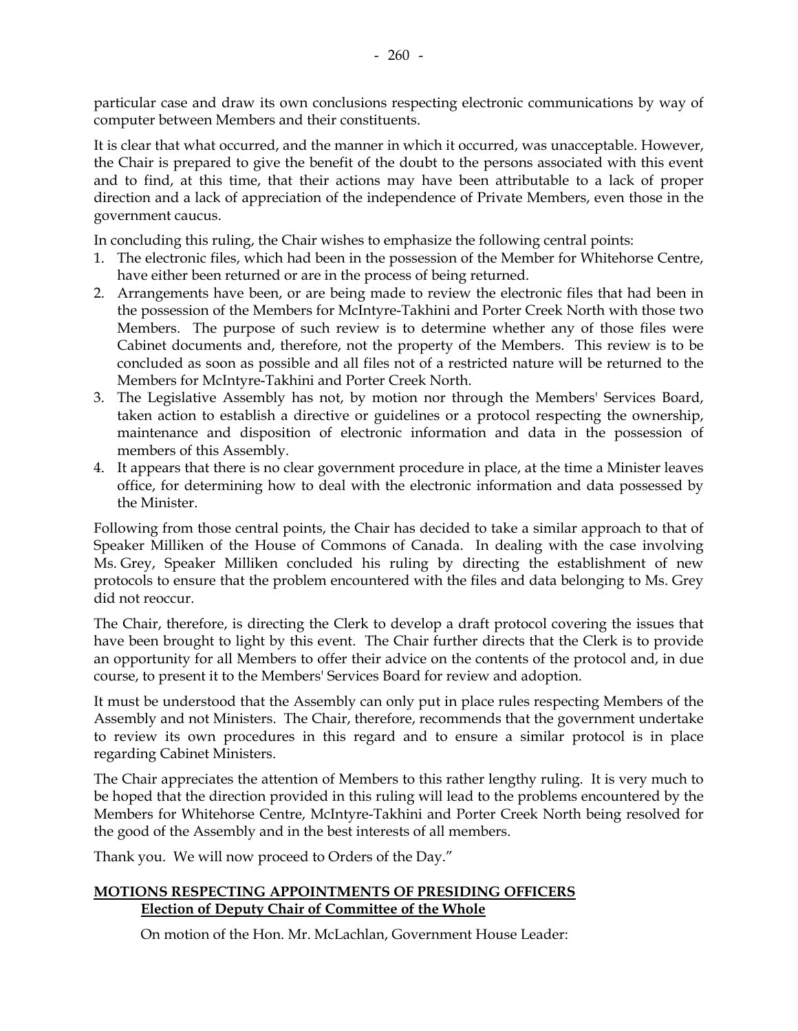particular case and draw its own conclusions respecting electronic communications by way of computer between Members and their constituents.

It is clear that what occurred, and the manner in which it occurred, was unacceptable. However, the Chair is prepared to give the benefit of the doubt to the persons associated with this event and to find, at this time, that their actions may have been attributable to a lack of proper direction and a lack of appreciation of the independence of Private Members, even those in the government caucus.

In concluding this ruling, the Chair wishes to emphasize the following central points:

1. The electronic files, which had been in the possession of the Member for Whitehorse Centre, have either been returned or are in the process of being returned.
2. Arrangements have been, or are being made to review the electronic files that had been in the possession of the Members for McIntyre-Takhini and Porter Creek North with those two Members. The purpose of such review is to determine whether any of those files were Cabinet documents and, therefore, not the property of the Members. This review is to be concluded as soon as possible and all files not of a restricted nature will be returned to the Members for McIntyre-Takhini and Porter Creek North.
3. The Legislative Assembly has not, by motion nor through the Members' Services Board, taken action to establish a directive or guidelines or a protocol respecting the ownership, maintenance and disposition of electronic information and data in the possession of members of this Assembly.
4. It appears that there is no clear government procedure in place, at the time a Minister leaves office, for determining how to deal with the electronic information and data possessed by the Minister.

Following from those central points, the Chair has decided to take a similar approach to that of Speaker Milliken of the House of Commons of Canada. In dealing with the case involving Ms. Grey, Speaker Milliken concluded his ruling by directing the establishment of new protocols to ensure that the problem encountered with the files and data belonging to Ms. Grey did not reoccur.

The Chair, therefore, is directing the Clerk to develop a draft protocol covering the issues that have been brought to light by this event. The Chair further directs that the Clerk is to provide an opportunity for all Members to offer their advice on the contents of the protocol and, in due course, to present it to the Members' Services Board for review and adoption.

It must be understood that the Assembly can only put in place rules respecting Members of the Assembly and not Ministers. The Chair, therefore, recommends that the government undertake to review its own procedures in this regard and to ensure a similar protocol is in place regarding Cabinet Ministers.

The Chair appreciates the attention of Members to this rather lengthy ruling. It is very much to be hoped that the direction provided in this ruling will lead to the problems encountered by the Members for Whitehorse Centre, McIntyre-Takhini and Porter Creek North being resolved for the good of the Assembly and in the best interests of all members.

Thank you. We will now proceed to Orders of the Day."

## MOTIONS RESPECTING APPOINTMENTS OF PRESIDING OFFICERS

### Election of Deputy Chair of Committee of the Whole

On motion of the Hon. Mr. McLachlan, Government House Leader: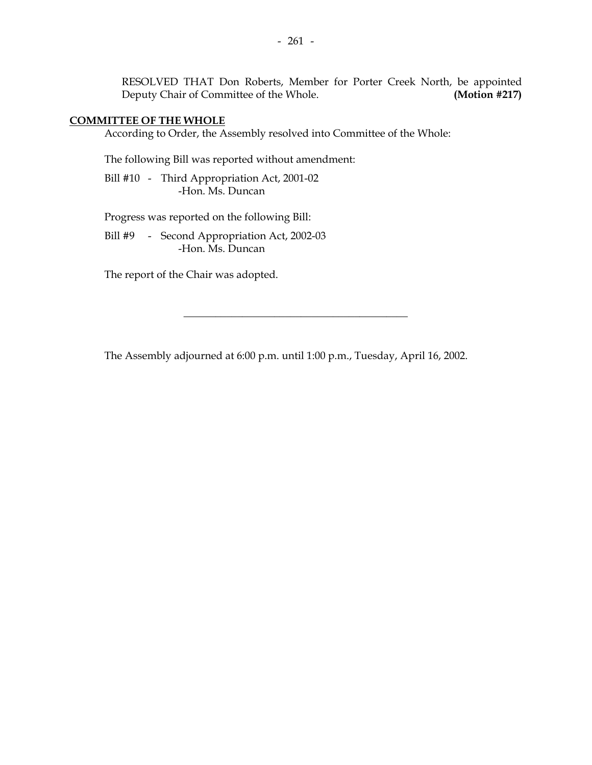RESOLVED THAT Don Roberts, Member for Porter Creek North, be appointed Deputy Chair of Committee of the Whole. **(Motion #217)**

## COMMITTEE OF THE WHOLE

According to Order, the Assembly resolved into Committee of the Whole:

The following Bill was reported without amendment:

Bill #10 - Third Appropriation Act, 2001-02
-Hon. Ms. Duncan

Progress was reported on the following Bill:

Bill #9 - Second Appropriation Act, 2002-03
-Hon. Ms. Duncan

The report of the Chair was adopted.

---

The Assembly adjourned at 6:00 p.m. until 1:00 p.m., Tuesday, April 16, 2002.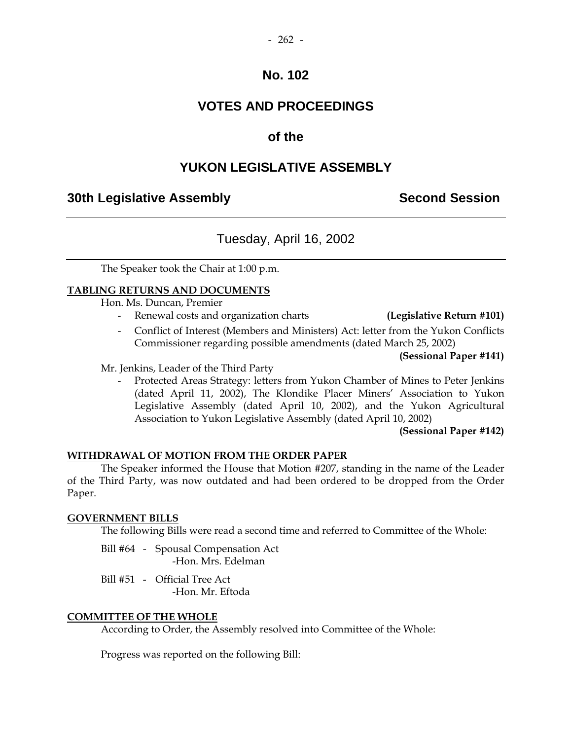# No. 102

# VOTES AND PROCEEDINGS

## of the

# YUKON LEGISLATIVE ASSEMBLY

**30th Legislative Assembly** **Second Session**

---

Tuesday, April 16, 2002

---

The Speaker took the Chair at 1:00 p.m.

**TABLING RETURNS AND DOCUMENTS**

Hon. Ms. Duncan, Premier

- Renewal costs and organization charts **(Legislative Return #101)**
- Conflict of Interest (Members and Ministers) Act: letter from the Yukon Conflicts Commissioner regarding possible amendments (dated March 25, 2002) **(Sessional Paper #141)**

Mr. Jenkins, Leader of the Third Party

- Protected Areas Strategy: letters from Yukon Chamber of Mines to Peter Jenkins (dated April 11, 2002), The Klondike Placer Miners' Association to Yukon Legislative Assembly (dated April 10, 2002), and the Yukon Agricultural Association to Yukon Legislative Assembly (dated April 10, 2002) **(Sessional Paper #142)**

**WITHDRAWAL OF MOTION FROM THE ORDER PAPER**

The Speaker informed the House that Motion #207, standing in the name of the Leader of the Third Party, was now outdated and had been ordered to be dropped from the Order Paper.

**GOVERNMENT BILLS**

The following Bills were read a second time and referred to Committee of the Whole:

Bill #64 - Spousal Compensation Act
-Hon. Mrs. Edelman

Bill #51 - Official Tree Act
-Hon. Mr. Eftoda

**COMMITTEE OF THE WHOLE**

According to Order, the Assembly resolved into Committee of the Whole:

Progress was reported on the following Bill: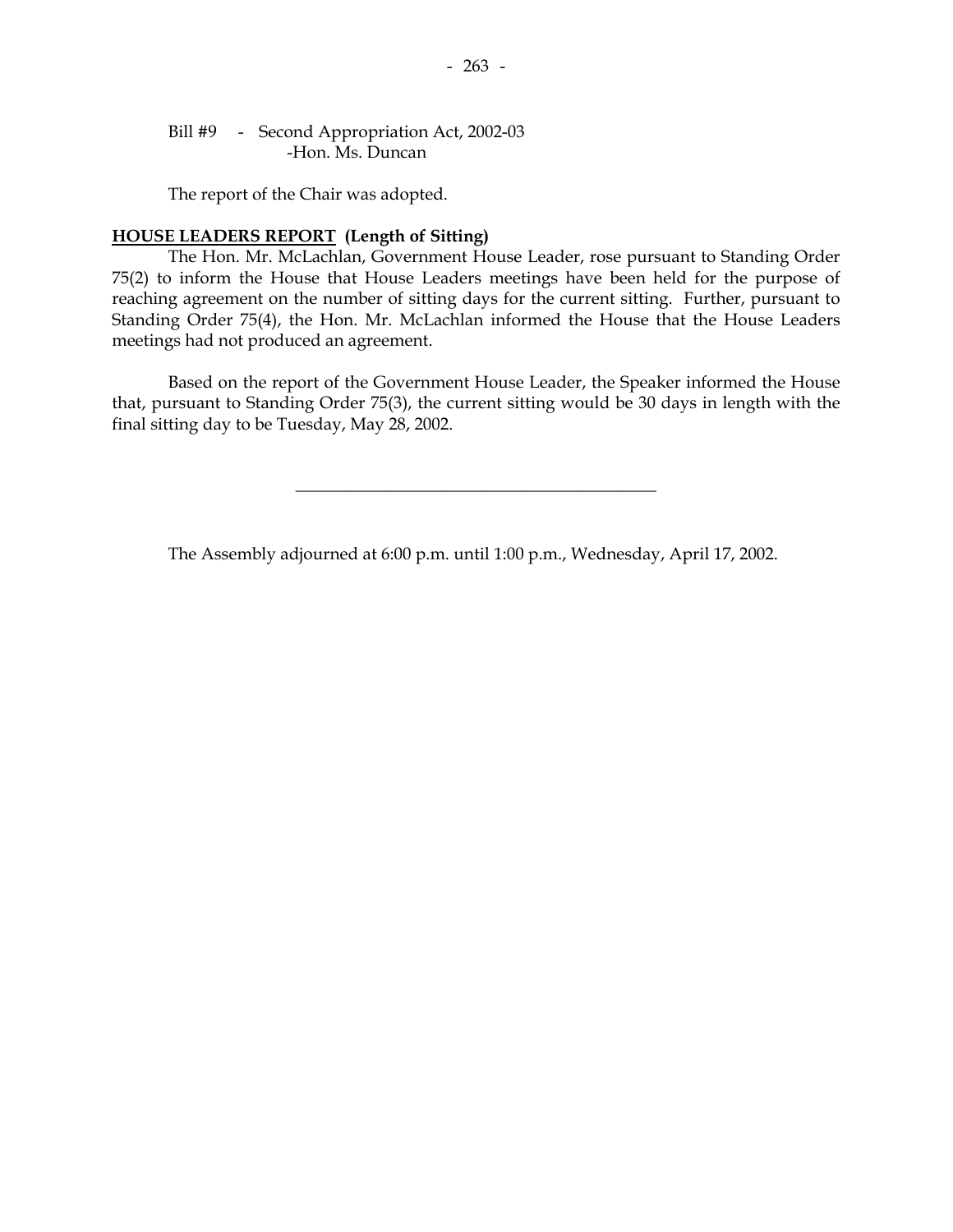Bill #9 - Second Appropriation Act, 2002-03
-Hon. Ms. Duncan

The report of the Chair was adopted.

**HOUSE LEADERS REPORT (Length of Sitting)**

The Hon. Mr. McLachlan, Government House Leader, rose pursuant to Standing Order 75(2) to inform the House that House Leaders meetings have been held for the purpose of reaching agreement on the number of sitting days for the current sitting. Further, pursuant to Standing Order 75(4), the Hon. Mr. McLachlan informed the House that the House Leaders meetings had not produced an agreement.

Based on the report of the Government House Leader, the Speaker informed the House that, pursuant to Standing Order 75(3), the current sitting would be 30 days in length with the final sitting day to be Tuesday, May 28, 2002.

---

The Assembly adjourned at 6:00 p.m. until 1:00 p.m., Wednesday, April 17, 2002.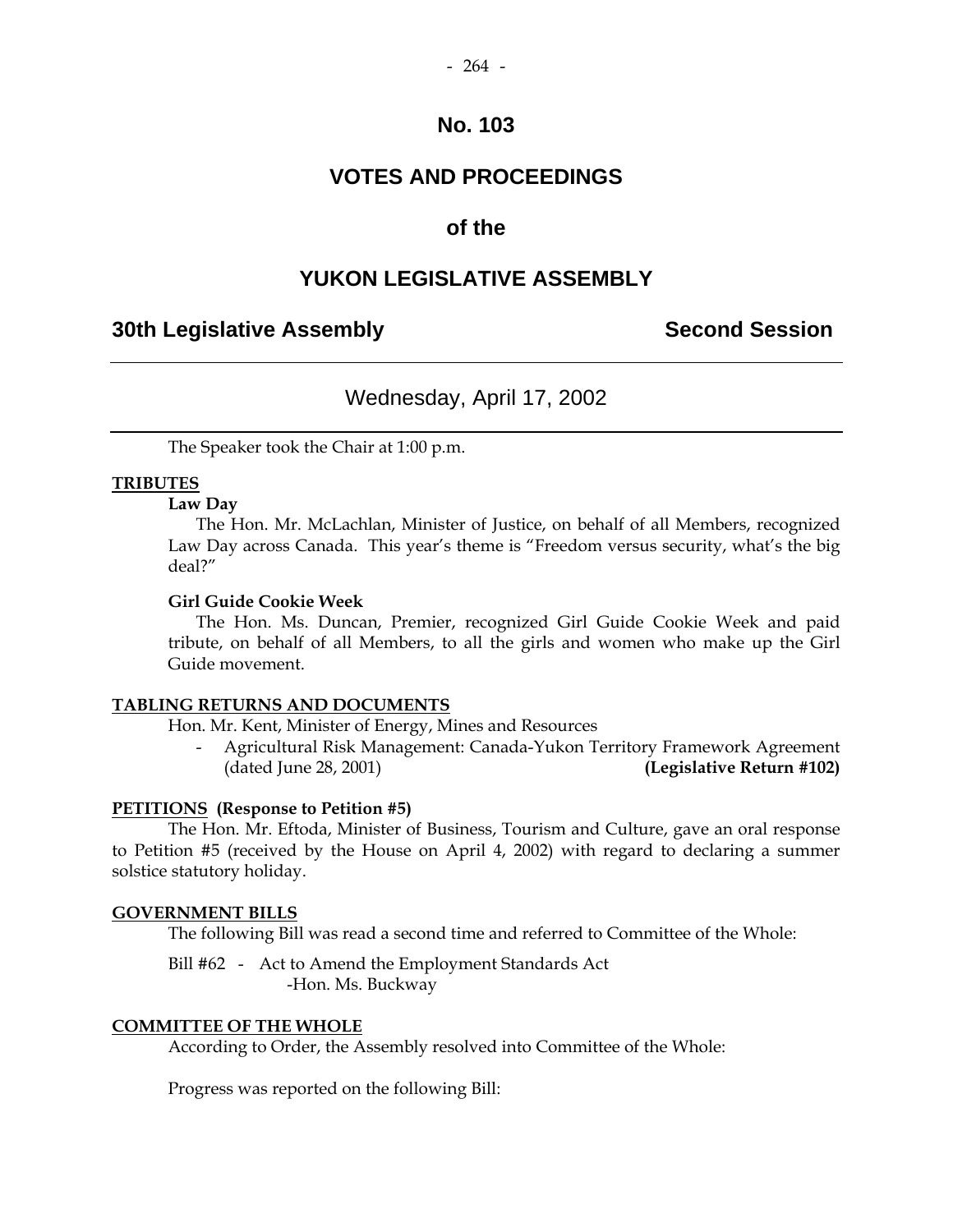# No. 103

# VOTES AND PROCEEDINGS

## of the

# YUKON LEGISLATIVE ASSEMBLY

**30th Legislative Assembly** **Second Session**

---

Wednesday, April 17, 2002

---

The Speaker took the Chair at 1:00 p.m.

**TRIBUTES**

**Law Day**

The Hon. Mr. McLachlan, Minister of Justice, on behalf of all Members, recognized Law Day across Canada. This year's theme is "Freedom versus security, what's the big deal?"

**Girl Guide Cookie Week**

The Hon. Ms. Duncan, Premier, recognized Girl Guide Cookie Week and paid tribute, on behalf of all Members, to all the girls and women who make up the Girl Guide movement.

**TABLING RETURNS AND DOCUMENTS**

Hon. Mr. Kent, Minister of Energy, Mines and Resources

- Agricultural Risk Management: Canada-Yukon Territory Framework Agreement (dated June 28, 2001) **(Legislative Return #102)**

**PETITIONS (Response to Petition #5)**

The Hon. Mr. Eftoda, Minister of Business, Tourism and Culture, gave an oral response to Petition #5 (received by the House on April 4, 2002) with regard to declaring a summer solstice statutory holiday.

**GOVERNMENT BILLS**

The following Bill was read a second time and referred to Committee of the Whole:

Bill #62 - Act to Amend the Employment Standards Act
-Hon. Ms. Buckway

**COMMITTEE OF THE WHOLE**

According to Order, the Assembly resolved into Committee of the Whole:

Progress was reported on the following Bill: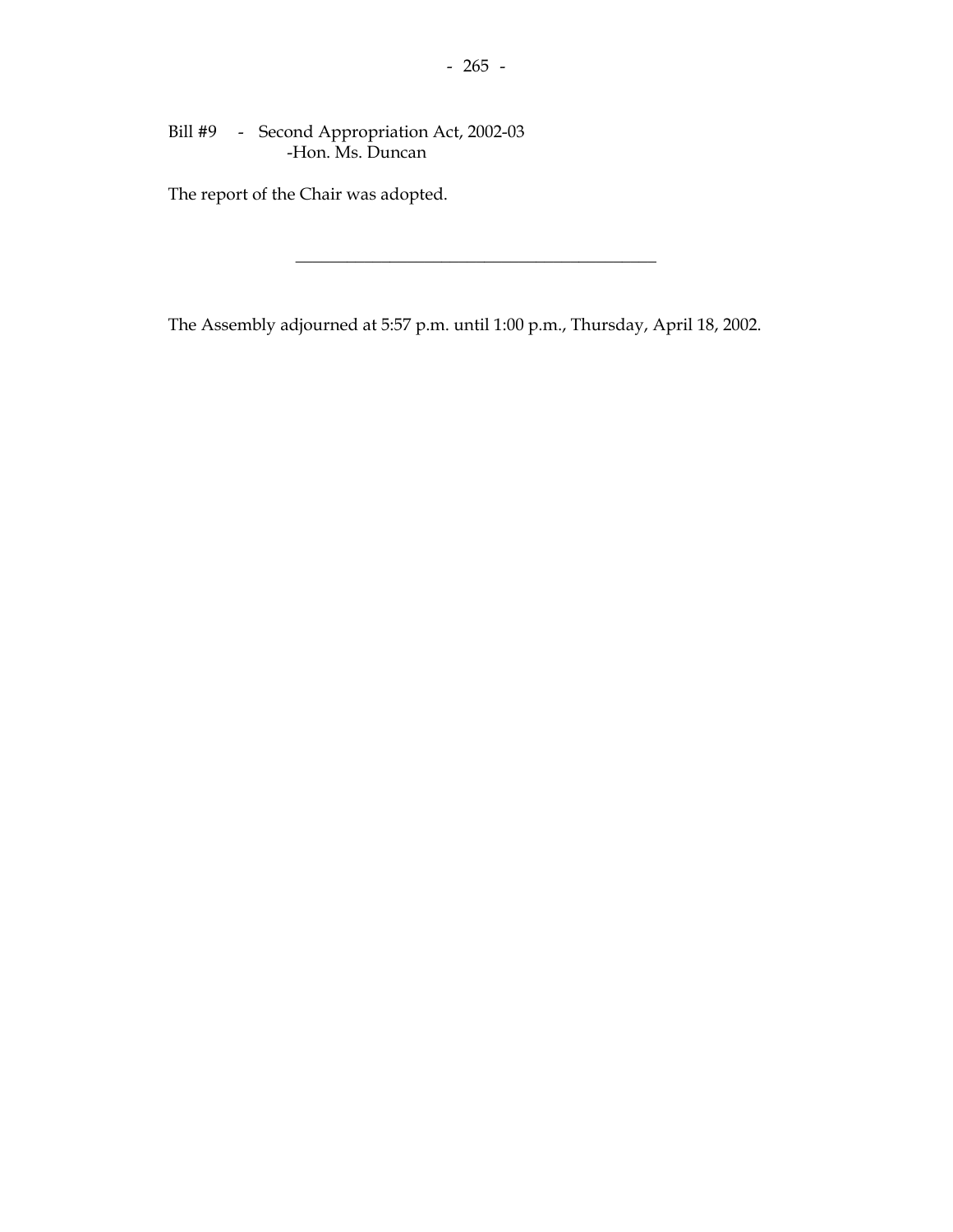Bill #9 - Second Appropriation Act, 2002-03
-Hon. Ms. Duncan

The report of the Chair was adopted.

---

The Assembly adjourned at 5:57 p.m. until 1:00 p.m., Thursday, April 18, 2002.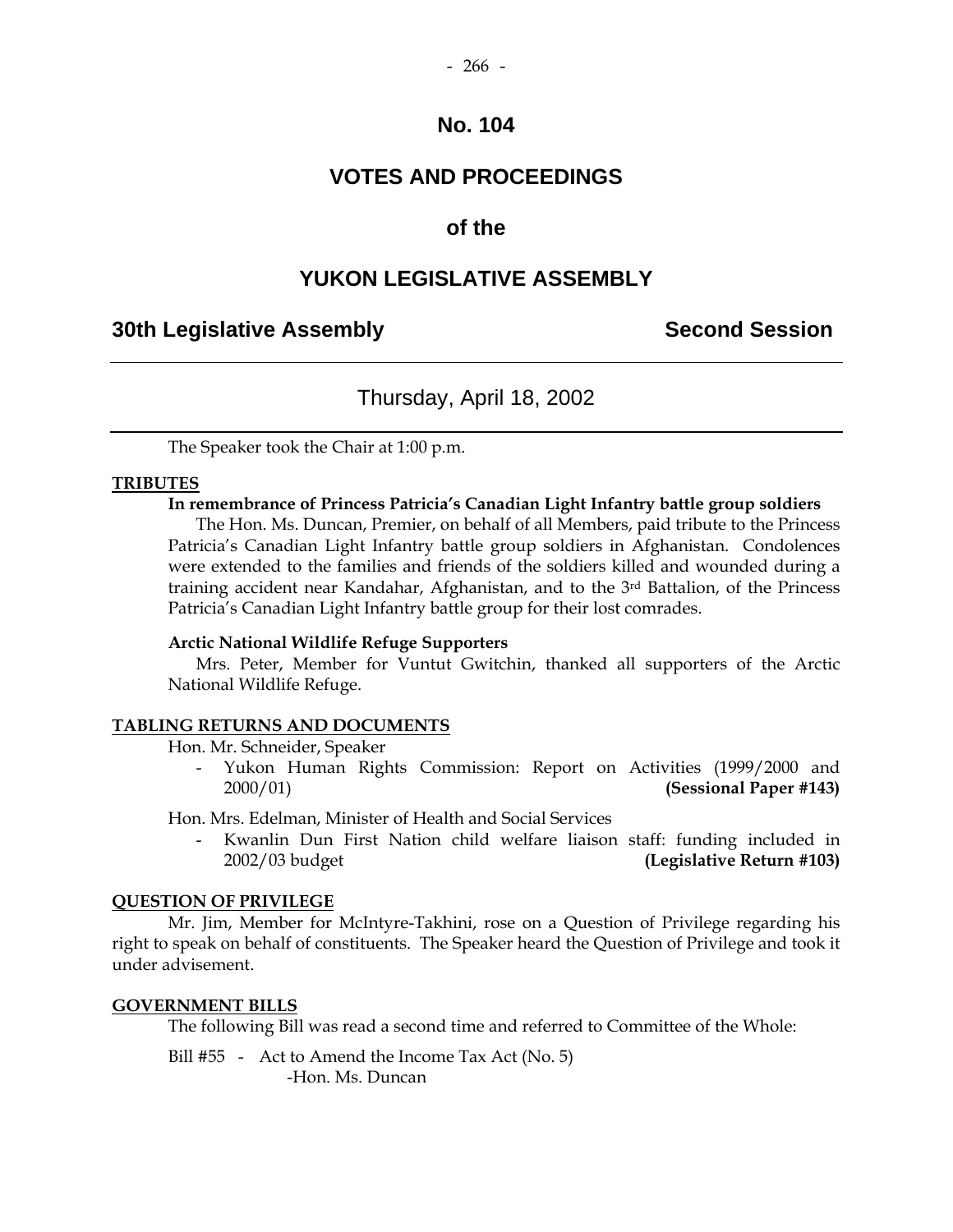# No. 104

# VOTES AND PROCEEDINGS

# of the

# YUKON LEGISLATIVE ASSEMBLY

## 30th Legislative Assembly — Second Session

---

### Thursday, April 18, 2002

---

The Speaker took the Chair at 1:00 p.m.

**TRIBUTES**

**In remembrance of Princess Patricia's Canadian Light Infantry battle group soldiers**

The Hon. Ms. Duncan, Premier, on behalf of all Members, paid tribute to the Princess Patricia's Canadian Light Infantry battle group soldiers in Afghanistan. Condolences were extended to the families and friends of the soldiers killed and wounded during a training accident near Kandahar, Afghanistan, and to the 3rd Battalion, of the Princess Patricia's Canadian Light Infantry battle group for their lost comrades.

**Arctic National Wildlife Refuge Supporters**

Mrs. Peter, Member for Vuntut Gwitchin, thanked all supporters of the Arctic National Wildlife Refuge.

**TABLING RETURNS AND DOCUMENTS**

Hon. Mr. Schneider, Speaker

- Yukon Human Rights Commission: Report on Activities (1999/2000 and 2000/01) **(Sessional Paper #143)**

Hon. Mrs. Edelman, Minister of Health and Social Services

- Kwanlin Dun First Nation child welfare liaison staff: funding included in 2002/03 budget **(Legislative Return #103)**

**QUESTION OF PRIVILEGE**

Mr. Jim, Member for McIntyre-Takhini, rose on a Question of Privilege regarding his right to speak on behalf of constituents. The Speaker heard the Question of Privilege and took it under advisement.

**GOVERNMENT BILLS**

The following Bill was read a second time and referred to Committee of the Whole:

Bill #55 - Act to Amend the Income Tax Act (No. 5)
-Hon. Ms. Duncan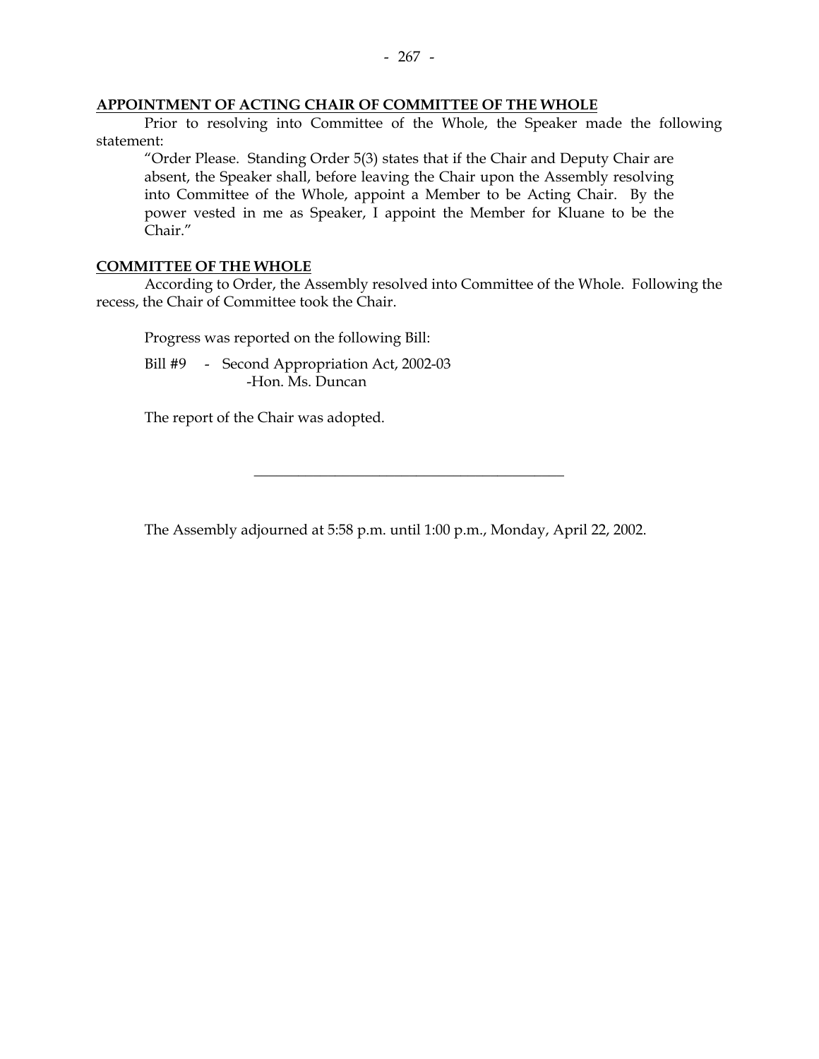**APPOINTMENT OF ACTING CHAIR OF COMMITTEE OF THE WHOLE**

Prior to resolving into Committee of the Whole, the Speaker made the following statement:

> "Order Please. Standing Order 5(3) states that if the Chair and Deputy Chair are absent, the Speaker shall, before leaving the Chair upon the Assembly resolving into Committee of the Whole, appoint a Member to be Acting Chair. By the power vested in me as Speaker, I appoint the Member for Kluane to be the Chair."

**COMMITTEE OF THE WHOLE**

According to Order, the Assembly resolved into Committee of the Whole. Following the recess, the Chair of Committee took the Chair.

Progress was reported on the following Bill:

Bill #9 - Second Appropriation Act, 2002-03
-Hon. Ms. Duncan

The report of the Chair was adopted.

---

The Assembly adjourned at 5:58 p.m. until 1:00 p.m., Monday, April 22, 2002.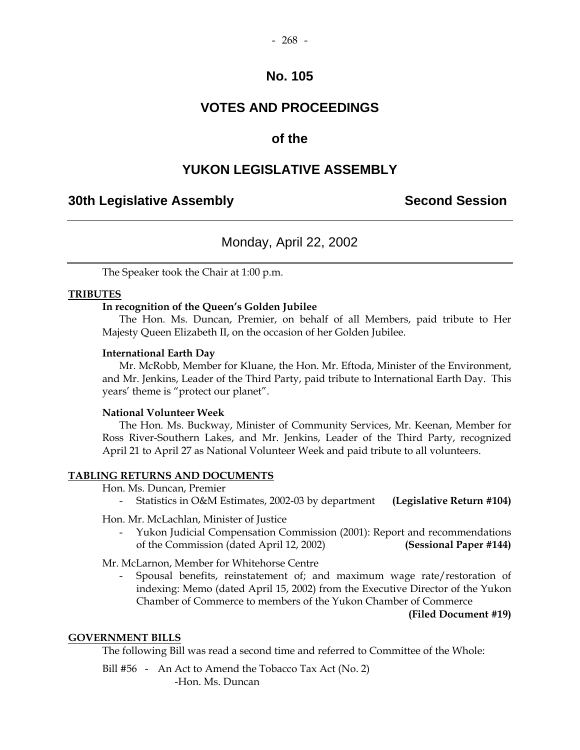# No. 105

# VOTES AND PROCEEDINGS

# of the

# YUKON LEGISLATIVE ASSEMBLY

## 30th Legislative Assembly — Second Session

---

Monday, April 22, 2002

---

The Speaker took the Chair at 1:00 p.m.

**TRIBUTES**

**In recognition of the Queen's Golden Jubilee**

The Hon. Ms. Duncan, Premier, on behalf of all Members, paid tribute to Her Majesty Queen Elizabeth II, on the occasion of her Golden Jubilee.

**International Earth Day**

Mr. McRobb, Member for Kluane, the Hon. Mr. Eftoda, Minister of the Environment, and Mr. Jenkins, Leader of the Third Party, paid tribute to International Earth Day. This years' theme is "protect our planet".

**National Volunteer Week**

The Hon. Ms. Buckway, Minister of Community Services, Mr. Keenan, Member for Ross River-Southern Lakes, and Mr. Jenkins, Leader of the Third Party, recognized April 21 to April 27 as National Volunteer Week and paid tribute to all volunteers.

**TABLING RETURNS AND DOCUMENTS**

Hon. Ms. Duncan, Premier

- Statistics in O&M Estimates, 2002-03 by department **(Legislative Return #104)**

Hon. Mr. McLachlan, Minister of Justice

- Yukon Judicial Compensation Commission (2001): Report and recommendations of the Commission (dated April 12, 2002) **(Sessional Paper #144)**

Mr. McLarnon, Member for Whitehorse Centre

- Spousal benefits, reinstatement of; and maximum wage rate/restoration of indexing: Memo (dated April 15, 2002) from the Executive Director of the Yukon Chamber of Commerce to members of the Yukon Chamber of Commerce **(Filed Document #19)**

**GOVERNMENT BILLS**

The following Bill was read a second time and referred to Committee of the Whole:

Bill #56 - An Act to Amend the Tobacco Tax Act (No. 2)
-Hon. Ms. Duncan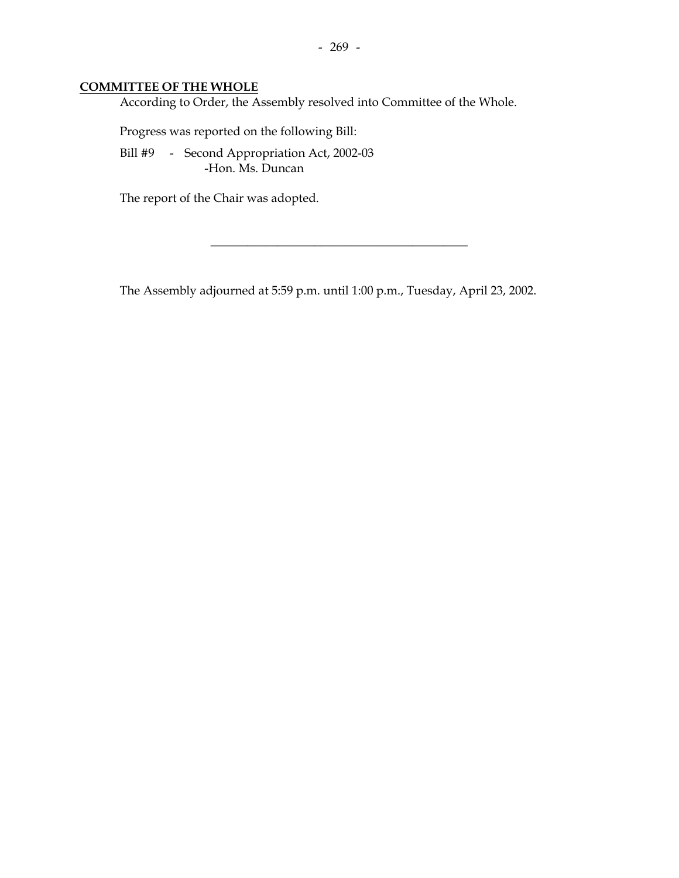**COMMITTEE OF THE WHOLE**

According to Order, the Assembly resolved into Committee of the Whole.

Progress was reported on the following Bill:

Bill #9 - Second Appropriation Act, 2002-03
-Hon. Ms. Duncan

The report of the Chair was adopted.

---

The Assembly adjourned at 5:59 p.m. until 1:00 p.m., Tuesday, April 23, 2002.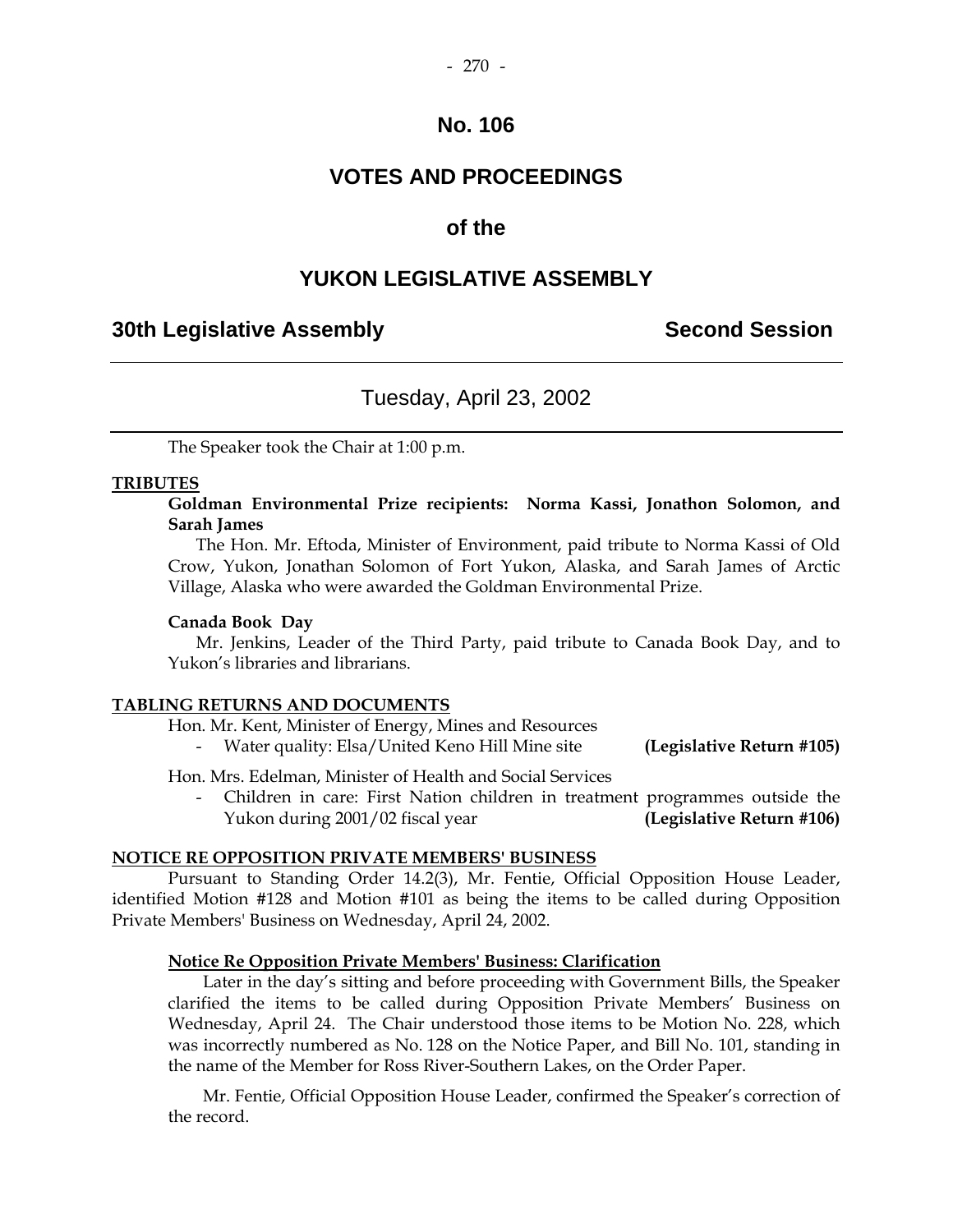# No. 106

# VOTES AND PROCEEDINGS

## of the

# YUKON LEGISLATIVE ASSEMBLY

**30th Legislative Assembly** **Second Session**

---

Tuesday, April 23, 2002

---

The Speaker took the Chair at 1:00 p.m.

**TRIBUTES**

**Goldman Environmental Prize recipients: Norma Kassi, Jonathon Solomon, and Sarah James**

The Hon. Mr. Eftoda, Minister of Environment, paid tribute to Norma Kassi of Old Crow, Yukon, Jonathan Solomon of Fort Yukon, Alaska, and Sarah James of Arctic Village, Alaska who were awarded the Goldman Environmental Prize.

**Canada Book Day**

Mr. Jenkins, Leader of the Third Party, paid tribute to Canada Book Day, and to Yukon's libraries and librarians.

**TABLING RETURNS AND DOCUMENTS**

Hon. Mr. Kent, Minister of Energy, Mines and Resources

- Water quality: Elsa/United Keno Hill Mine site **(Legislative Return #105)**

Hon. Mrs. Edelman, Minister of Health and Social Services

- Children in care: First Nation children in treatment programmes outside the Yukon during 2001/02 fiscal year **(Legislative Return #106)**

**NOTICE RE OPPOSITION PRIVATE MEMBERS' BUSINESS**

Pursuant to Standing Order 14.2(3), Mr. Fentie, Official Opposition House Leader, identified Motion #128 and Motion #101 as being the items to be called during Opposition Private Members' Business on Wednesday, April 24, 2002.

**Notice Re Opposition Private Members' Business: Clarification**

Later in the day's sitting and before proceeding with Government Bills, the Speaker clarified the items to be called during Opposition Private Members' Business on Wednesday, April 24. The Chair understood those items to be Motion No. 228, which was incorrectly numbered as No. 128 on the Notice Paper, and Bill No. 101, standing in the name of the Member for Ross River-Southern Lakes, on the Order Paper.

Mr. Fentie, Official Opposition House Leader, confirmed the Speaker's correction of the record.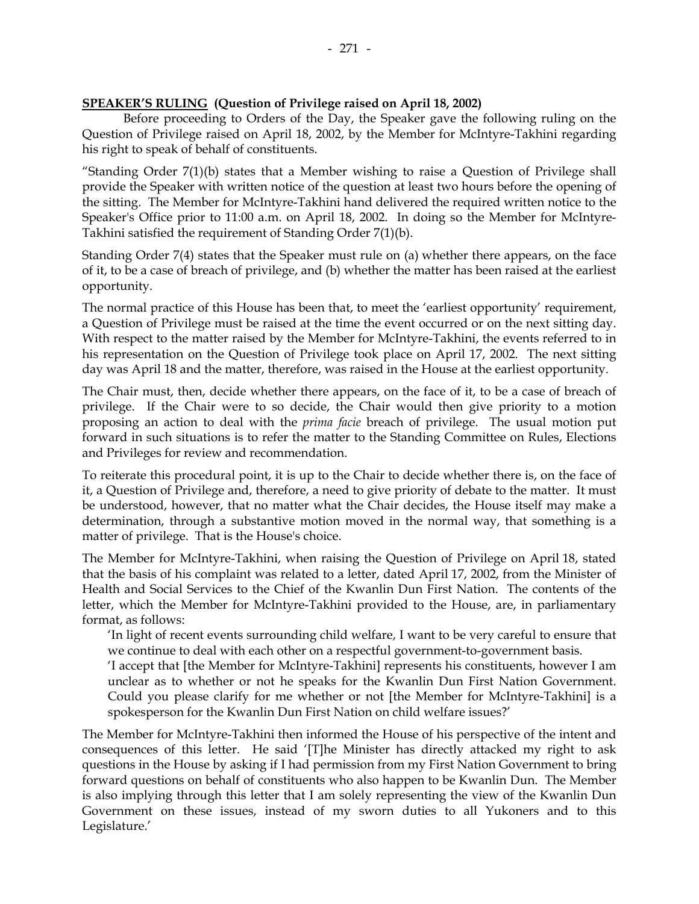**SPEAKER'S RULING (Question of Privilege raised on April 18, 2002)**

Before proceeding to Orders of the Day, the Speaker gave the following ruling on the Question of Privilege raised on April 18, 2002, by the Member for McIntyre-Takhini regarding his right to speak of behalf of constituents.

"Standing Order 7(1)(b) states that a Member wishing to raise a Question of Privilege shall provide the Speaker with written notice of the question at least two hours before the opening of the sitting. The Member for McIntyre-Takhini hand delivered the required written notice to the Speaker's Office prior to 11:00 a.m. on April 18, 2002. In doing so the Member for McIntyre-Takhini satisfied the requirement of Standing Order 7(1)(b).

Standing Order 7(4) states that the Speaker must rule on (a) whether there appears, on the face of it, to be a case of breach of privilege, and (b) whether the matter has been raised at the earliest opportunity.

The normal practice of this House has been that, to meet the 'earliest opportunity' requirement, a Question of Privilege must be raised at the time the event occurred or on the next sitting day. With respect to the matter raised by the Member for McIntyre-Takhini, the events referred to in his representation on the Question of Privilege took place on April 17, 2002. The next sitting day was April 18 and the matter, therefore, was raised in the House at the earliest opportunity.

The Chair must, then, decide whether there appears, on the face of it, to be a case of breach of privilege. If the Chair were to so decide, the Chair would then give priority to a motion proposing an action to deal with the *prima facie* breach of privilege. The usual motion put forward in such situations is to refer the matter to the Standing Committee on Rules, Elections and Privileges for review and recommendation.

To reiterate this procedural point, it is up to the Chair to decide whether there is, on the face of it, a Question of Privilege and, therefore, a need to give priority of debate to the matter. It must be understood, however, that no matter what the Chair decides, the House itself may make a determination, through a substantive motion moved in the normal way, that something is a matter of privilege. That is the House's choice.

The Member for McIntyre-Takhini, when raising the Question of Privilege on April 18, stated that the basis of his complaint was related to a letter, dated April 17, 2002, from the Minister of Health and Social Services to the Chief of the Kwanlin Dun First Nation. The contents of the letter, which the Member for McIntyre-Takhini provided to the House, are, in parliamentary format, as follows:

> 'In light of recent events surrounding child welfare, I want to be very careful to ensure that we continue to deal with each other on a respectful government-to-government basis.
>
> 'I accept that [the Member for McIntyre-Takhini] represents his constituents, however I am unclear as to whether or not he speaks for the Kwanlin Dun First Nation Government. Could you please clarify for me whether or not [the Member for McIntyre-Takhini] is a spokesperson for the Kwanlin Dun First Nation on child welfare issues?'

The Member for McIntyre-Takhini then informed the House of his perspective of the intent and consequences of this letter. He said '[T]he Minister has directly attacked my right to ask questions in the House by asking if I had permission from my First Nation Government to bring forward questions on behalf of constituents who also happen to be Kwanlin Dun. The Member is also implying through this letter that I am solely representing the view of the Kwanlin Dun Government on these issues, instead of my sworn duties to all Yukoners and to this Legislature.'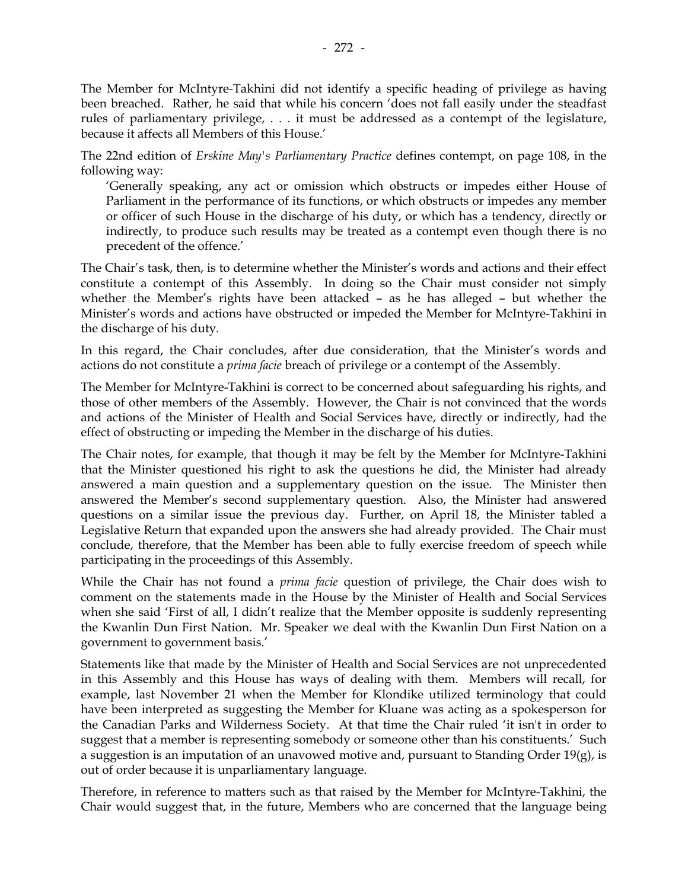The Member for McIntyre-Takhini did not identify a specific heading of privilege as having been breached. Rather, he said that while his concern 'does not fall easily under the steadfast rules of parliamentary privilege, . . . it must be addressed as a contempt of the legislature, because it affects all Members of this House.'

The 22nd edition of *Erskine May's Parliamentary Practice* defines contempt, on page 108, in the following way:

> 'Generally speaking, any act or omission which obstructs or impedes either House of Parliament in the performance of its functions, or which obstructs or impedes any member or officer of such House in the discharge of his duty, or which has a tendency, directly or indirectly, to produce such results may be treated as a contempt even though there is no precedent of the offence.'

The Chair's task, then, is to determine whether the Minister's words and actions and their effect constitute a contempt of this Assembly. In doing so the Chair must consider not simply whether the Member's rights have been attacked – as he has alleged – but whether the Minister's words and actions have obstructed or impeded the Member for McIntyre-Takhini in the discharge of his duty.

In this regard, the Chair concludes, after due consideration, that the Minister's words and actions do not constitute a *prima facie* breach of privilege or a contempt of the Assembly.

The Member for McIntyre-Takhini is correct to be concerned about safeguarding his rights, and those of other members of the Assembly. However, the Chair is not convinced that the words and actions of the Minister of Health and Social Services have, directly or indirectly, had the effect of obstructing or impeding the Member in the discharge of his duties.

The Chair notes, for example, that though it may be felt by the Member for McIntyre-Takhini that the Minister questioned his right to ask the questions he did, the Minister had already answered a main question and a supplementary question on the issue. The Minister then answered the Member's second supplementary question. Also, the Minister had answered questions on a similar issue the previous day. Further, on April 18, the Minister tabled a Legislative Return that expanded upon the answers she had already provided. The Chair must conclude, therefore, that the Member has been able to fully exercise freedom of speech while participating in the proceedings of this Assembly.

While the Chair has not found a *prima facie* question of privilege, the Chair does wish to comment on the statements made in the House by the Minister of Health and Social Services when she said 'First of all, I didn't realize that the Member opposite is suddenly representing the Kwanlin Dun First Nation. Mr. Speaker we deal with the Kwanlin Dun First Nation on a government to government basis.'

Statements like that made by the Minister of Health and Social Services are not unprecedented in this Assembly and this House has ways of dealing with them. Members will recall, for example, last November 21 when the Member for Klondike utilized terminology that could have been interpreted as suggesting the Member for Kluane was acting as a spokesperson for the Canadian Parks and Wilderness Society. At that time the Chair ruled 'it isn't in order to suggest that a member is representing somebody or someone other than his constituents.' Such a suggestion is an imputation of an unavowed motive and, pursuant to Standing Order 19(g), is out of order because it is unparliamentary language.

Therefore, in reference to matters such as that raised by the Member for McIntyre-Takhini, the Chair would suggest that, in the future, Members who are concerned that the language being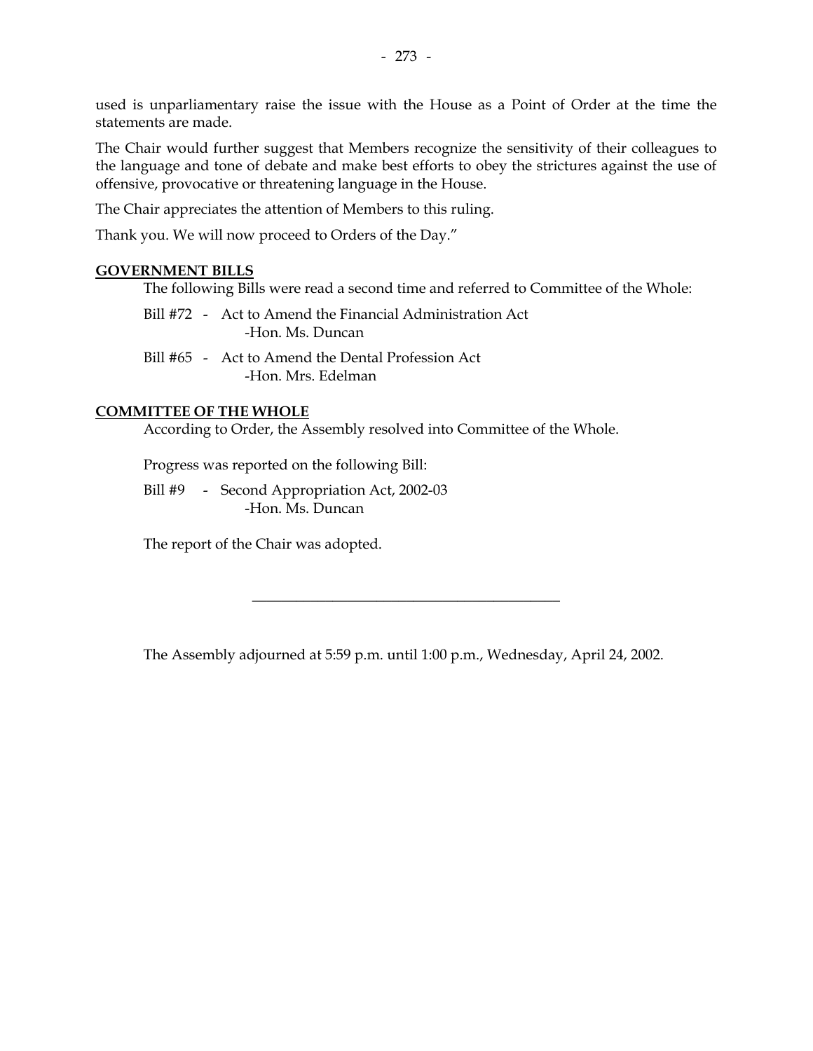used is unparliamentary raise the issue with the House as a Point of Order at the time the statements are made.

The Chair would further suggest that Members recognize the sensitivity of their colleagues to the language and tone of debate and make best efforts to obey the strictures against the use of offensive, provocative or threatening language in the House.

The Chair appreciates the attention of Members to this ruling.

Thank you. We will now proceed to Orders of the Day."

**GOVERNMENT BILLS**

The following Bills were read a second time and referred to Committee of the Whole:

Bill #72 - Act to Amend the Financial Administration Act
-Hon. Ms. Duncan

Bill #65 - Act to Amend the Dental Profession Act
-Hon. Mrs. Edelman

**COMMITTEE OF THE WHOLE**

According to Order, the Assembly resolved into Committee of the Whole.

Progress was reported on the following Bill:

Bill #9 - Second Appropriation Act, 2002-03
-Hon. Ms. Duncan

The report of the Chair was adopted.

---

The Assembly adjourned at 5:59 p.m. until 1:00 p.m., Wednesday, April 24, 2002.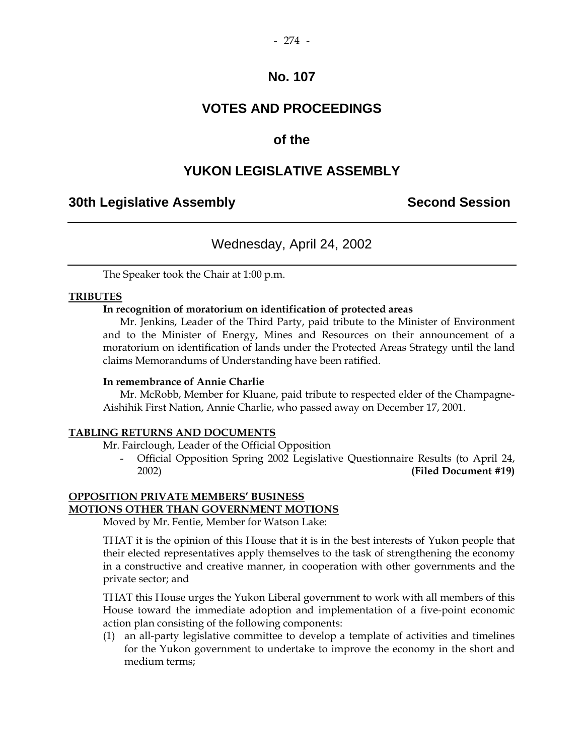# No. 107

# VOTES AND PROCEEDINGS

# of the

# YUKON LEGISLATIVE ASSEMBLY

## 30th Legislative Assembly — Second Session

---

### Wednesday, April 24, 2002

---

The Speaker took the Chair at 1:00 p.m.

**TRIBUTES**

**In recognition of moratorium on identification of protected areas**

Mr. Jenkins, Leader of the Third Party, paid tribute to the Minister of Environment and to the Minister of Energy, Mines and Resources on their announcement of a moratorium on identification of lands under the Protected Areas Strategy until the land claims Memorandums of Understanding have been ratified.

**In remembrance of Annie Charlie**

Mr. McRobb, Member for Kluane, paid tribute to respected elder of the Champagne-Aishihik First Nation, Annie Charlie, who passed away on December 17, 2001.

**TABLING RETURNS AND DOCUMENTS**

Mr. Fairclough, Leader of the Official Opposition

- Official Opposition Spring 2002 Legislative Questionnaire Results (to April 24, 2002) **(Filed Document #19)**

**OPPOSITION PRIVATE MEMBERS' BUSINESS**
**MOTIONS OTHER THAN GOVERNMENT MOTIONS**

Moved by Mr. Fentie, Member for Watson Lake:

THAT it is the opinion of this House that it is in the best interests of Yukon people that their elected representatives apply themselves to the task of strengthening the economy in a constructive and creative manner, in cooperation with other governments and the private sector; and

THAT this House urges the Yukon Liberal government to work with all members of this House toward the immediate adoption and implementation of a five-point economic action plan consisting of the following components:

(1) an all-party legislative committee to develop a template of activities and timelines for the Yukon government to undertake to improve the economy in the short and medium terms;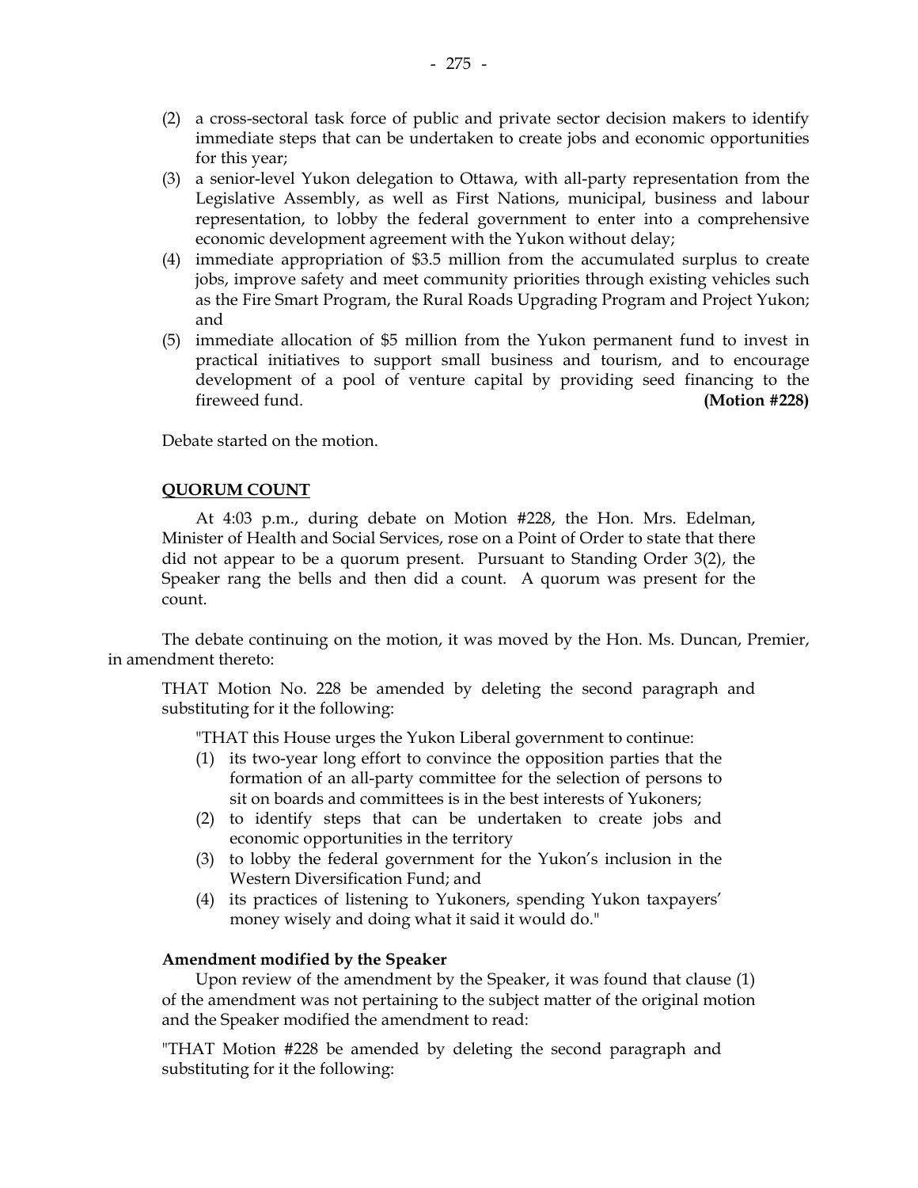(2) a cross-sectoral task force of public and private sector decision makers to identify immediate steps that can be undertaken to create jobs and economic opportunities for this year;
(3) a senior-level Yukon delegation to Ottawa, with all-party representation from the Legislative Assembly, as well as First Nations, municipal, business and labour representation, to lobby the federal government to enter into a comprehensive economic development agreement with the Yukon without delay;
(4) immediate appropriation of $3.5 million from the accumulated surplus to create jobs, improve safety and meet community priorities through existing vehicles such as the Fire Smart Program, the Rural Roads Upgrading Program and Project Yukon; and
(5) immediate allocation of $5 million from the Yukon permanent fund to invest in practical initiatives to support small business and tourism, and to encourage development of a pool of venture capital by providing seed financing to the fireweed fund. **(Motion #228)**

Debate started on the motion.

**QUORUM COUNT**

At 4:03 p.m., during debate on Motion #228, the Hon. Mrs. Edelman, Minister of Health and Social Services, rose on a Point of Order to state that there did not appear to be a quorum present. Pursuant to Standing Order 3(2), the Speaker rang the bells and then did a count. A quorum was present for the count.

The debate continuing on the motion, it was moved by the Hon. Ms. Duncan, Premier, in amendment thereto:

THAT Motion No. 228 be amended by deleting the second paragraph and substituting for it the following:

"THAT this House urges the Yukon Liberal government to continue:
(1) its two-year long effort to convince the opposition parties that the formation of an all-party committee for the selection of persons to sit on boards and committees is in the best interests of Yukoners;
(2) to identify steps that can be undertaken to create jobs and economic opportunities in the territory
(3) to lobby the federal government for the Yukon's inclusion in the Western Diversification Fund; and
(4) its practices of listening to Yukoners, spending Yukon taxpayers' money wisely and doing what it said it would do."

**Amendment modified by the Speaker**

Upon review of the amendment by the Speaker, it was found that clause (1) of the amendment was not pertaining to the subject matter of the original motion and the Speaker modified the amendment to read:

"THAT Motion #228 be amended by deleting the second paragraph and substituting for it the following: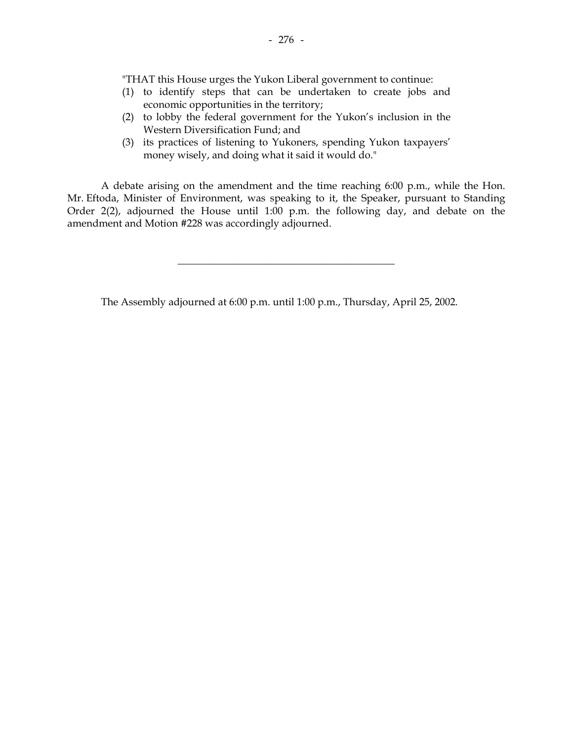"THAT this House urges the Yukon Liberal government to continue:

(1) to identify steps that can be undertaken to create jobs and economic opportunities in the territory;
(2) to lobby the federal government for the Yukon's inclusion in the Western Diversification Fund; and
(3) its practices of listening to Yukoners, spending Yukon taxpayers' money wisely, and doing what it said it would do."

A debate arising on the amendment and the time reaching 6:00 p.m., while the Hon. Mr. Eftoda, Minister of Environment, was speaking to it, the Speaker, pursuant to Standing Order 2(2), adjourned the House until 1:00 p.m. the following day, and debate on the amendment and Motion #228 was accordingly adjourned.

---

The Assembly adjourned at 6:00 p.m. until 1:00 p.m., Thursday, April 25, 2002.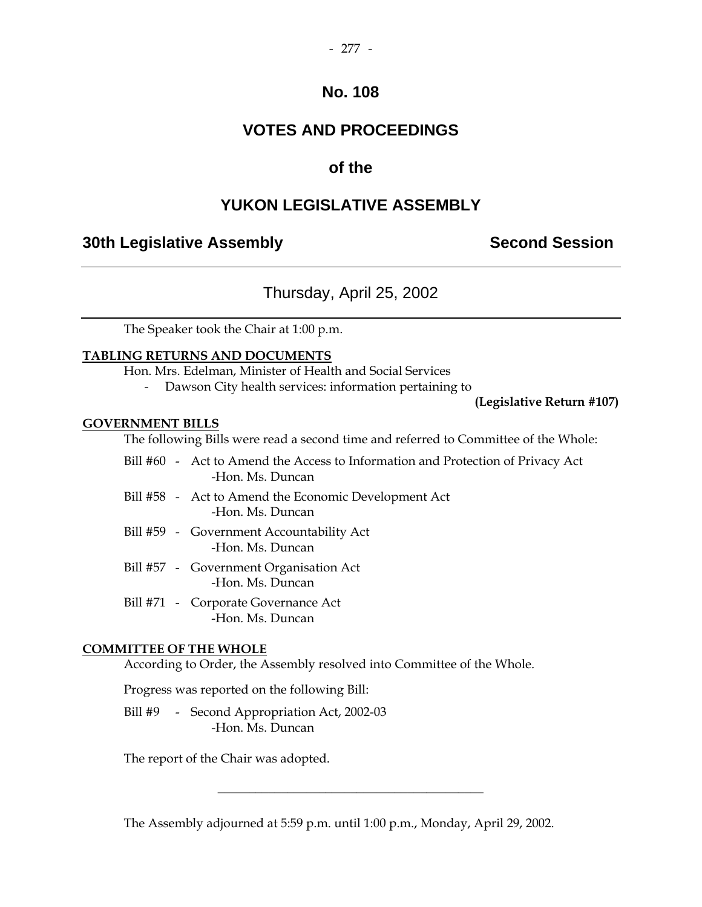# No. 108

# VOTES AND PROCEEDINGS

# of the

# YUKON LEGISLATIVE ASSEMBLY

## 30th Legislative Assembly — Second Session

---

Thursday, April 25, 2002

---

The Speaker took the Chair at 1:00 p.m.

**TABLING RETURNS AND DOCUMENTS**

Hon. Mrs. Edelman, Minister of Health and Social Services

- Dawson City health services: information pertaining to

**(Legislative Return #107)**

**GOVERNMENT BILLS**

The following Bills were read a second time and referred to Committee of the Whole:

Bill #60 - Act to Amend the Access to Information and Protection of Privacy Act
-Hon. Ms. Duncan

Bill #58 - Act to Amend the Economic Development Act
-Hon. Ms. Duncan

Bill #59 - Government Accountability Act
-Hon. Ms. Duncan

Bill #57 - Government Organisation Act
-Hon. Ms. Duncan

Bill #71 - Corporate Governance Act
-Hon. Ms. Duncan

**COMMITTEE OF THE WHOLE**

According to Order, the Assembly resolved into Committee of the Whole.

Progress was reported on the following Bill:

Bill #9 - Second Appropriation Act, 2002-03
-Hon. Ms. Duncan

The report of the Chair was adopted.

---

The Assembly adjourned at 5:59 p.m. until 1:00 p.m., Monday, April 29, 2002.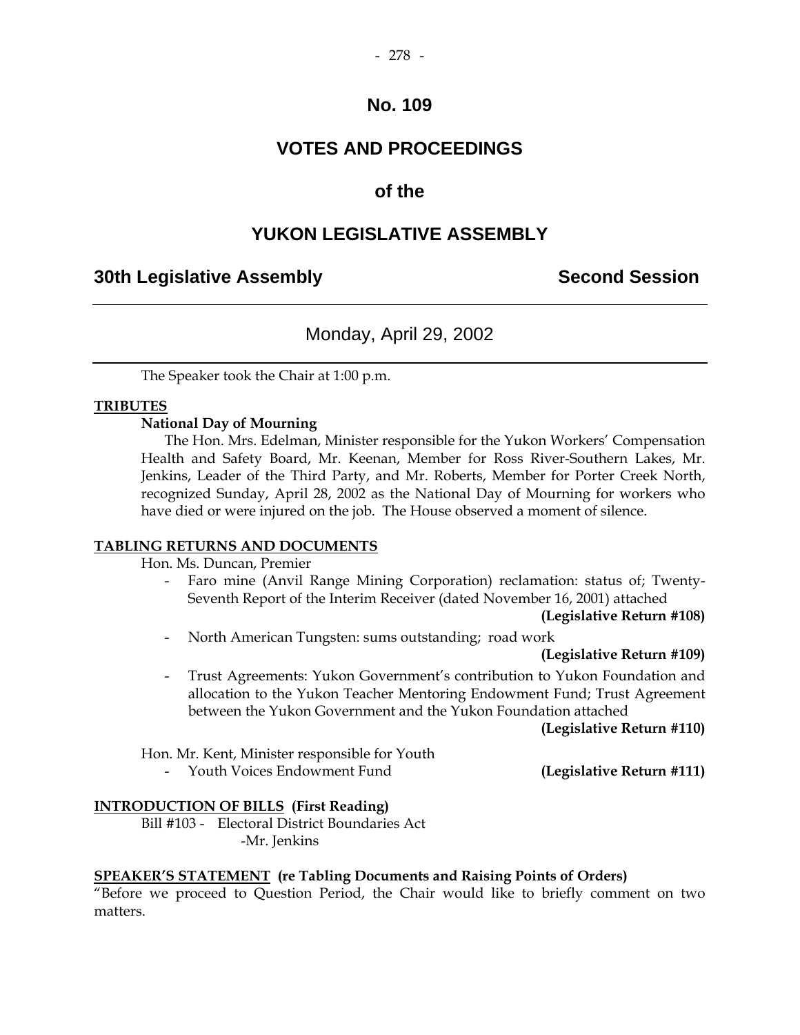# No. 109

# VOTES AND PROCEEDINGS

## of the

# YUKON LEGISLATIVE ASSEMBLY

**30th Legislative Assembly** **Second Session**

Monday, April 29, 2002

The Speaker took the Chair at 1:00 p.m.

**TRIBUTES**

**National Day of Mourning**

The Hon. Mrs. Edelman, Minister responsible for the Yukon Workers' Compensation Health and Safety Board, Mr. Keenan, Member for Ross River-Southern Lakes, Mr. Jenkins, Leader of the Third Party, and Mr. Roberts, Member for Porter Creek North, recognized Sunday, April 28, 2002 as the National Day of Mourning for workers who have died or were injured on the job. The House observed a moment of silence.

**TABLING RETURNS AND DOCUMENTS**

Hon. Ms. Duncan, Premier

- Faro mine (Anvil Range Mining Corporation) reclamation: status of; Twenty-Seventh Report of the Interim Receiver (dated November 16, 2001) attached **(Legislative Return #108)**
- North American Tungsten: sums outstanding; road work **(Legislative Return #109)**
- Trust Agreements: Yukon Government's contribution to Yukon Foundation and allocation to the Yukon Teacher Mentoring Endowment Fund; Trust Agreement between the Yukon Government and the Yukon Foundation attached **(Legislative Return #110)**

Hon. Mr. Kent, Minister responsible for Youth

- Youth Voices Endowment Fund **(Legislative Return #111)**

**INTRODUCTION OF BILLS (First Reading)**

Bill #103 - Electoral District Boundaries Act
-Mr. Jenkins

**SPEAKER'S STATEMENT (re Tabling Documents and Raising Points of Orders)**

"Before we proceed to Question Period, the Chair would like to briefly comment on two matters.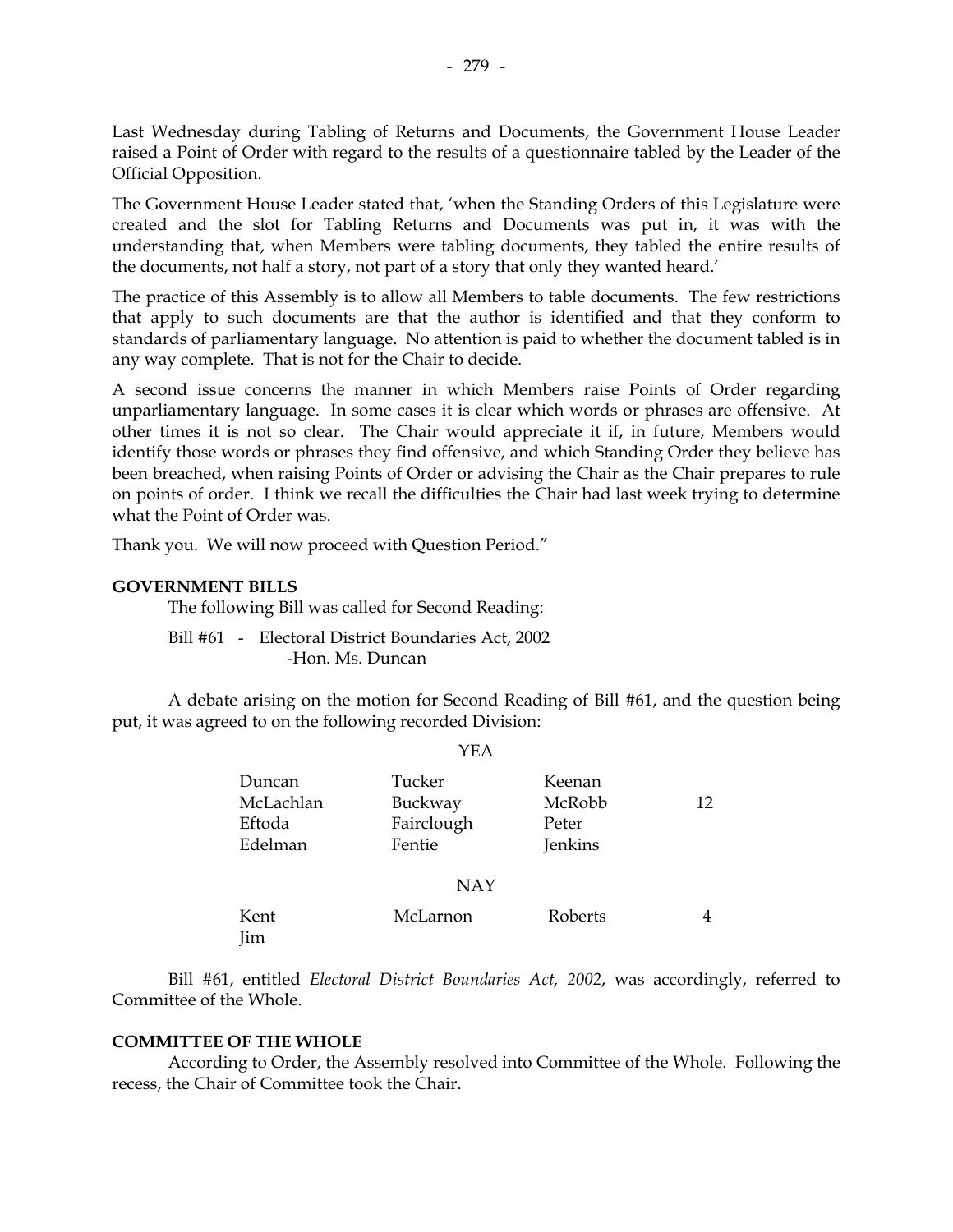Last Wednesday during Tabling of Returns and Documents, the Government House Leader raised a Point of Order with regard to the results of a questionnaire tabled by the Leader of the Official Opposition.

The Government House Leader stated that, 'when the Standing Orders of this Legislature were created and the slot for Tabling Returns and Documents was put in, it was with the understanding that, when Members were tabling documents, they tabled the entire results of the documents, not half a story, not part of a story that only they wanted heard.'

The practice of this Assembly is to allow all Members to table documents. The few restrictions that apply to such documents are that the author is identified and that they conform to standards of parliamentary language. No attention is paid to whether the document tabled is in any way complete. That is not for the Chair to decide.

A second issue concerns the manner in which Members raise Points of Order regarding unparliamentary language. In some cases it is clear which words or phrases are offensive. At other times it is not so clear. The Chair would appreciate it if, in future, Members would identify those words or phrases they find offensive, and which Standing Order they believe has been breached, when raising Points of Order or advising the Chair as the Chair prepares to rule on points of order. I think we recall the difficulties the Chair had last week trying to determine what the Point of Order was.

Thank you. We will now proceed with Question Period."

**GOVERNMENT BILLS**

The following Bill was called for Second Reading:

Bill #61 - Electoral District Boundaries Act, 2002
-Hon. Ms. Duncan

A debate arising on the motion for Second Reading of Bill #61, and the question being put, it was agreed to on the following recorded Division:

YEA

| | | | |
|---|---|---|---|
| Duncan | Tucker | Keenan | |
| McLachlan | Buckway | McRobb | 12 |
| Eftoda | Fairclough | Peter | |
| Edelman | Fentie | Jenkins | |

NAY

| | | | |
|---|---|---|---|
| Kent | McLarnon | Roberts | 4 |
| Jim | | | |

Bill #61, entitled *Electoral District Boundaries Act, 2002*, was accordingly, referred to Committee of the Whole.

**COMMITTEE OF THE WHOLE**

According to Order, the Assembly resolved into Committee of the Whole. Following the recess, the Chair of Committee took the Chair.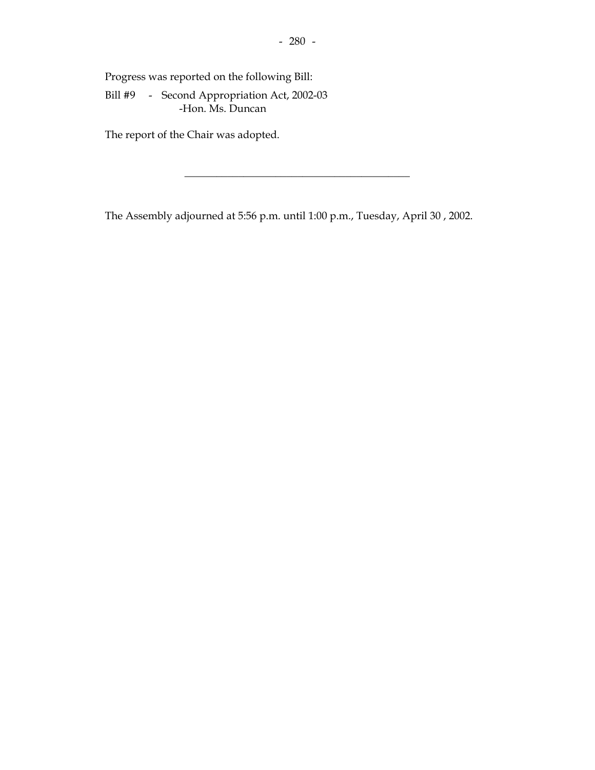Progress was reported on the following Bill:

Bill #9 - Second Appropriation Act, 2002-03
-Hon. Ms. Duncan

The report of the Chair was adopted.

---

The Assembly adjourned at 5:56 p.m. until 1:00 p.m., Tuesday, April 30 , 2002.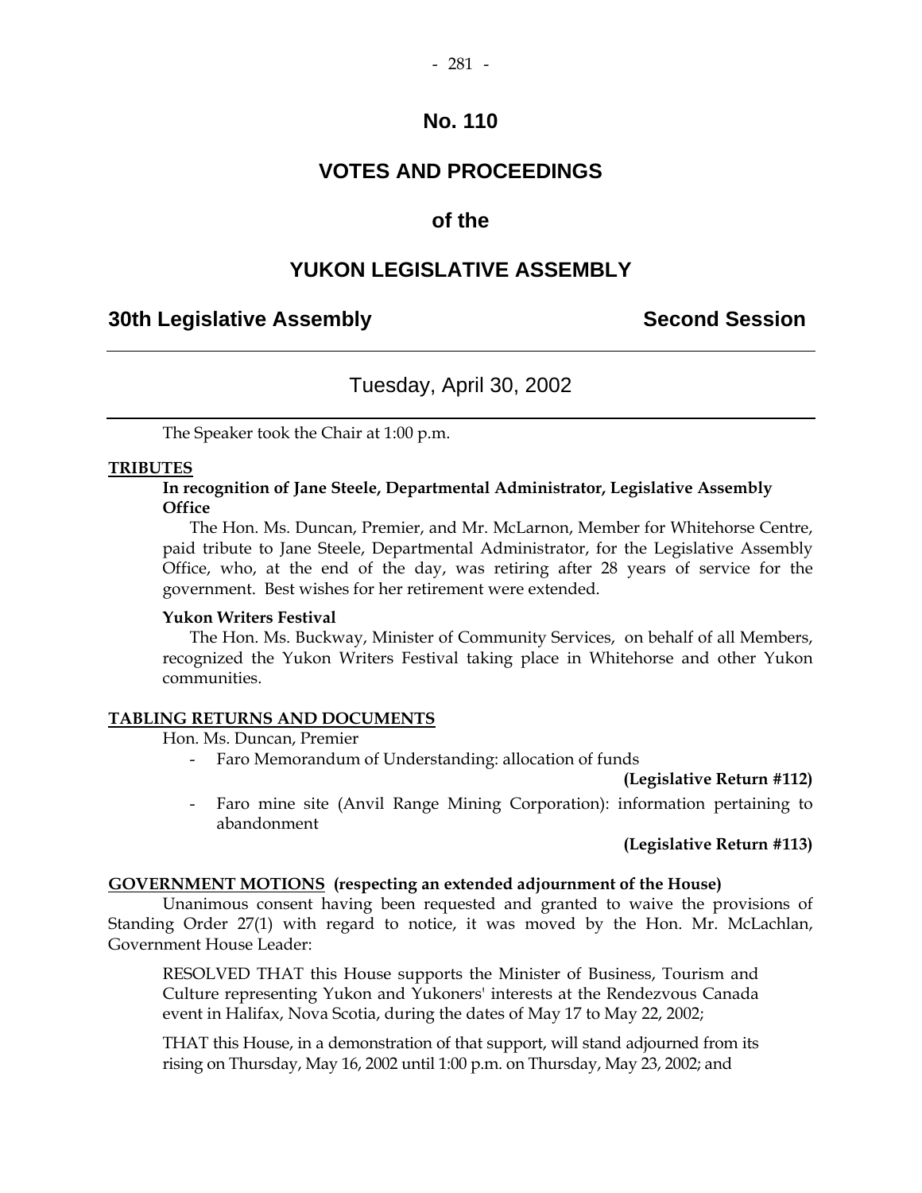# No. 110

# VOTES AND PROCEEDINGS

# of the

# YUKON LEGISLATIVE ASSEMBLY

**30th Legislative Assembly** **Second Session**

---

Tuesday, April 30, 2002

---

The Speaker took the Chair at 1:00 p.m.

**TRIBUTES**

**In recognition of Jane Steele, Departmental Administrator, Legislative Assembly Office**

The Hon. Ms. Duncan, Premier, and Mr. McLarnon, Member for Whitehorse Centre, paid tribute to Jane Steele, Departmental Administrator, for the Legislative Assembly Office, who, at the end of the day, was retiring after 28 years of service for the government. Best wishes for her retirement were extended.

**Yukon Writers Festival**

The Hon. Ms. Buckway, Minister of Community Services, on behalf of all Members, recognized the Yukon Writers Festival taking place in Whitehorse and other Yukon communities.

**TABLING RETURNS AND DOCUMENTS**

Hon. Ms. Duncan, Premier

- Faro Memorandum of Understanding: allocation of funds

**(Legislative Return #112)**

- Faro mine site (Anvil Range Mining Corporation): information pertaining to abandonment

**(Legislative Return #113)**

**GOVERNMENT MOTIONS (respecting an extended adjournment of the House)**

Unanimous consent having been requested and granted to waive the provisions of Standing Order 27(1) with regard to notice, it was moved by the Hon. Mr. McLachlan, Government House Leader:

RESOLVED THAT this House supports the Minister of Business, Tourism and Culture representing Yukon and Yukoners' interests at the Rendezvous Canada event in Halifax, Nova Scotia, during the dates of May 17 to May 22, 2002;

THAT this House, in a demonstration of that support, will stand adjourned from its rising on Thursday, May 16, 2002 until 1:00 p.m. on Thursday, May 23, 2002; and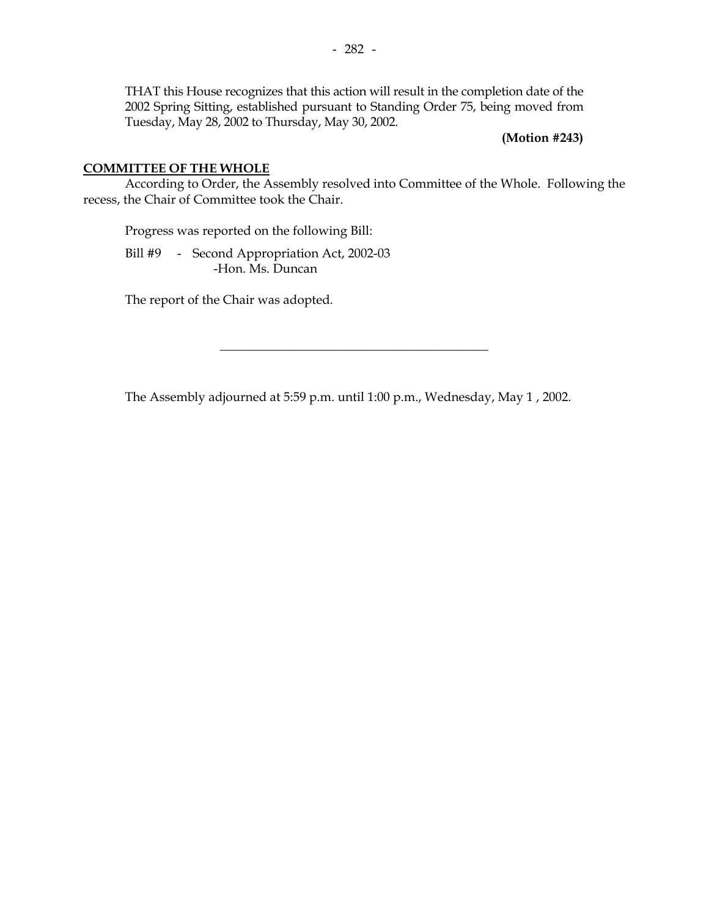THAT this House recognizes that this action will result in the completion date of the 2002 Spring Sitting, established pursuant to Standing Order 75, being moved from Tuesday, May 28, 2002 to Thursday, May 30, 2002.

**(Motion #243)**

**COMMITTEE OF THE WHOLE**

According to Order, the Assembly resolved into Committee of the Whole. Following the recess, the Chair of Committee took the Chair.

Progress was reported on the following Bill:

Bill #9 - Second Appropriation Act, 2002-03
-Hon. Ms. Duncan

The report of the Chair was adopted.

---

The Assembly adjourned at 5:59 p.m. until 1:00 p.m., Wednesday, May 1 , 2002.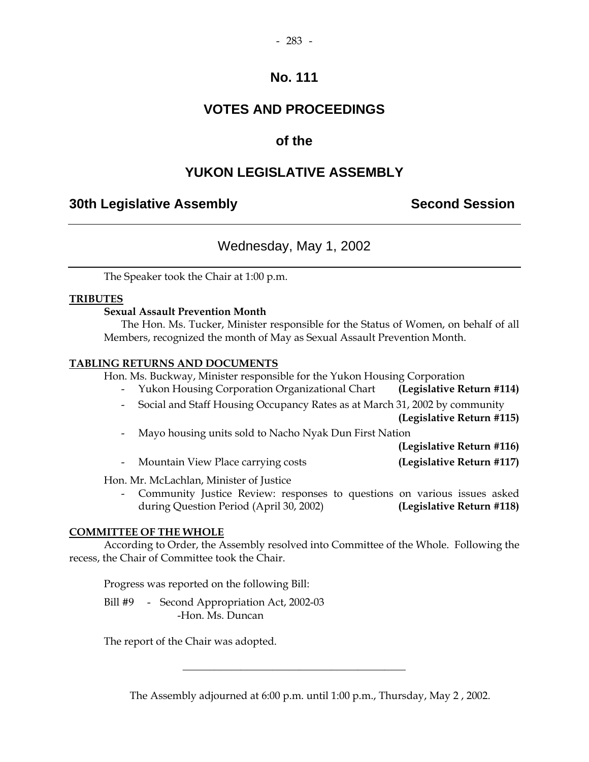# No. 111

# VOTES AND PROCEEDINGS

# of the

# YUKON LEGISLATIVE ASSEMBLY

## 30th Legislative Assembly — Second Session

---

### Wednesday, May 1, 2002

---

The Speaker took the Chair at 1:00 p.m.

**TRIBUTES**

**Sexual Assault Prevention Month**

The Hon. Ms. Tucker, Minister responsible for the Status of Women, on behalf of all Members, recognized the month of May as Sexual Assault Prevention Month.

**TABLING RETURNS AND DOCUMENTS**

Hon. Ms. Buckway, Minister responsible for the Yukon Housing Corporation

- Yukon Housing Corporation Organizational Chart **(Legislative Return #114)**
- Social and Staff Housing Occupancy Rates as at March 31, 2002 by community **(Legislative Return #115)**
- Mayo housing units sold to Nacho Nyak Dun First Nation **(Legislative Return #116)**
- Mountain View Place carrying costs **(Legislative Return #117)**

Hon. Mr. McLachlan, Minister of Justice

- Community Justice Review: responses to questions on various issues asked during Question Period (April 30, 2002) **(Legislative Return #118)**

**COMMITTEE OF THE WHOLE**

According to Order, the Assembly resolved into Committee of the Whole. Following the recess, the Chair of Committee took the Chair.

Progress was reported on the following Bill:

Bill #9 - Second Appropriation Act, 2002-03
-Hon. Ms. Duncan

The report of the Chair was adopted.

---

The Assembly adjourned at 6:00 p.m. until 1:00 p.m., Thursday, May 2 , 2002.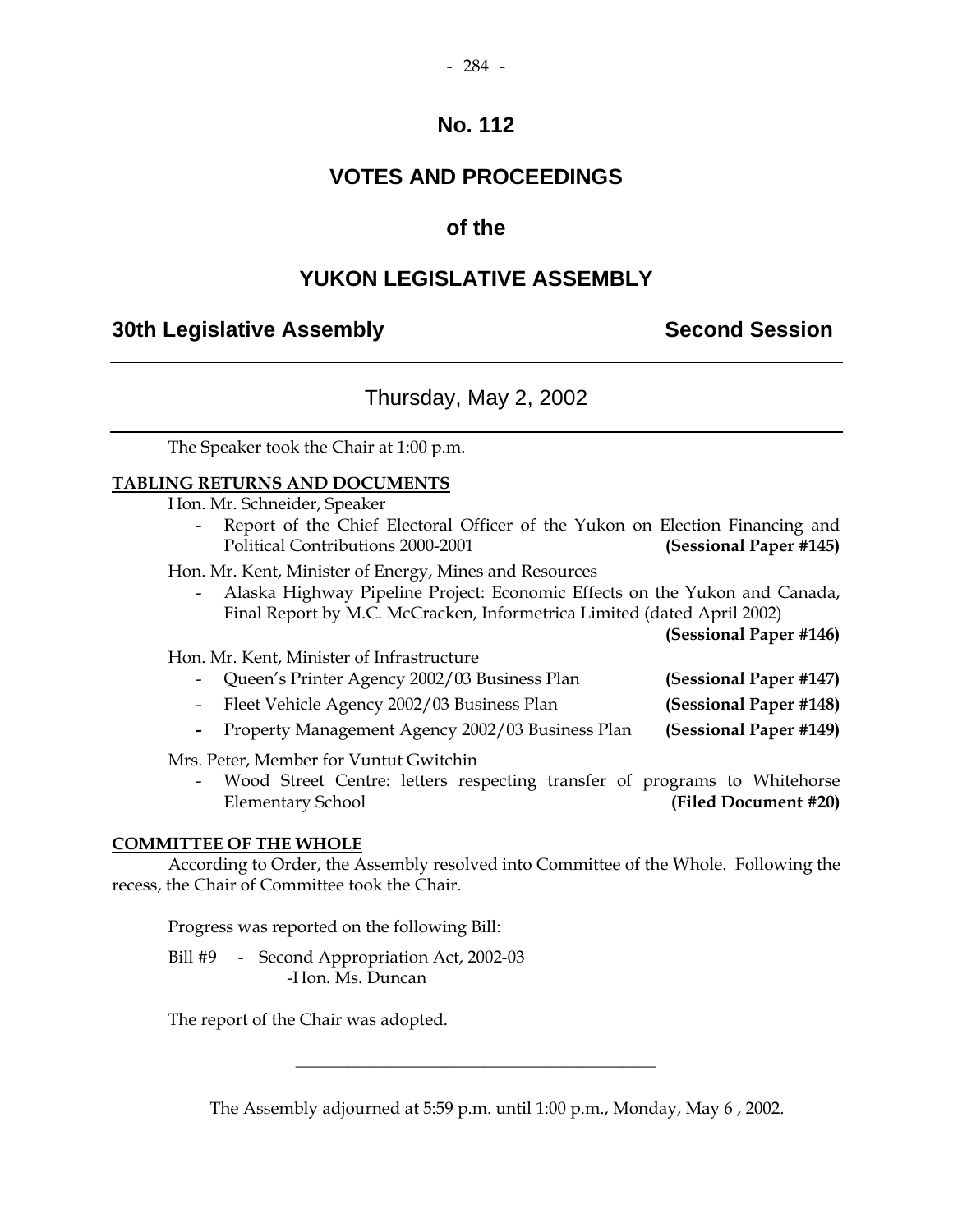# No. 112

# VOTES AND PROCEEDINGS

# of the

# YUKON LEGISLATIVE ASSEMBLY

## 30th Legislative Assembly — Second Session

---

Thursday, May 2, 2002

---

The Speaker took the Chair at 1:00 p.m.

**TABLING RETURNS AND DOCUMENTS**

Hon. Mr. Schneider, Speaker

- Report of the Chief Electoral Officer of the Yukon on Election Financing and Political Contributions 2000-2001 **(Sessional Paper #145)**

Hon. Mr. Kent, Minister of Energy, Mines and Resources

- Alaska Highway Pipeline Project: Economic Effects on the Yukon and Canada, Final Report by M.C. McCracken, Informetrica Limited (dated April 2002) **(Sessional Paper #146)**

Hon. Mr. Kent, Minister of Infrastructure

- Queen's Printer Agency 2002/03 Business Plan **(Sessional Paper #147)**
- Fleet Vehicle Agency 2002/03 Business Plan **(Sessional Paper #148)**
- Property Management Agency 2002/03 Business Plan **(Sessional Paper #149)**

Mrs. Peter, Member for Vuntut Gwitchin

- Wood Street Centre: letters respecting transfer of programs to Whitehorse Elementary School **(Filed Document #20)**

**COMMITTEE OF THE WHOLE**

According to Order, the Assembly resolved into Committee of the Whole. Following the recess, the Chair of Committee took the Chair.

Progress was reported on the following Bill:

Bill #9 - Second Appropriation Act, 2002-03
-Hon. Ms. Duncan

The report of the Chair was adopted.

---

The Assembly adjourned at 5:59 p.m. until 1:00 p.m., Monday, May 6 , 2002.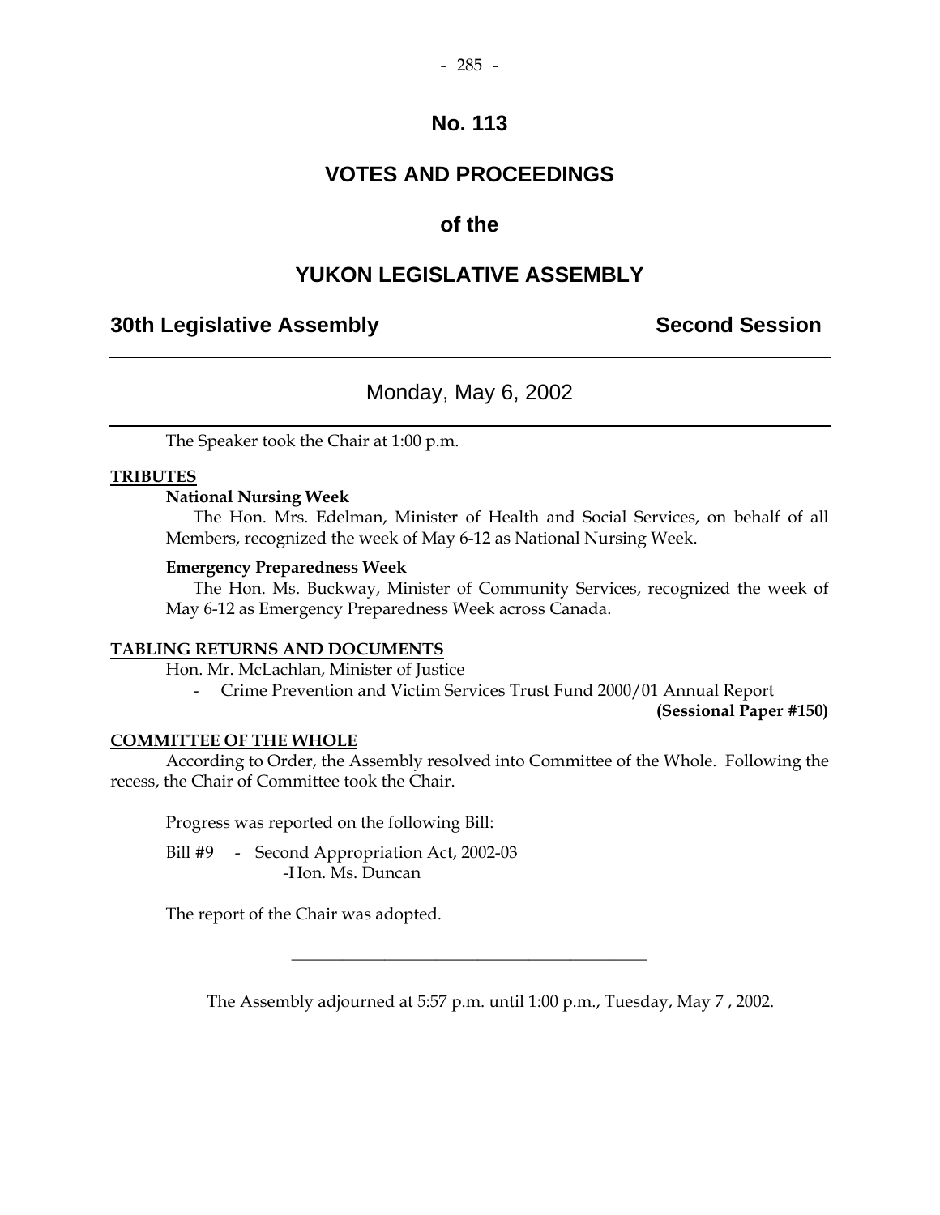# No. 113

# VOTES AND PROCEEDINGS

# of the

# YUKON LEGISLATIVE ASSEMBLY

**30th Legislative Assembly** **Second Session**

---

## Monday, May 6, 2002

---

The Speaker took the Chair at 1:00 p.m.

**TRIBUTES**

**National Nursing Week**

The Hon. Mrs. Edelman, Minister of Health and Social Services, on behalf of all Members, recognized the week of May 6-12 as National Nursing Week.

**Emergency Preparedness Week**

The Hon. Ms. Buckway, Minister of Community Services, recognized the week of May 6-12 as Emergency Preparedness Week across Canada.

**TABLING RETURNS AND DOCUMENTS**

Hon. Mr. McLachlan, Minister of Justice

- Crime Prevention and Victim Services Trust Fund 2000/01 Annual Report **(Sessional Paper #150)**

**COMMITTEE OF THE WHOLE**

According to Order, the Assembly resolved into Committee of the Whole. Following the recess, the Chair of Committee took the Chair.

Progress was reported on the following Bill:

Bill #9 - Second Appropriation Act, 2002-03
-Hon. Ms. Duncan

The report of the Chair was adopted.

---

The Assembly adjourned at 5:57 p.m. until 1:00 p.m., Tuesday, May 7 , 2002.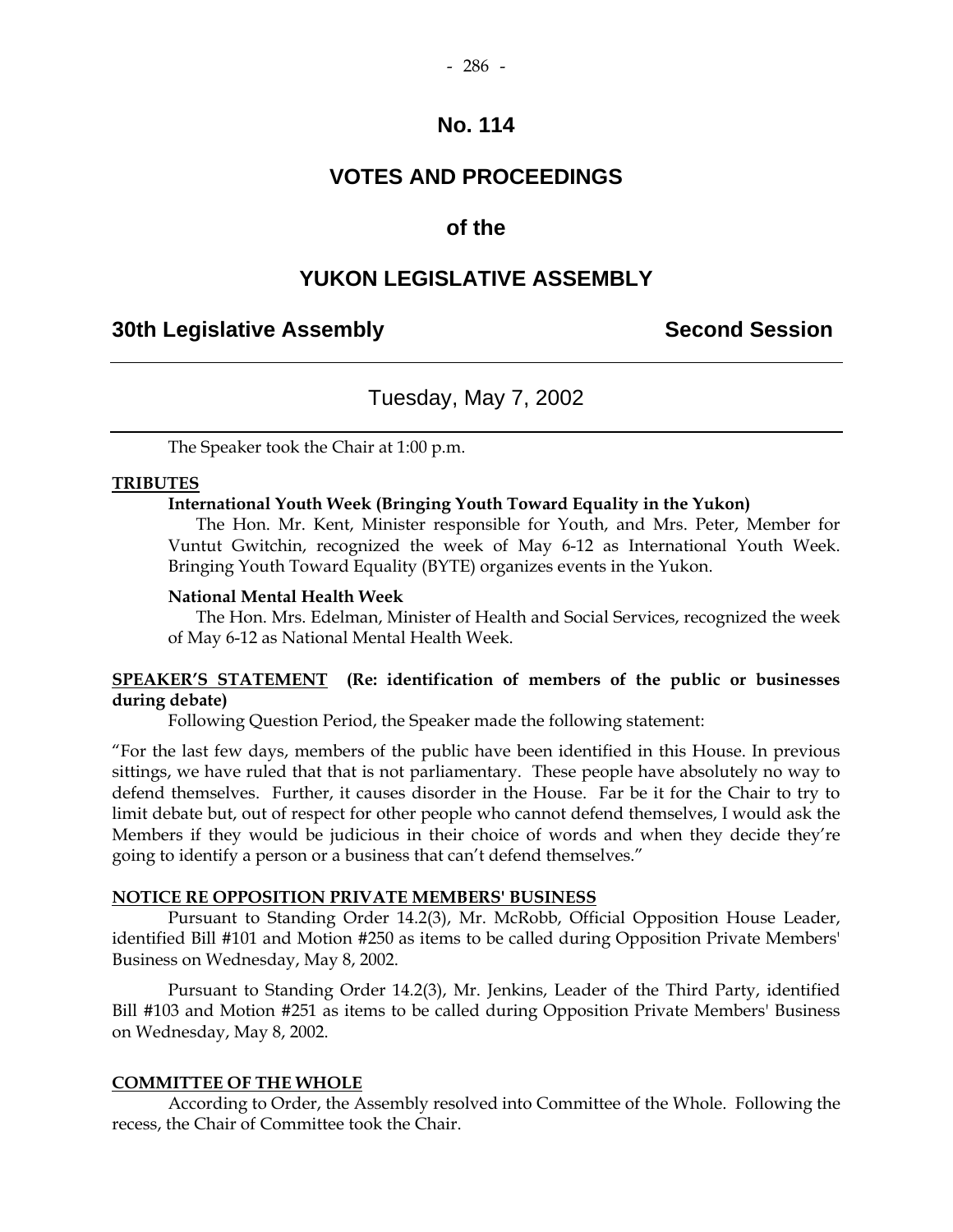# No. 114

# VOTES AND PROCEEDINGS

# of the

# YUKON LEGISLATIVE ASSEMBLY

**30th Legislative Assembly** **Second Session**

---

Tuesday, May 7, 2002

---

The Speaker took the Chair at 1:00 p.m.

**TRIBUTES**

**International Youth Week (Bringing Youth Toward Equality in the Yukon)**

The Hon. Mr. Kent, Minister responsible for Youth, and Mrs. Peter, Member for Vuntut Gwitchin, recognized the week of May 6-12 as International Youth Week. Bringing Youth Toward Equality (BYTE) organizes events in the Yukon.

**National Mental Health Week**

The Hon. Mrs. Edelman, Minister of Health and Social Services, recognized the week of May 6-12 as National Mental Health Week.

**SPEAKER'S STATEMENT (Re: identification of members of the public or businesses during debate)**

Following Question Period, the Speaker made the following statement:

"For the last few days, members of the public have been identified in this House. In previous sittings, we have ruled that that is not parliamentary. These people have absolutely no way to defend themselves. Further, it causes disorder in the House. Far be it for the Chair to try to limit debate but, out of respect for other people who cannot defend themselves, I would ask the Members if they would be judicious in their choice of words and when they decide they're going to identify a person or a business that can't defend themselves."

**NOTICE RE OPPOSITION PRIVATE MEMBERS' BUSINESS**

Pursuant to Standing Order 14.2(3), Mr. McRobb, Official Opposition House Leader, identified Bill #101 and Motion #250 as items to be called during Opposition Private Members' Business on Wednesday, May 8, 2002.

Pursuant to Standing Order 14.2(3), Mr. Jenkins, Leader of the Third Party, identified Bill #103 and Motion #251 as items to be called during Opposition Private Members' Business on Wednesday, May 8, 2002.

**COMMITTEE OF THE WHOLE**

According to Order, the Assembly resolved into Committee of the Whole. Following the recess, the Chair of Committee took the Chair.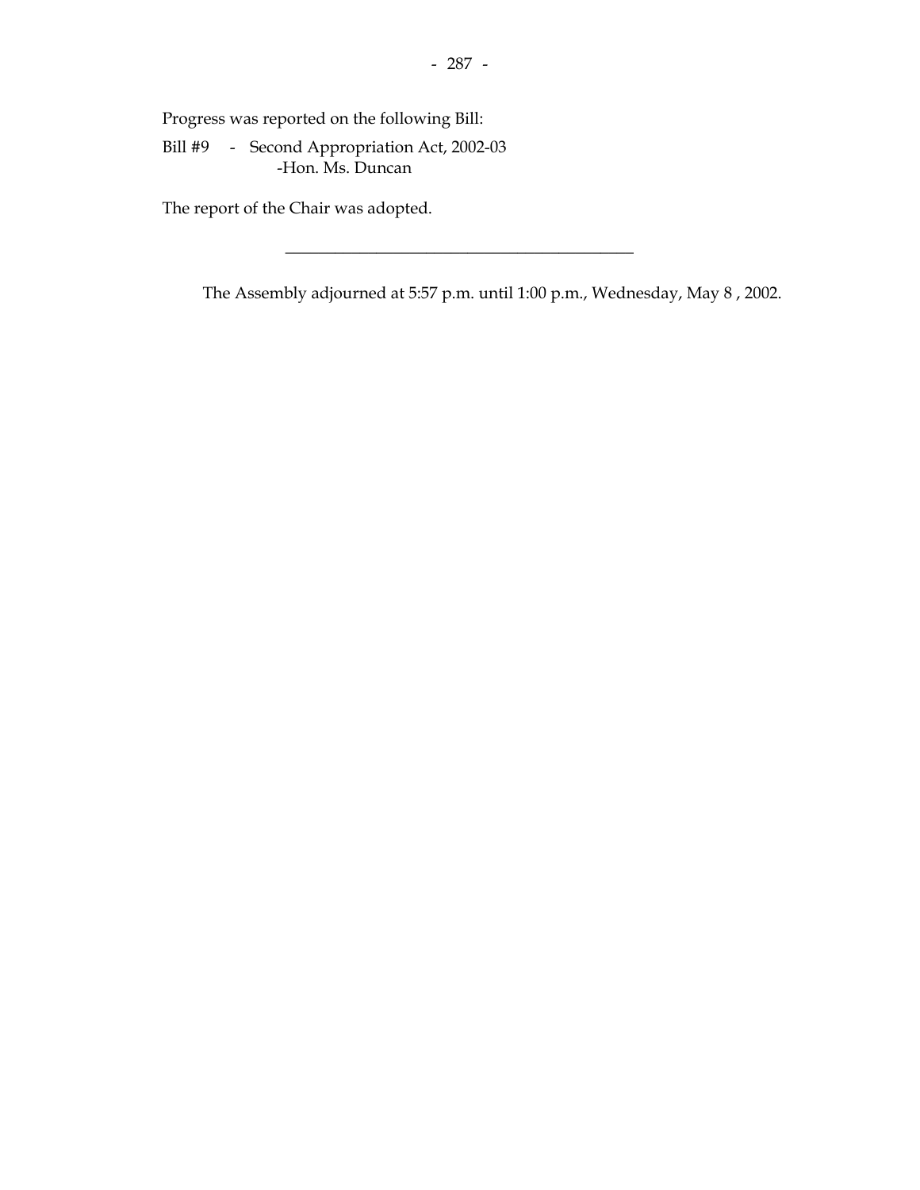Progress was reported on the following Bill:

Bill #9 - Second Appropriation Act, 2002-03
-Hon. Ms. Duncan

The report of the Chair was adopted.

---

The Assembly adjourned at 5:57 p.m. until 1:00 p.m., Wednesday, May 8 , 2002.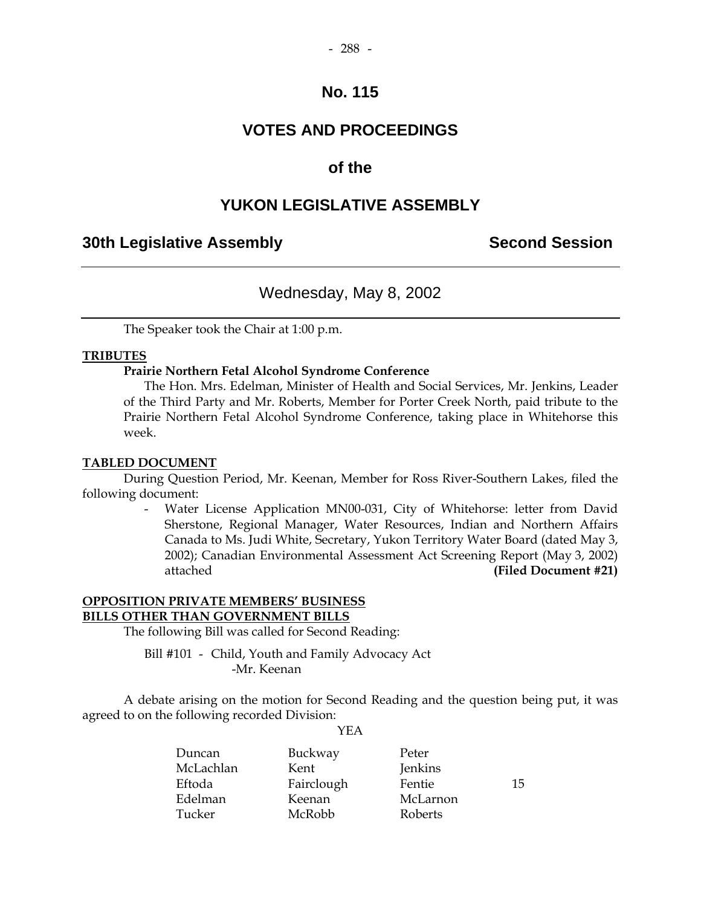# No. 115

# VOTES AND PROCEEDINGS

# of the

# YUKON LEGISLATIVE ASSEMBLY

## 30th Legislative Assembly — Second Session

---

### Wednesday, May 8, 2002

---

The Speaker took the Chair at 1:00 p.m.

**TRIBUTES**

**Prairie Northern Fetal Alcohol Syndrome Conference**

The Hon. Mrs. Edelman, Minister of Health and Social Services, Mr. Jenkins, Leader of the Third Party and Mr. Roberts, Member for Porter Creek North, paid tribute to the Prairie Northern Fetal Alcohol Syndrome Conference, taking place in Whitehorse this week.

**TABLED DOCUMENT**

During Question Period, Mr. Keenan, Member for Ross River-Southern Lakes, filed the following document:

- Water License Application MN00-031, City of Whitehorse: letter from David Sherstone, Regional Manager, Water Resources, Indian and Northern Affairs Canada to Ms. Judi White, Secretary, Yukon Territory Water Board (dated May 3, 2002); Canadian Environmental Assessment Act Screening Report (May 3, 2002) attached **(Filed Document #21)**

**OPPOSITION PRIVATE MEMBERS' BUSINESS**
**BILLS OTHER THAN GOVERNMENT BILLS**

The following Bill was called for Second Reading:

Bill #101 - Child, Youth and Family Advocacy Act
-Mr. Keenan

A debate arising on the motion for Second Reading and the question being put, it was agreed to on the following recorded Division:

YEA

| | | | |
|---|---|---|---|
| Duncan | Buckway | Peter | |
| McLachlan | Kent | Jenkins | |
| Eftoda | Fairclough | Fentie | 15 |
| Edelman | Keenan | McLarnon | |
| Tucker | McRobb | Roberts | |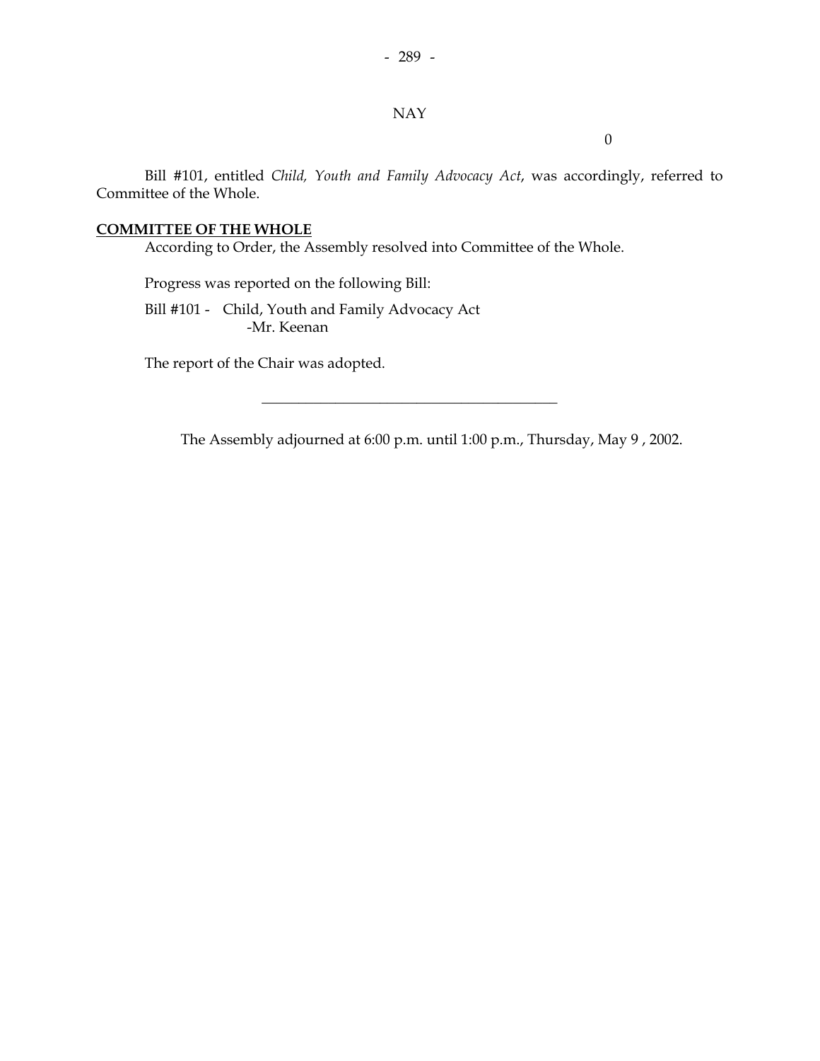NAY

0

Bill #101, entitled *Child, Youth and Family Advocacy Act*, was accordingly, referred to Committee of the Whole.

**COMMITTEE OF THE WHOLE**

According to Order, the Assembly resolved into Committee of the Whole.

Progress was reported on the following Bill:

Bill #101 - Child, Youth and Family Advocacy Act
-Mr. Keenan

The report of the Chair was adopted.

---

The Assembly adjourned at 6:00 p.m. until 1:00 p.m., Thursday, May 9 , 2002.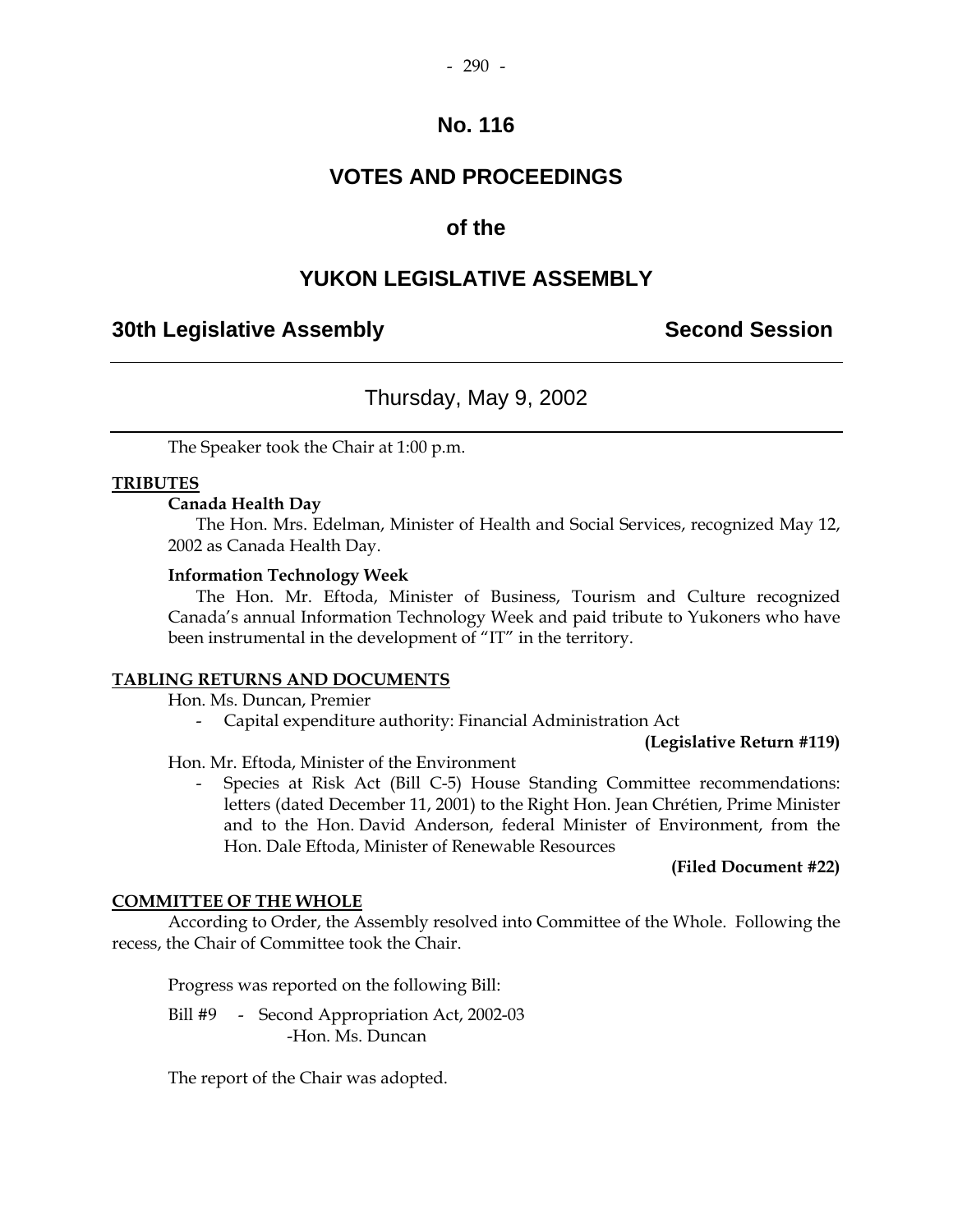# No. 116

# VOTES AND PROCEEDINGS

# of the

# YUKON LEGISLATIVE ASSEMBLY

## 30th Legislative Assembly — Second Session

---

### Thursday, May 9, 2002

---

The Speaker took the Chair at 1:00 p.m.

**TRIBUTES**

**Canada Health Day**

The Hon. Mrs. Edelman, Minister of Health and Social Services, recognized May 12, 2002 as Canada Health Day.

**Information Technology Week**

The Hon. Mr. Eftoda, Minister of Business, Tourism and Culture recognized Canada's annual Information Technology Week and paid tribute to Yukoners who have been instrumental in the development of "IT" in the territory.

**TABLING RETURNS AND DOCUMENTS**

Hon. Ms. Duncan, Premier

- Capital expenditure authority: Financial Administration Act

**(Legislative Return #119)**

Hon. Mr. Eftoda, Minister of the Environment

- Species at Risk Act (Bill C-5) House Standing Committee recommendations: letters (dated December 11, 2001) to the Right Hon. Jean Chrétien, Prime Minister and to the Hon. David Anderson, federal Minister of Environment, from the Hon. Dale Eftoda, Minister of Renewable Resources

**(Filed Document #22)**

**COMMITTEE OF THE WHOLE**

According to Order, the Assembly resolved into Committee of the Whole. Following the recess, the Chair of Committee took the Chair.

Progress was reported on the following Bill:

Bill #9 - Second Appropriation Act, 2002-03
-Hon. Ms. Duncan

The report of the Chair was adopted.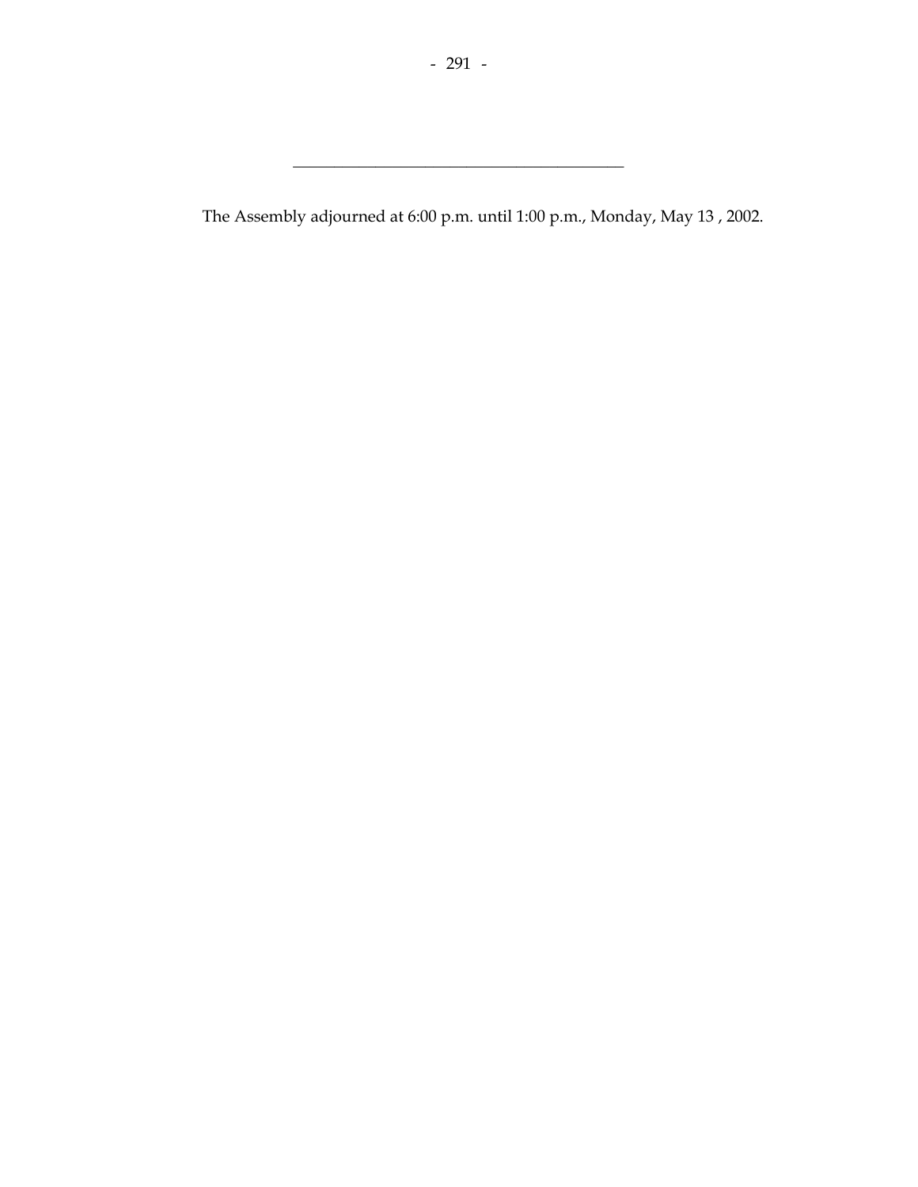---

The Assembly adjourned at 6:00 p.m. until 1:00 p.m., Monday, May 13 , 2002.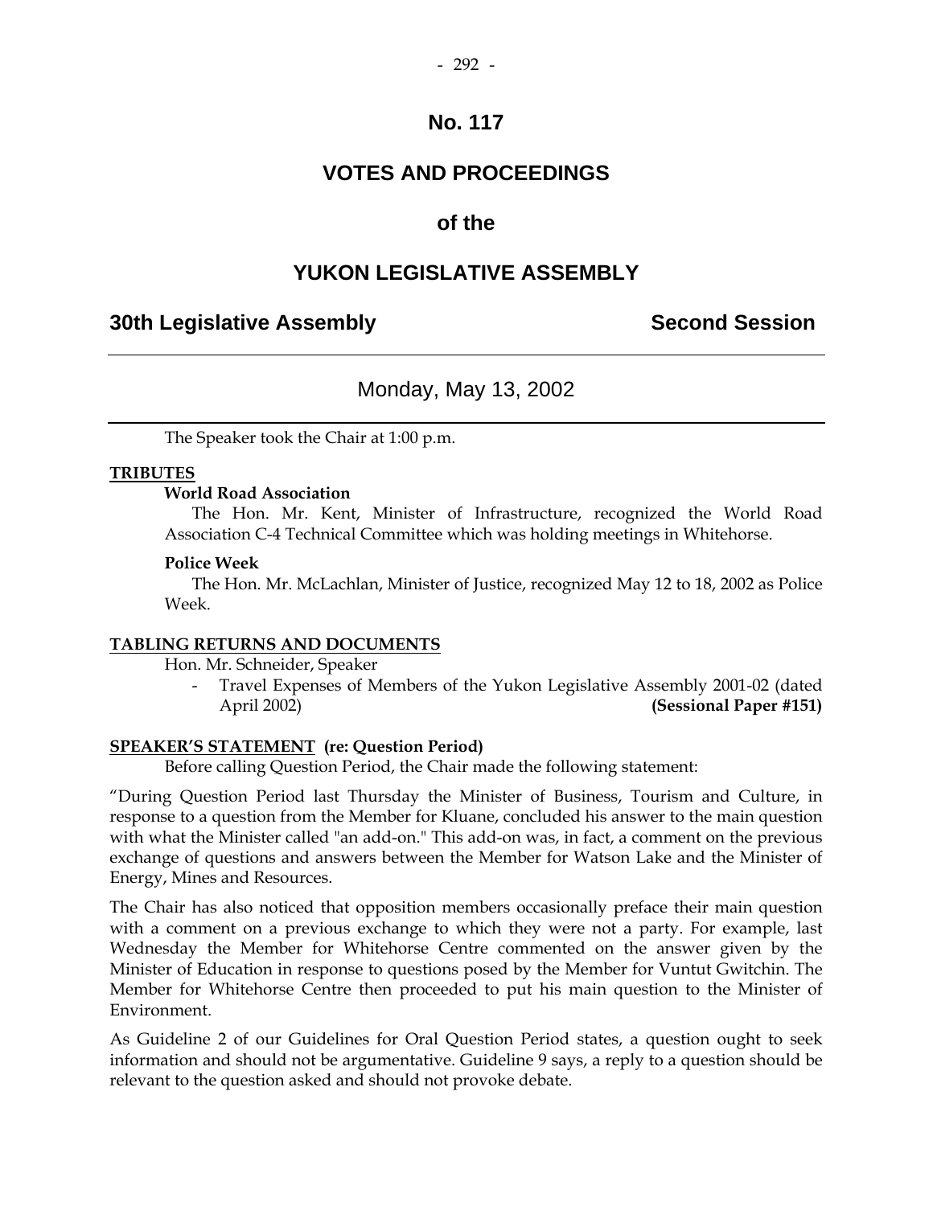# No. 117

# VOTES AND PROCEEDINGS

# of the

# YUKON LEGISLATIVE ASSEMBLY

**30th Legislative Assembly** **Second Session**

---

Monday, May 13, 2002

---

The Speaker took the Chair at 1:00 p.m.

**TRIBUTES**

**World Road Association**

The Hon. Mr. Kent, Minister of Infrastructure, recognized the World Road Association C-4 Technical Committee which was holding meetings in Whitehorse.

**Police Week**

The Hon. Mr. McLachlan, Minister of Justice, recognized May 12 to 18, 2002 as Police Week.

**TABLING RETURNS AND DOCUMENTS**

Hon. Mr. Schneider, Speaker

- Travel Expenses of Members of the Yukon Legislative Assembly 2001-02 (dated April 2002) **(Sessional Paper #151)**

**SPEAKER'S STATEMENT (re: Question Period)**

Before calling Question Period, the Chair made the following statement:

"During Question Period last Thursday the Minister of Business, Tourism and Culture, in response to a question from the Member for Kluane, concluded his answer to the main question with what the Minister called "an add-on." This add-on was, in fact, a comment on the previous exchange of questions and answers between the Member for Watson Lake and the Minister of Energy, Mines and Resources.

The Chair has also noticed that opposition members occasionally preface their main question with a comment on a previous exchange to which they were not a party. For example, last Wednesday the Member for Whitehorse Centre commented on the answer given by the Minister of Education in response to questions posed by the Member for Vuntut Gwitchin. The Member for Whitehorse Centre then proceeded to put his main question to the Minister of Environment.

As Guideline 2 of our Guidelines for Oral Question Period states, a question ought to seek information and should not be argumentative. Guideline 9 says, a reply to a question should be relevant to the question asked and should not provoke debate.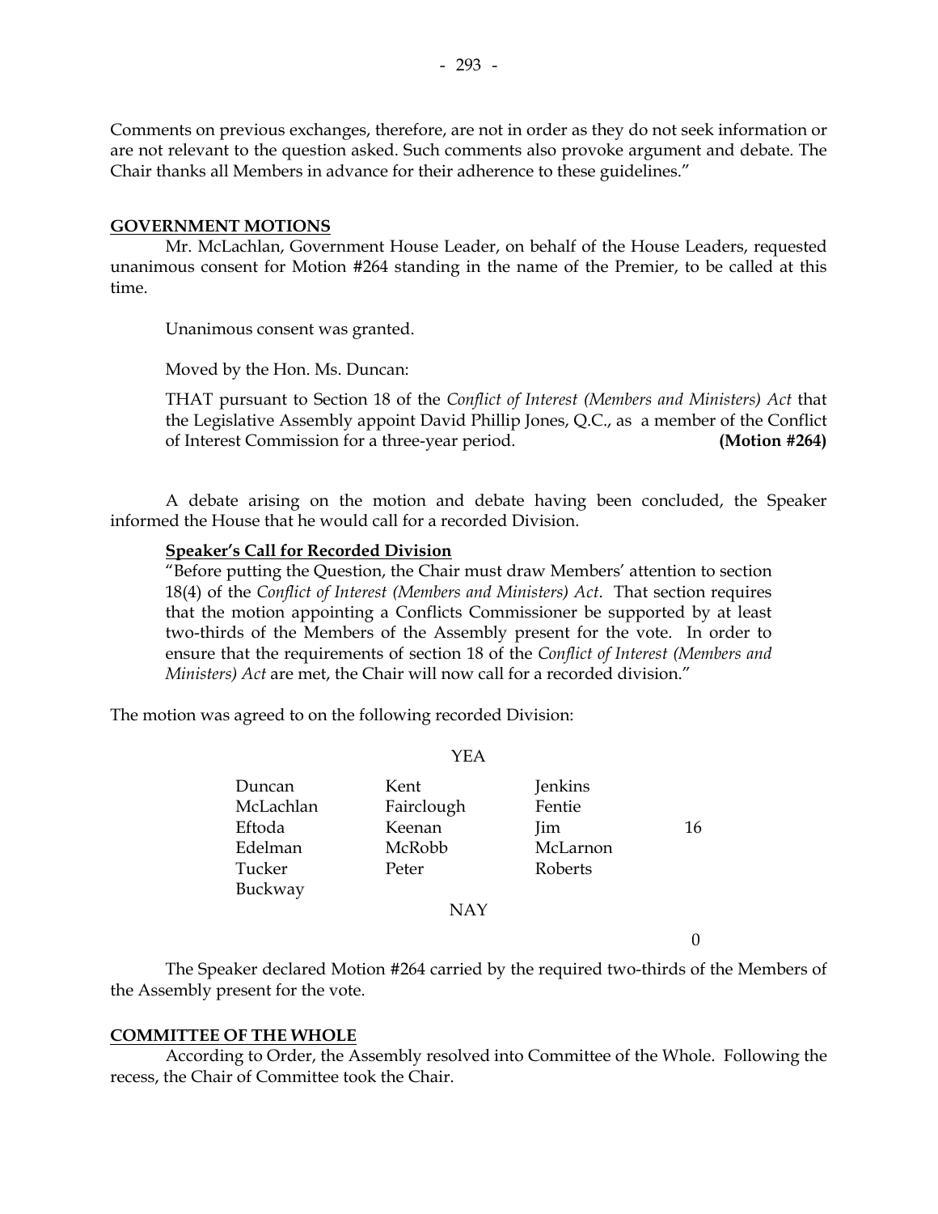Comments on previous exchanges, therefore, are not in order as they do not seek information or are not relevant to the question asked. Such comments also provoke argument and debate. The Chair thanks all Members in advance for their adherence to these guidelines."

**GOVERNMENT MOTIONS**

Mr. McLachlan, Government House Leader, on behalf of the House Leaders, requested unanimous consent for Motion #264 standing in the name of the Premier, to be called at this time.

Unanimous consent was granted.

Moved by the Hon. Ms. Duncan:

THAT pursuant to Section 18 of the *Conflict of Interest (Members and Ministers) Act* that the Legislative Assembly appoint David Phillip Jones, Q.C., as a member of the Conflict of Interest Commission for a three-year period. **(Motion #264)**

A debate arising on the motion and debate having been concluded, the Speaker informed the House that he would call for a recorded Division.

**Speaker's Call for Recorded Division**

"Before putting the Question, the Chair must draw Members' attention to section 18(4) of the *Conflict of Interest (Members and Ministers) Act*. That section requires that the motion appointing a Conflicts Commissioner be supported by at least two-thirds of the Members of the Assembly present for the vote. In order to ensure that the requirements of section 18 of the *Conflict of Interest (Members and Ministers) Act* are met, the Chair will now call for a recorded division."

The motion was agreed to on the following recorded Division:

YEA

| | | | |
|---|---|---|---|
| Duncan | Kent | Jenkins | |
| McLachlan | Fairclough | Fentie | |
| Eftoda | Keenan | Jim | 16 |
| Edelman | McRobb | McLarnon | |
| Tucker | Peter | Roberts | |
| Buckway | | | |

NAY

0

The Speaker declared Motion #264 carried by the required two-thirds of the Members of the Assembly present for the vote.

**COMMITTEE OF THE WHOLE**

According to Order, the Assembly resolved into Committee of the Whole. Following the recess, the Chair of Committee took the Chair.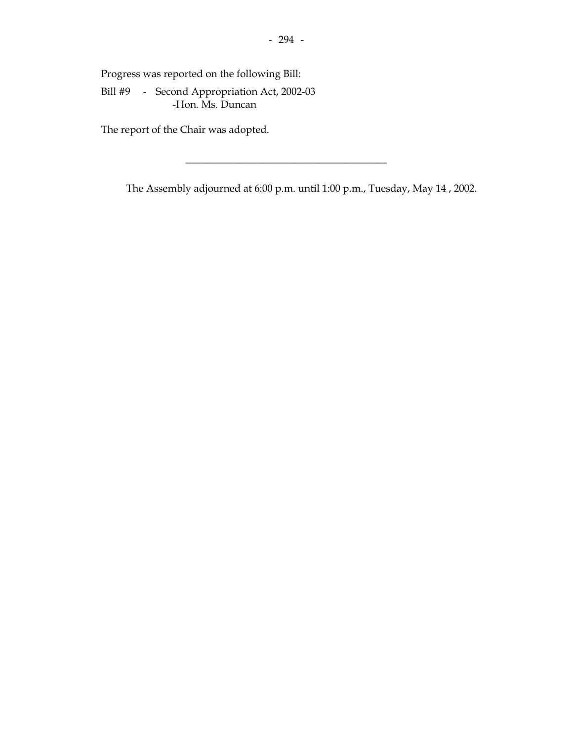Progress was reported on the following Bill:

Bill #9 - Second Appropriation Act, 2002-03
-Hon. Ms. Duncan

The report of the Chair was adopted.

---

The Assembly adjourned at 6:00 p.m. until 1:00 p.m., Tuesday, May 14 , 2002.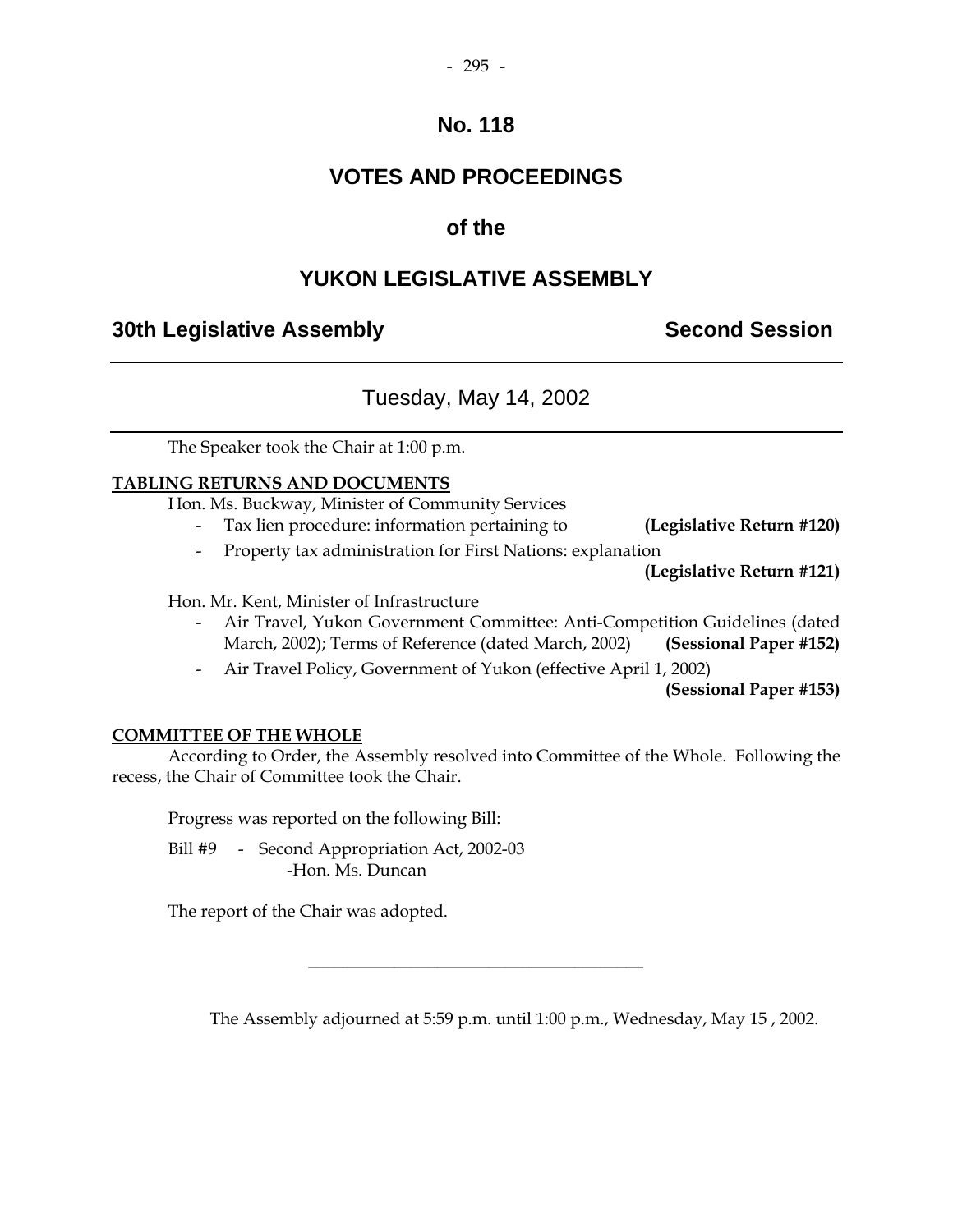# No. 118

# VOTES AND PROCEEDINGS

# of the

# YUKON LEGISLATIVE ASSEMBLY

## 30th Legislative Assembly — Second Session

---

### Tuesday, May 14, 2002

---

The Speaker took the Chair at 1:00 p.m.

**TABLING RETURNS AND DOCUMENTS**

Hon. Ms. Buckway, Minister of Community Services

- Tax lien procedure: information pertaining to **(Legislative Return #120)**
- Property tax administration for First Nations: explanation **(Legislative Return #121)**

Hon. Mr. Kent, Minister of Infrastructure

- Air Travel, Yukon Government Committee: Anti-Competition Guidelines (dated March, 2002); Terms of Reference (dated March, 2002) **(Sessional Paper #152)**
- Air Travel Policy, Government of Yukon (effective April 1, 2002) **(Sessional Paper #153)**

**COMMITTEE OF THE WHOLE**

According to Order, the Assembly resolved into Committee of the Whole. Following the recess, the Chair of Committee took the Chair.

Progress was reported on the following Bill:

Bill #9 - Second Appropriation Act, 2002-03
-Hon. Ms. Duncan

The report of the Chair was adopted.

---

The Assembly adjourned at 5:59 p.m. until 1:00 p.m., Wednesday, May 15 , 2002.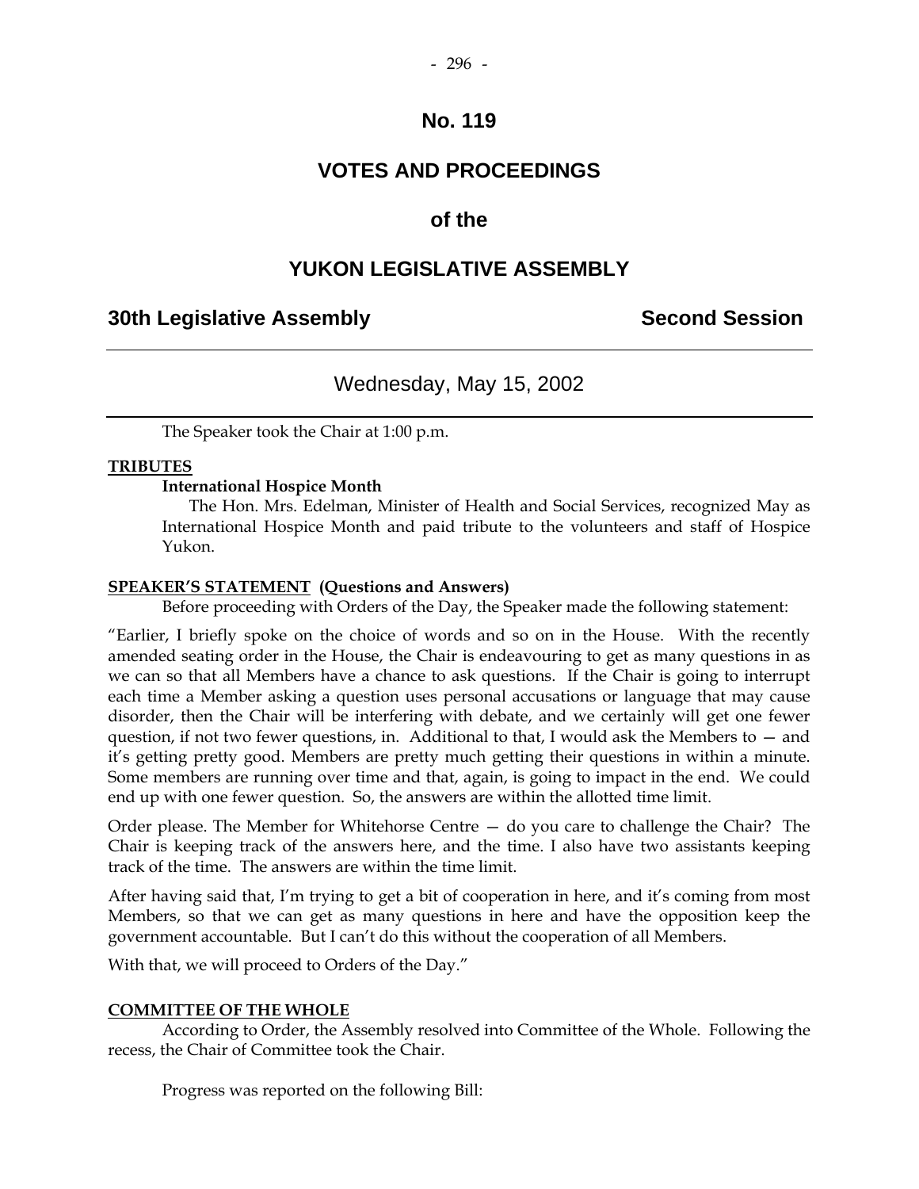# No. 119

# VOTES AND PROCEEDINGS

# of the

# YUKON LEGISLATIVE ASSEMBLY

**30th Legislative Assembly** **Second Session**

---

## Wednesday, May 15, 2002

---

The Speaker took the Chair at 1:00 p.m.

**TRIBUTES**

**International Hospice Month**

The Hon. Mrs. Edelman, Minister of Health and Social Services, recognized May as International Hospice Month and paid tribute to the volunteers and staff of Hospice Yukon.

**SPEAKER'S STATEMENT (Questions and Answers)**

Before proceeding with Orders of the Day, the Speaker made the following statement:

"Earlier, I briefly spoke on the choice of words and so on in the House. With the recently amended seating order in the House, the Chair is endeavouring to get as many questions in as we can so that all Members have a chance to ask questions. If the Chair is going to interrupt each time a Member asking a question uses personal accusations or language that may cause disorder, then the Chair will be interfering with debate, and we certainly will get one fewer question, if not two fewer questions, in. Additional to that, I would ask the Members to — and it's getting pretty good. Members are pretty much getting their questions in within a minute. Some members are running over time and that, again, is going to impact in the end. We could end up with one fewer question. So, the answers are within the allotted time limit.

Order please. The Member for Whitehorse Centre — do you care to challenge the Chair? The Chair is keeping track of the answers here, and the time. I also have two assistants keeping track of the time. The answers are within the time limit.

After having said that, I'm trying to get a bit of cooperation in here, and it's coming from most Members, so that we can get as many questions in here and have the opposition keep the government accountable. But I can't do this without the cooperation of all Members.

With that, we will proceed to Orders of the Day."

**COMMITTEE OF THE WHOLE**

According to Order, the Assembly resolved into Committee of the Whole. Following the recess, the Chair of Committee took the Chair.

Progress was reported on the following Bill: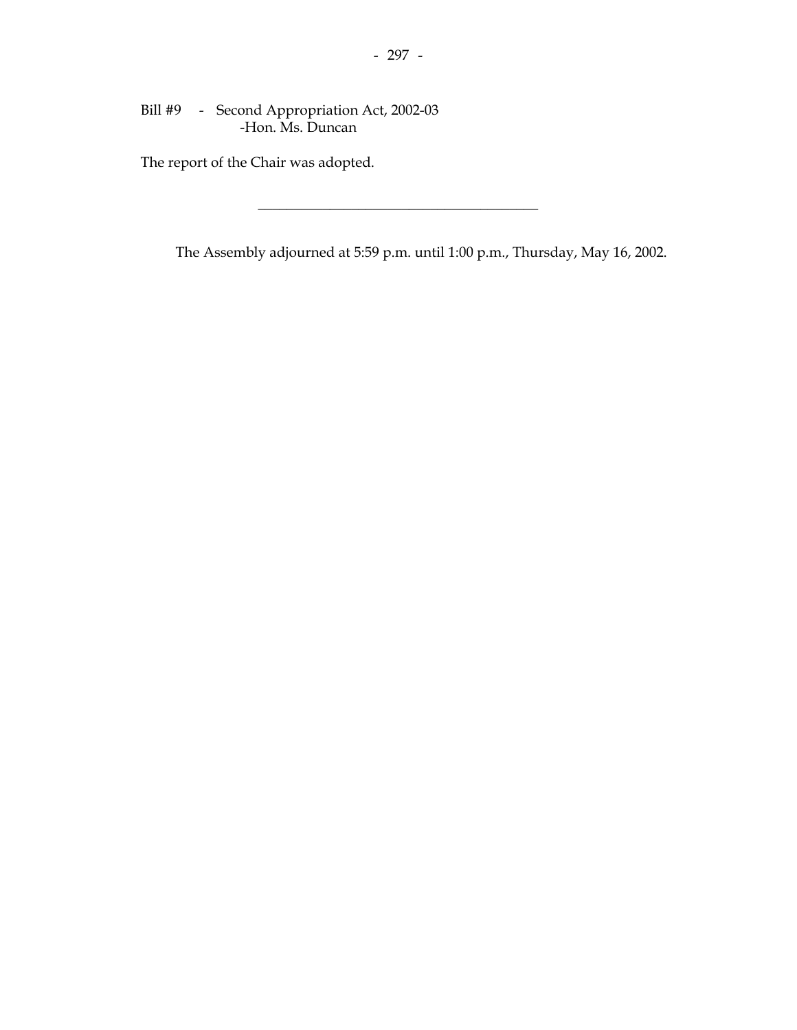Bill #9 - Second Appropriation Act, 2002-03
-Hon. Ms. Duncan

The report of the Chair was adopted.

---

The Assembly adjourned at 5:59 p.m. until 1:00 p.m., Thursday, May 16, 2002.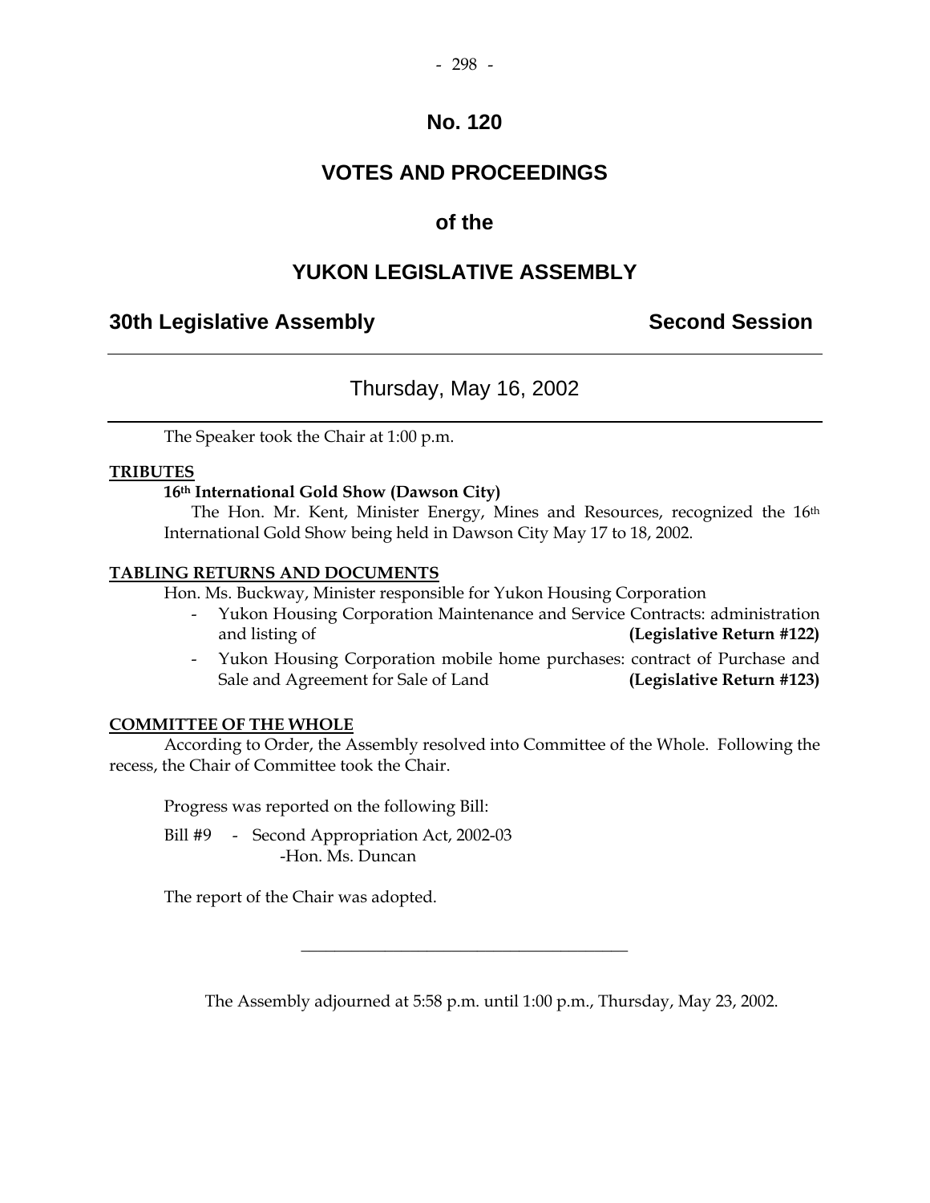# No. 120

# VOTES AND PROCEEDINGS

# of the

# YUKON LEGISLATIVE ASSEMBLY

## 30th Legislative Assembly — Second Session

### Thursday, May 16, 2002

The Speaker took the Chair at 1:00 p.m.

**TRIBUTES**

**16th International Gold Show (Dawson City)**

The Hon. Mr. Kent, Minister Energy, Mines and Resources, recognized the 16th International Gold Show being held in Dawson City May 17 to 18, 2002.

**TABLING RETURNS AND DOCUMENTS**

Hon. Ms. Buckway, Minister responsible for Yukon Housing Corporation

- Yukon Housing Corporation Maintenance and Service Contracts: administration and listing of **(Legislative Return #122)**
- Yukon Housing Corporation mobile home purchases: contract of Purchase and Sale and Agreement for Sale of Land **(Legislative Return #123)**

**COMMITTEE OF THE WHOLE**

According to Order, the Assembly resolved into Committee of the Whole. Following the recess, the Chair of Committee took the Chair.

Progress was reported on the following Bill:

Bill #9 - Second Appropriation Act, 2002-03
-Hon. Ms. Duncan

The report of the Chair was adopted.

---

The Assembly adjourned at 5:58 p.m. until 1:00 p.m., Thursday, May 23, 2002.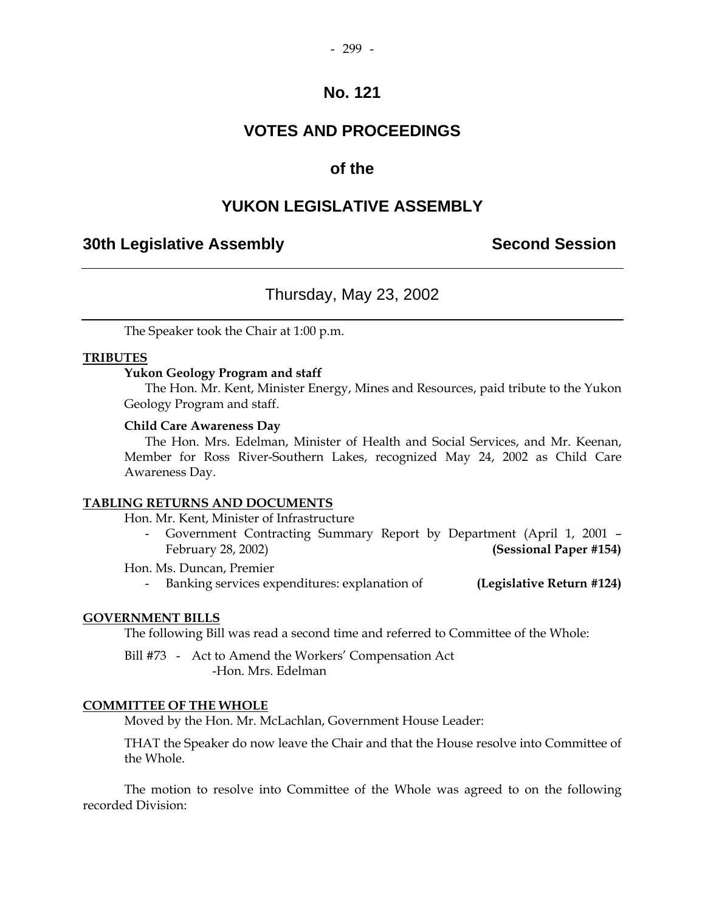# No. 121

# VOTES AND PROCEEDINGS

# of the

# YUKON LEGISLATIVE ASSEMBLY

## 30th Legislative Assembly — Second Session

### Thursday, May 23, 2002

The Speaker took the Chair at 1:00 p.m.

**TRIBUTES**

**Yukon Geology Program and staff**

The Hon. Mr. Kent, Minister Energy, Mines and Resources, paid tribute to the Yukon Geology Program and staff.

**Child Care Awareness Day**

The Hon. Mrs. Edelman, Minister of Health and Social Services, and Mr. Keenan, Member for Ross River-Southern Lakes, recognized May 24, 2002 as Child Care Awareness Day.

**TABLING RETURNS AND DOCUMENTS**

Hon. Mr. Kent, Minister of Infrastructure

- Government Contracting Summary Report by Department (April 1, 2001 – February 28, 2002) **(Sessional Paper #154)**

Hon. Ms. Duncan, Premier

- Banking services expenditures: explanation of **(Legislative Return #124)**

**GOVERNMENT BILLS**

The following Bill was read a second time and referred to Committee of the Whole:

Bill #73 - Act to Amend the Workers' Compensation Act
-Hon. Mrs. Edelman

**COMMITTEE OF THE WHOLE**

Moved by the Hon. Mr. McLachlan, Government House Leader:

THAT the Speaker do now leave the Chair and that the House resolve into Committee of the Whole.

The motion to resolve into Committee of the Whole was agreed to on the following recorded Division: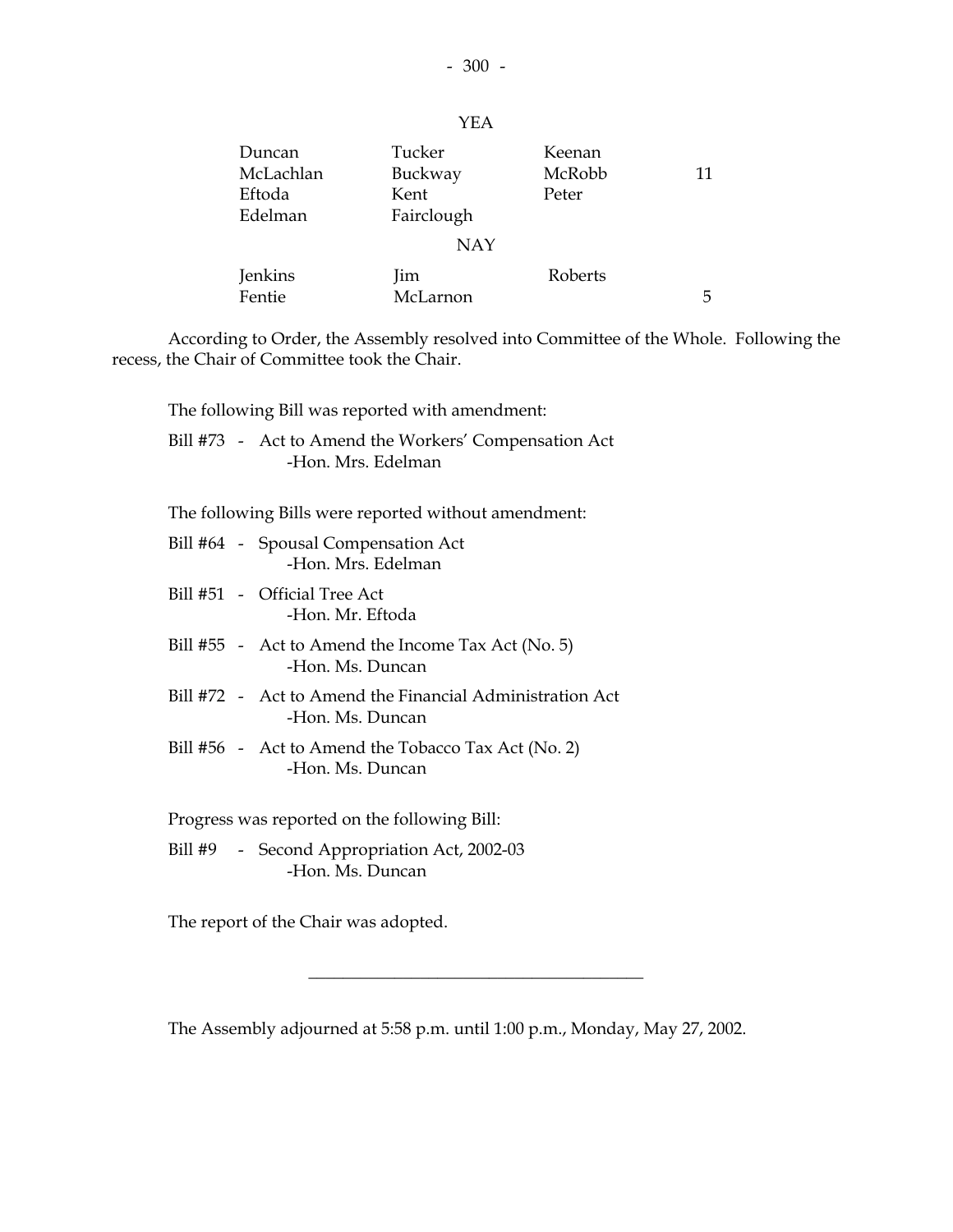YEA

| | | | |
|---|---|---|---|
| Duncan | Tucker | Keenan | |
| McLachlan | Buckway | McRobb | 11 |
| Eftoda | Kent | Peter | |
| Edelman | Fairclough | | |

NAY

| | | | |
|---|---|---|---|
| Jenkins | Jim | Roberts | |
| Fentie | McLarnon | | 5 |

According to Order, the Assembly resolved into Committee of the Whole. Following the recess, the Chair of Committee took the Chair.

The following Bill was reported with amendment:

Bill #73 - Act to Amend the Workers' Compensation Act
-Hon. Mrs. Edelman

The following Bills were reported without amendment:

Bill #64 - Spousal Compensation Act
-Hon. Mrs. Edelman

Bill #51 - Official Tree Act
-Hon. Mr. Eftoda

Bill #55 - Act to Amend the Income Tax Act (No. 5)
-Hon. Ms. Duncan

Bill #72 - Act to Amend the Financial Administration Act
-Hon. Ms. Duncan

Bill #56 - Act to Amend the Tobacco Tax Act (No. 2)
-Hon. Ms. Duncan

Progress was reported on the following Bill:

Bill #9 - Second Appropriation Act, 2002-03
-Hon. Ms. Duncan

The report of the Chair was adopted.

---

The Assembly adjourned at 5:58 p.m. until 1:00 p.m., Monday, May 27, 2002.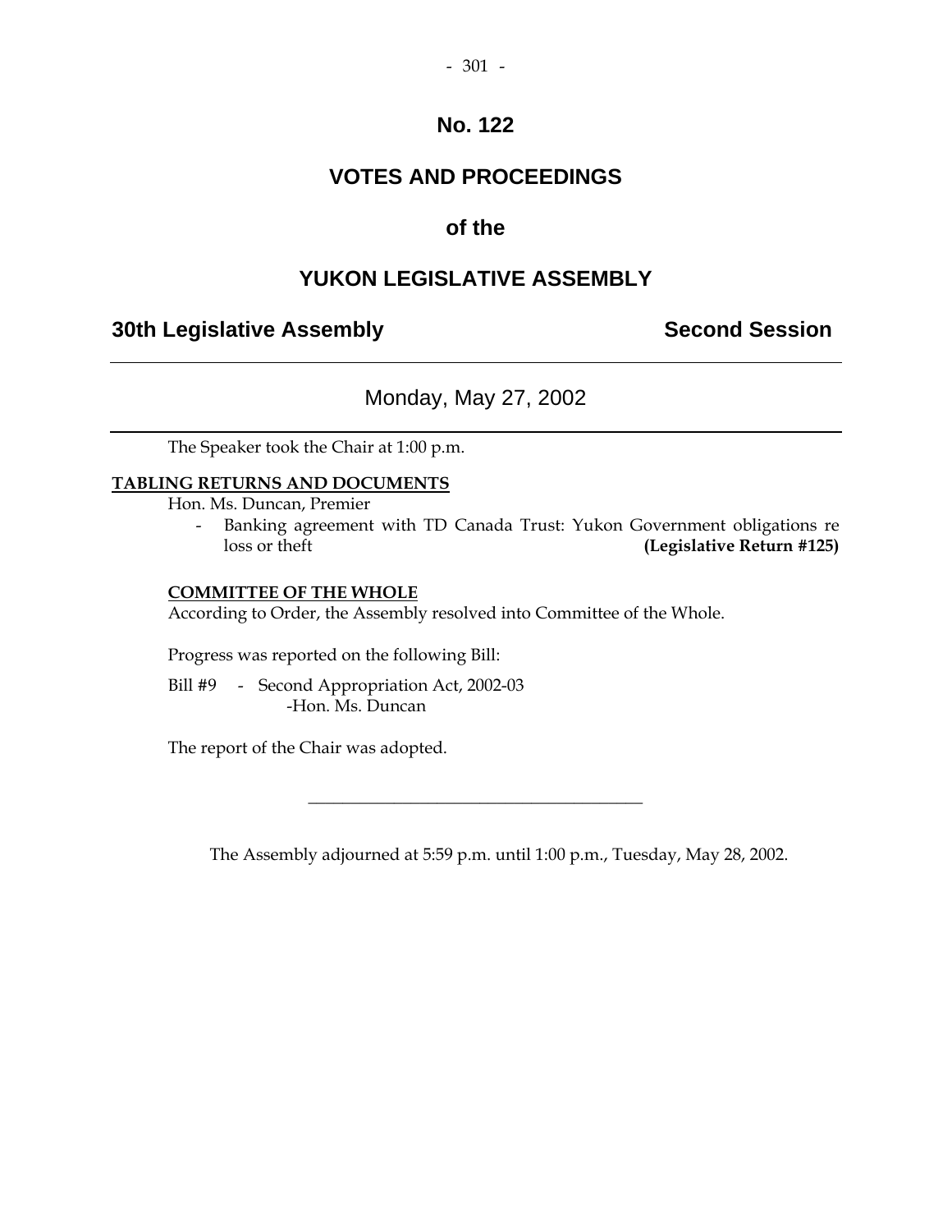# No. 122

# VOTES AND PROCEEDINGS

## of the

# YUKON LEGISLATIVE ASSEMBLY

**30th Legislative Assembly** **Second Session**

---

Monday, May 27, 2002

---

The Speaker took the Chair at 1:00 p.m.

**TABLING RETURNS AND DOCUMENTS**

Hon. Ms. Duncan, Premier

- Banking agreement with TD Canada Trust: Yukon Government obligations re loss or theft **(Legislative Return #125)**

**COMMITTEE OF THE WHOLE**

According to Order, the Assembly resolved into Committee of the Whole.

Progress was reported on the following Bill:

Bill #9 - Second Appropriation Act, 2002-03
-Hon. Ms. Duncan

The report of the Chair was adopted.

---

The Assembly adjourned at 5:59 p.m. until 1:00 p.m., Tuesday, May 28, 2002.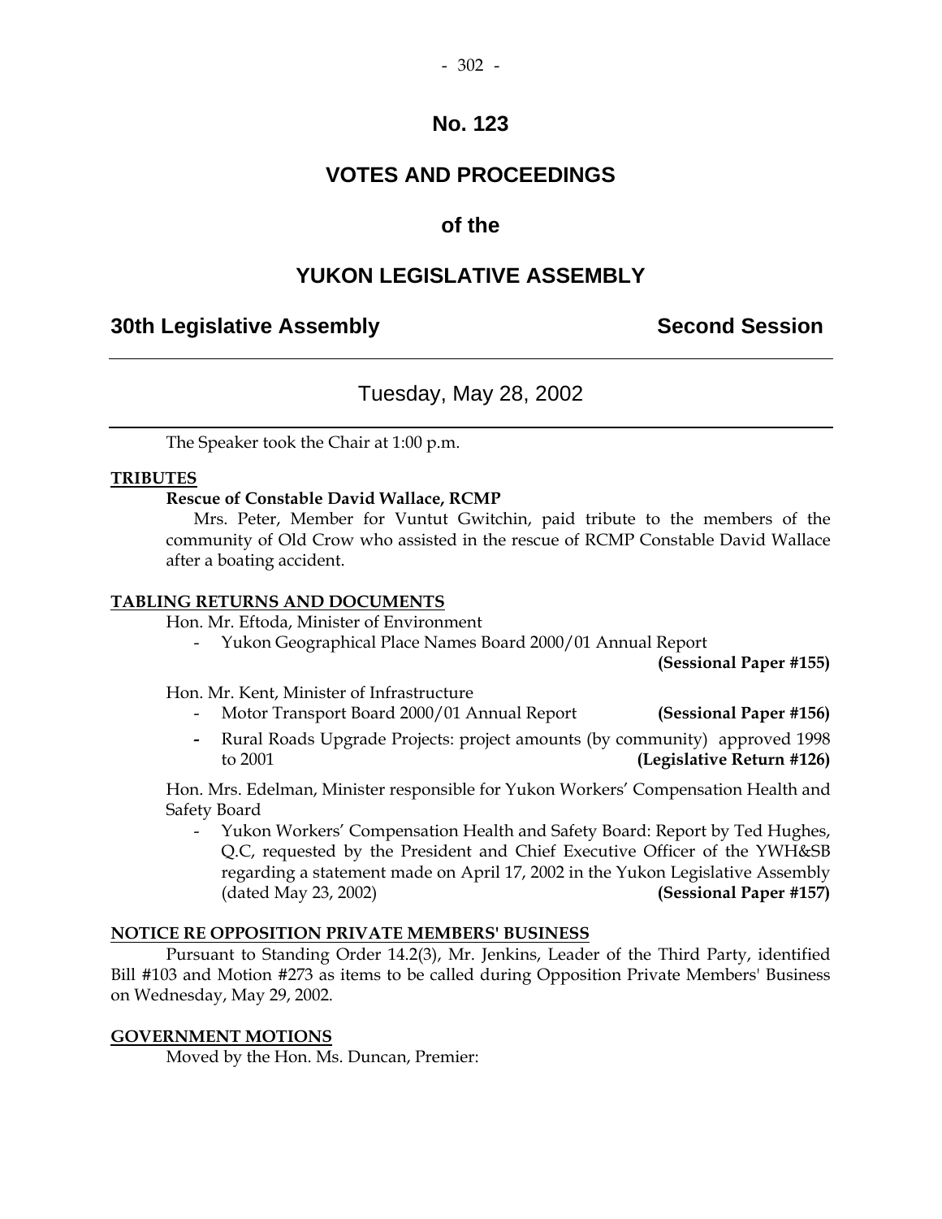# No. 123

# VOTES AND PROCEEDINGS

# of the

# YUKON LEGISLATIVE ASSEMBLY

## 30th Legislative Assembly — Second Session

---

Tuesday, May 28, 2002

---

The Speaker took the Chair at 1:00 p.m.

**TRIBUTES**

**Rescue of Constable David Wallace, RCMP**

Mrs. Peter, Member for Vuntut Gwitchin, paid tribute to the members of the community of Old Crow who assisted in the rescue of RCMP Constable David Wallace after a boating accident.

**TABLING RETURNS AND DOCUMENTS**

Hon. Mr. Eftoda, Minister of Environment

- Yukon Geographical Place Names Board 2000/01 Annual Report **(Sessional Paper #155)**

Hon. Mr. Kent, Minister of Infrastructure

- Motor Transport Board 2000/01 Annual Report **(Sessional Paper #156)**
- Rural Roads Upgrade Projects: project amounts (by community) approved 1998 to 2001 **(Legislative Return #126)**

Hon. Mrs. Edelman, Minister responsible for Yukon Workers' Compensation Health and Safety Board

- Yukon Workers' Compensation Health and Safety Board: Report by Ted Hughes, Q.C, requested by the President and Chief Executive Officer of the YWH&SB regarding a statement made on April 17, 2002 in the Yukon Legislative Assembly (dated May 23, 2002) **(Sessional Paper #157)**

**NOTICE RE OPPOSITION PRIVATE MEMBERS' BUSINESS**

Pursuant to Standing Order 14.2(3), Mr. Jenkins, Leader of the Third Party, identified Bill #103 and Motion #273 as items to be called during Opposition Private Members' Business on Wednesday, May 29, 2002.

**GOVERNMENT MOTIONS**

Moved by the Hon. Ms. Duncan, Premier: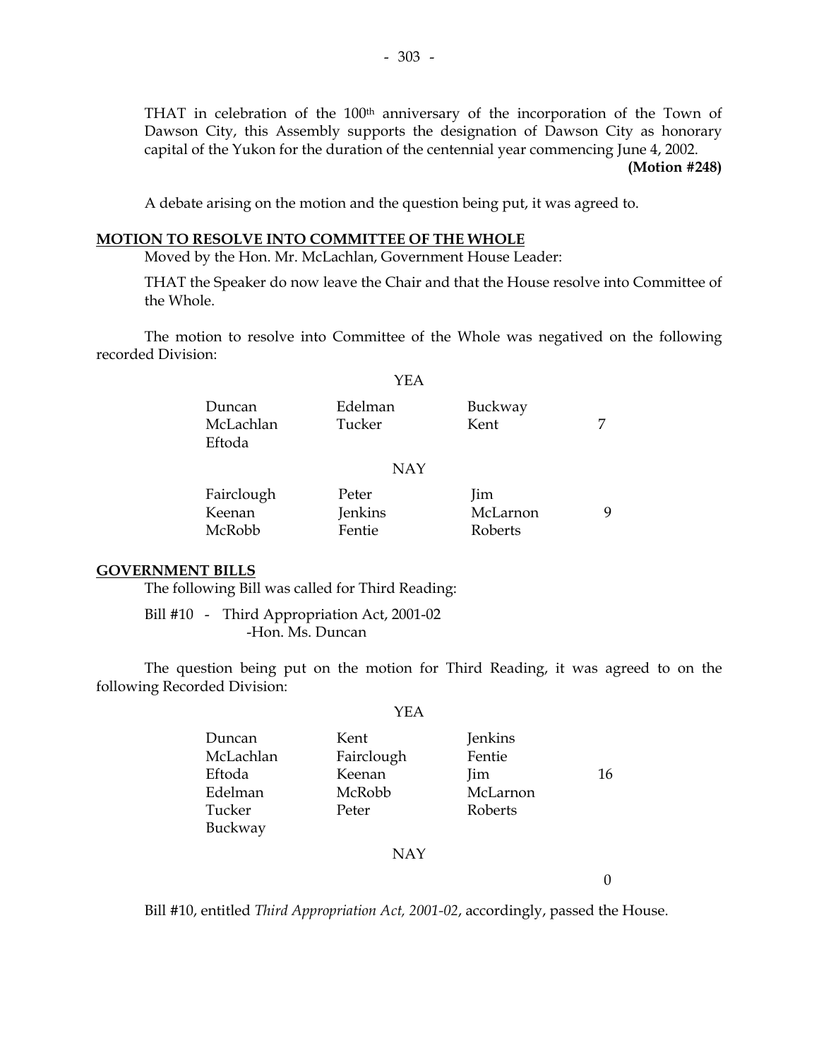THAT in celebration of the 100th anniversary of the incorporation of the Town of Dawson City, this Assembly supports the designation of Dawson City as honorary capital of the Yukon for the duration of the centennial year commencing June 4, 2002.

**(Motion #248)**

A debate arising on the motion and the question being put, it was agreed to.

## MOTION TO RESOLVE INTO COMMITTEE OF THE WHOLE

Moved by the Hon. Mr. McLachlan, Government House Leader:

THAT the Speaker do now leave the Chair and that the House resolve into Committee of the Whole.

The motion to resolve into Committee of the Whole was negatived on the following recorded Division:

YEA

| | | | |
|---|---|---|---|
| Duncan | Edelman | Buckway | |
| McLachlan | Tucker | Kent | 7 |
| Eftoda | | | |

NAY

| | | | |
|---|---|---|---|
| Fairclough | Peter | Jim | |
| Keenan | Jenkins | McLarnon | 9 |
| McRobb | Fentie | Roberts | |

## GOVERNMENT BILLS

The following Bill was called for Third Reading:

Bill #10 - Third Appropriation Act, 2001-02
-Hon. Ms. Duncan

The question being put on the motion for Third Reading, it was agreed to on the following Recorded Division:

YEA

| | | | |
|---|---|---|---|
| Duncan | Kent | Jenkins | |
| McLachlan | Fairclough | Fentie | |
| Eftoda | Keenan | Jim | 16 |
| Edelman | McRobb | McLarnon | |
| Tucker | Peter | Roberts | |
| Buckway | | | |

NAY

0

Bill #10, entitled *Third Appropriation Act, 2001-02*, accordingly, passed the House.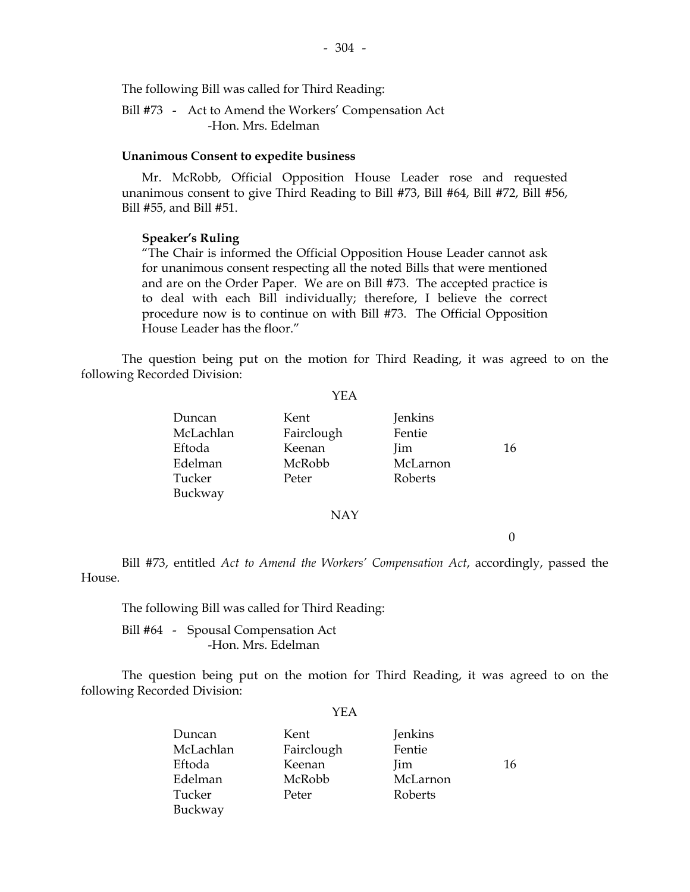The following Bill was called for Third Reading:

Bill #73 - Act to Amend the Workers' Compensation Act
-Hon. Mrs. Edelman

**Unanimous Consent to expedite business**

Mr. McRobb, Official Opposition House Leader rose and requested unanimous consent to give Third Reading to Bill #73, Bill #64, Bill #72, Bill #56, Bill #55, and Bill #51.

**Speaker's Ruling**

"The Chair is informed the Official Opposition House Leader cannot ask for unanimous consent respecting all the noted Bills that were mentioned and are on the Order Paper. We are on Bill #73. The accepted practice is to deal with each Bill individually; therefore, I believe the correct procedure now is to continue on with Bill #73. The Official Opposition House Leader has the floor."

The question being put on the motion for Third Reading, it was agreed to on the following Recorded Division:

YEA

| | | | |
|---|---|---|---|
| Duncan | Kent | Jenkins | |
| McLachlan | Fairclough | Fentie | |
| Eftoda | Keenan | Jim | 16 |
| Edelman | McRobb | McLarnon | |
| Tucker | Peter | Roberts | |
| Buckway | | | |

NAY

0

Bill #73, entitled *Act to Amend the Workers' Compensation Act*, accordingly, passed the House.

The following Bill was called for Third Reading:

Bill #64 - Spousal Compensation Act
-Hon. Mrs. Edelman

The question being put on the motion for Third Reading, it was agreed to on the following Recorded Division:

YEA

| | | | |
|---|---|---|---|
| Duncan | Kent | Jenkins | |
| McLachlan | Fairclough | Fentie | |
| Eftoda | Keenan | Jim | 16 |
| Edelman | McRobb | McLarnon | |
| Tucker | Peter | Roberts | |
| Buckway | | | |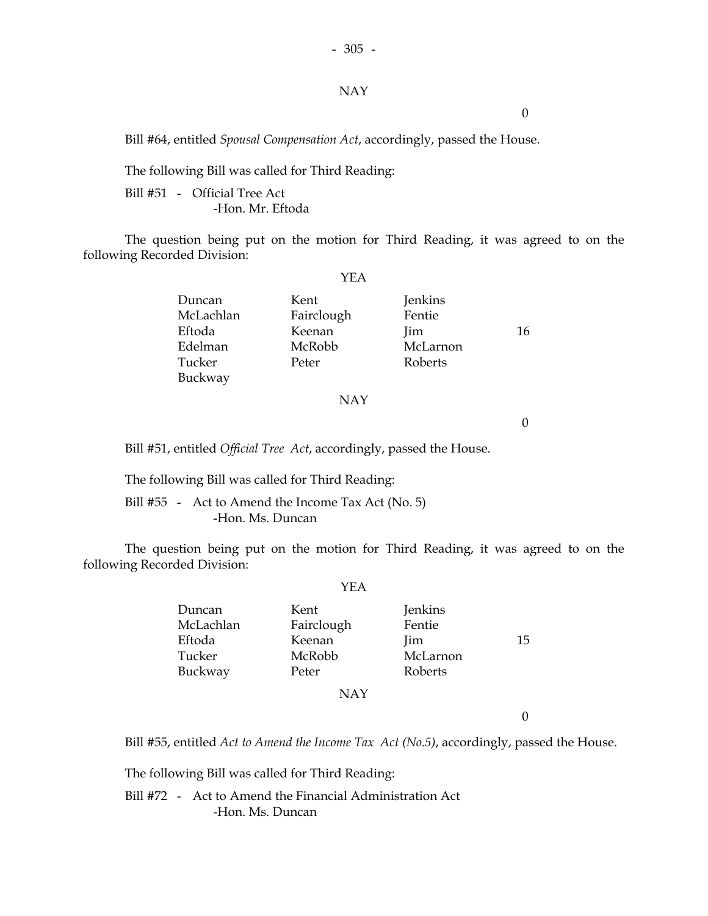NAY

0

Bill #64, entitled *Spousal Compensation Act*, accordingly, passed the House.

The following Bill was called for Third Reading:

Bill #51 - Official Tree Act
-Hon. Mr. Eftoda

The question being put on the motion for Third Reading, it was agreed to on the following Recorded Division:

YEA

| | | | |
|---|---|---|---|
| Duncan | Kent | Jenkins | |
| McLachlan | Fairclough | Fentie | |
| Eftoda | Keenan | Jim | 16 |
| Edelman | McRobb | McLarnon | |
| Tucker | Peter | Roberts | |
| Buckway | | | |

NAY

0

Bill #51, entitled *Official Tree Act*, accordingly, passed the House.

The following Bill was called for Third Reading:

Bill #55 - Act to Amend the Income Tax Act (No. 5)
-Hon. Ms. Duncan

The question being put on the motion for Third Reading, it was agreed to on the following Recorded Division:

YEA

| | | | |
|---|---|---|---|
| Duncan | Kent | Jenkins | |
| McLachlan | Fairclough | Fentie | |
| Eftoda | Keenan | Jim | 15 |
| Tucker | McRobb | McLarnon | |
| Buckway | Peter | Roberts | |

NAY

0

Bill #55, entitled *Act to Amend the Income Tax Act (No.5)*, accordingly, passed the House.

The following Bill was called for Third Reading:

Bill #72 - Act to Amend the Financial Administration Act
-Hon. Ms. Duncan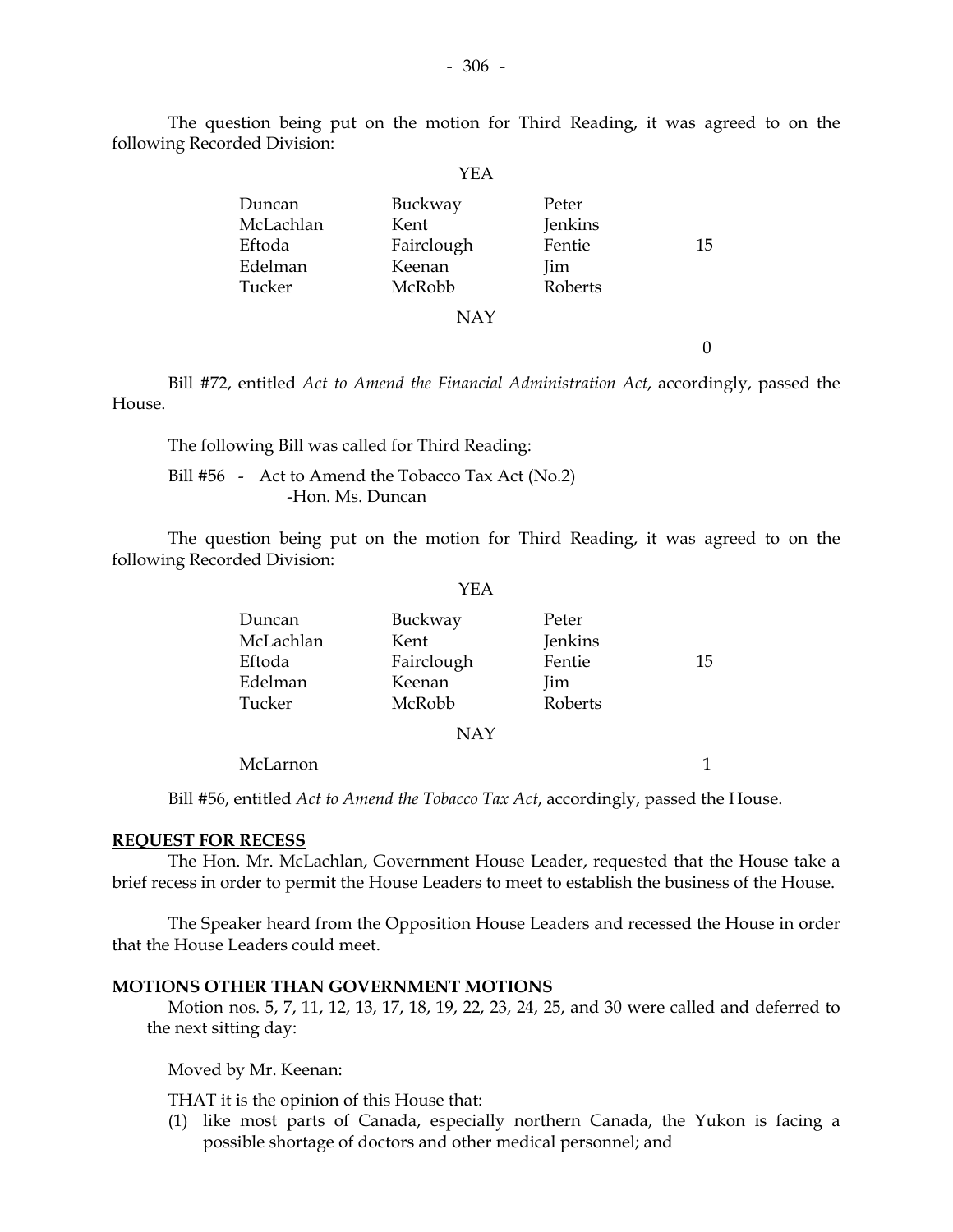The question being put on the motion for Third Reading, it was agreed to on the following Recorded Division:

YEA

| | | | |
|---|---|---|---|
| Duncan | Buckway | Peter | |
| McLachlan | Kent | Jenkins | |
| Eftoda | Fairclough | Fentie | 15 |
| Edelman | Keenan | Jim | |
| Tucker | McRobb | Roberts | |

NAY

0

Bill #72, entitled *Act to Amend the Financial Administration Act*, accordingly, passed the House.

The following Bill was called for Third Reading:

Bill #56 - Act to Amend the Tobacco Tax Act (No.2)
-Hon. Ms. Duncan

The question being put on the motion for Third Reading, it was agreed to on the following Recorded Division:

YEA

| | | | |
|---|---|---|---|
| Duncan | Buckway | Peter | |
| McLachlan | Kent | Jenkins | |
| Eftoda | Fairclough | Fentie | 15 |
| Edelman | Keenan | Jim | |
| Tucker | McRobb | Roberts | |

NAY

McLarnon 1

Bill #56, entitled *Act to Amend the Tobacco Tax Act*, accordingly, passed the House.

**REQUEST FOR RECESS**

The Hon. Mr. McLachlan, Government House Leader, requested that the House take a brief recess in order to permit the House Leaders to meet to establish the business of the House.

The Speaker heard from the Opposition House Leaders and recessed the House in order that the House Leaders could meet.

**MOTIONS OTHER THAN GOVERNMENT MOTIONS**

Motion nos. 5, 7, 11, 12, 13, 17, 18, 19, 22, 23, 24, 25, and 30 were called and deferred to the next sitting day:

Moved by Mr. Keenan:

THAT it is the opinion of this House that:

(1) like most parts of Canada, especially northern Canada, the Yukon is facing a possible shortage of doctors and other medical personnel; and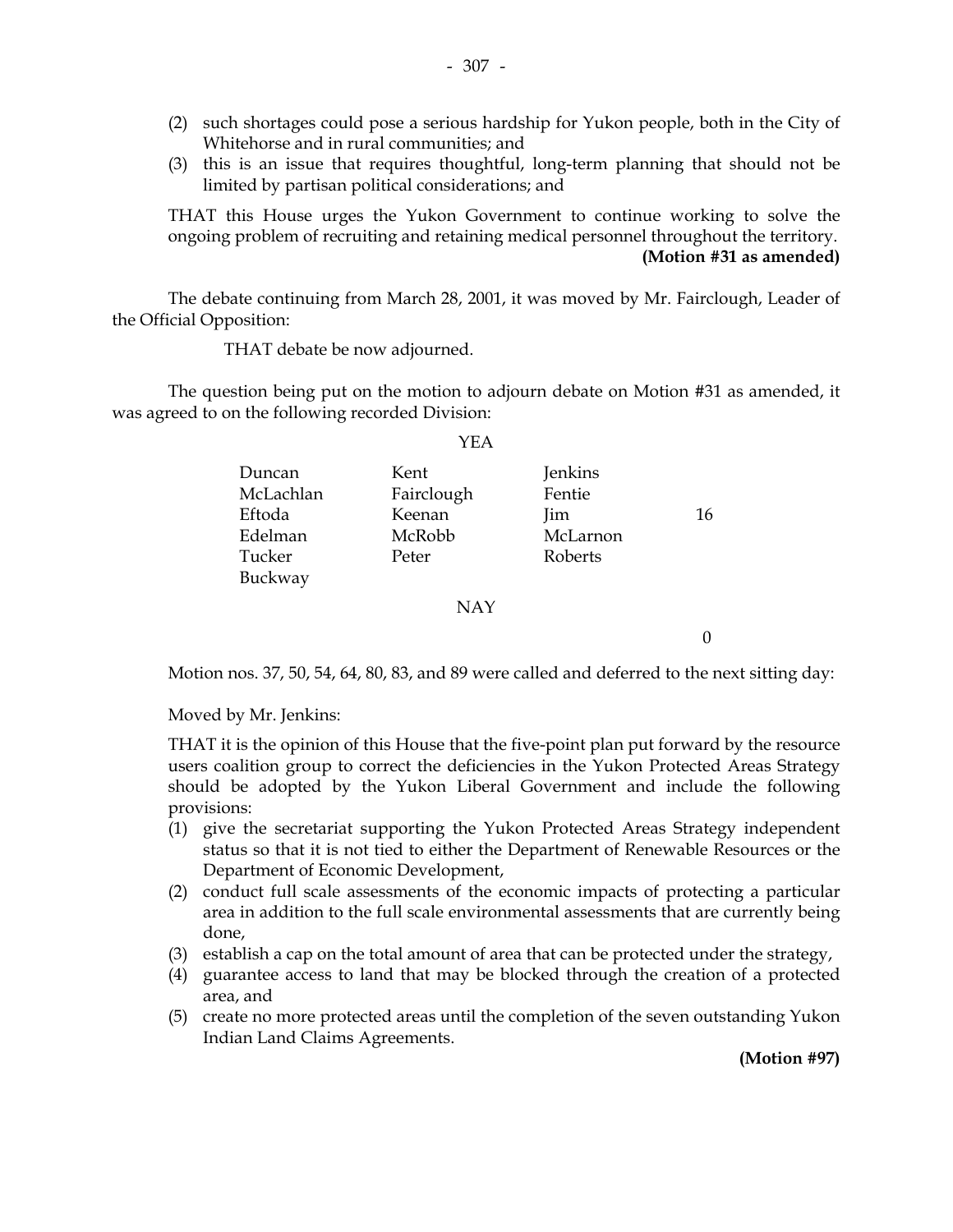(2) such shortages could pose a serious hardship for Yukon people, both in the City of Whitehorse and in rural communities; and
(3) this is an issue that requires thoughtful, long-term planning that should not be limited by partisan political considerations; and

THAT this House urges the Yukon Government to continue working to solve the ongoing problem of recruiting and retaining medical personnel throughout the territory.

**(Motion #31 as amended)**

The debate continuing from March 28, 2001, it was moved by Mr. Fairclough, Leader of the Official Opposition:

THAT debate be now adjourned.

The question being put on the motion to adjourn debate on Motion #31 as amended, it was agreed to on the following recorded Division:

YEA

| | | | |
|---|---|---|---|
| Duncan | Kent | Jenkins | |
| McLachlan | Fairclough | Fentie | |
| Eftoda | Keenan | Jim | 16 |
| Edelman | McRobb | McLarnon | |
| Tucker | Peter | Roberts | |
| Buckway | | | |

NAY

0

Motion nos. 37, 50, 54, 64, 80, 83, and 89 were called and deferred to the next sitting day:

Moved by Mr. Jenkins:

THAT it is the opinion of this House that the five-point plan put forward by the resource users coalition group to correct the deficiencies in the Yukon Protected Areas Strategy should be adopted by the Yukon Liberal Government and include the following provisions:

(1) give the secretariat supporting the Yukon Protected Areas Strategy independent status so that it is not tied to either the Department of Renewable Resources or the Department of Economic Development,
(2) conduct full scale assessments of the economic impacts of protecting a particular area in addition to the full scale environmental assessments that are currently being done,
(3) establish a cap on the total amount of area that can be protected under the strategy,
(4) guarantee access to land that may be blocked through the creation of a protected area, and
(5) create no more protected areas until the completion of the seven outstanding Yukon Indian Land Claims Agreements.

**(Motion #97)**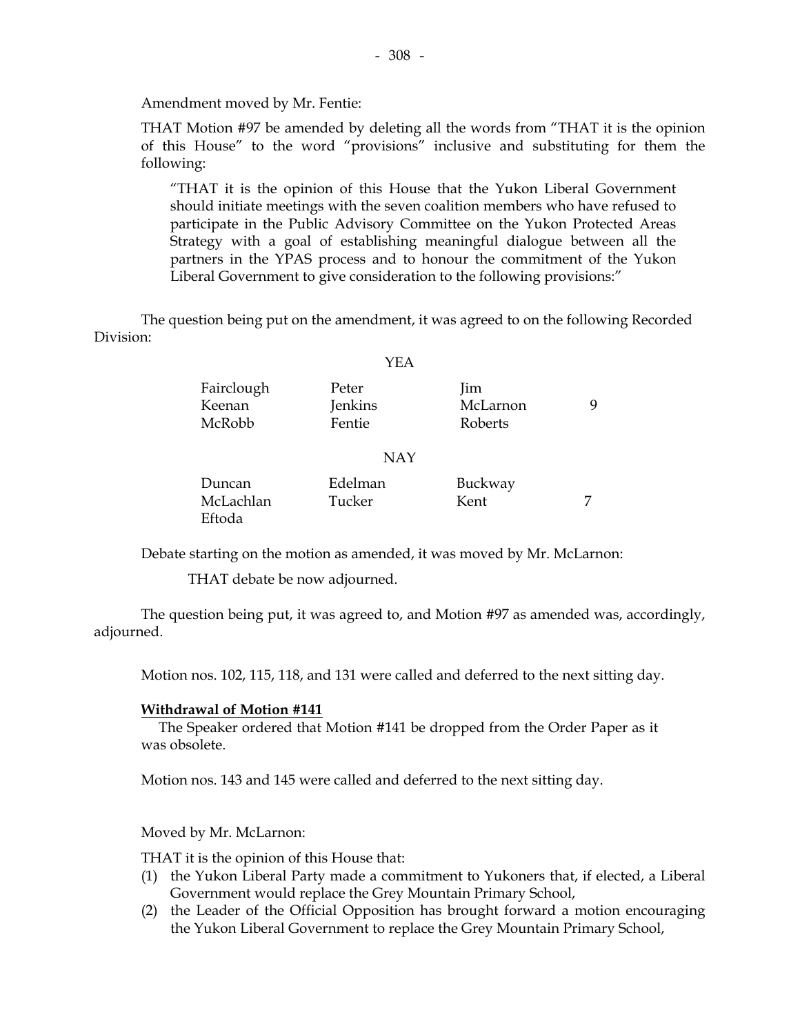Amendment moved by Mr. Fentie:

THAT Motion #97 be amended by deleting all the words from "THAT it is the opinion of this House" to the word "provisions" inclusive and substituting for them the following:

> "THAT it is the opinion of this House that the Yukon Liberal Government should initiate meetings with the seven coalition members who have refused to participate in the Public Advisory Committee on the Yukon Protected Areas Strategy with a goal of establishing meaningful dialogue between all the partners in the YPAS process and to honour the commitment of the Yukon Liberal Government to give consideration to the following provisions:"

The question being put on the amendment, it was agreed to on the following Recorded Division:

YEA

| | | | |
|---|---|---|---|
| Fairclough | Peter | Jim | |
| Keenan | Jenkins | McLarnon | 9 |
| McRobb | Fentie | Roberts | |

NAY

| | | | |
|---|---|---|---|
| Duncan | Edelman | Buckway | |
| McLachlan | Tucker | Kent | 7 |
| Eftoda | | | |

Debate starting on the motion as amended, it was moved by Mr. McLarnon:

THAT debate be now adjourned.

The question being put, it was agreed to, and Motion #97 as amended was, accordingly, adjourned.

Motion nos. 102, 115, 118, and 131 were called and deferred to the next sitting day.

**Withdrawal of Motion #141**

The Speaker ordered that Motion #141 be dropped from the Order Paper as it was obsolete.

Motion nos. 143 and 145 were called and deferred to the next sitting day.

Moved by Mr. McLarnon:

THAT it is the opinion of this House that:

(1) the Yukon Liberal Party made a commitment to Yukoners that, if elected, a Liberal Government would replace the Grey Mountain Primary School,
(2) the Leader of the Official Opposition has brought forward a motion encouraging the Yukon Liberal Government to replace the Grey Mountain Primary School,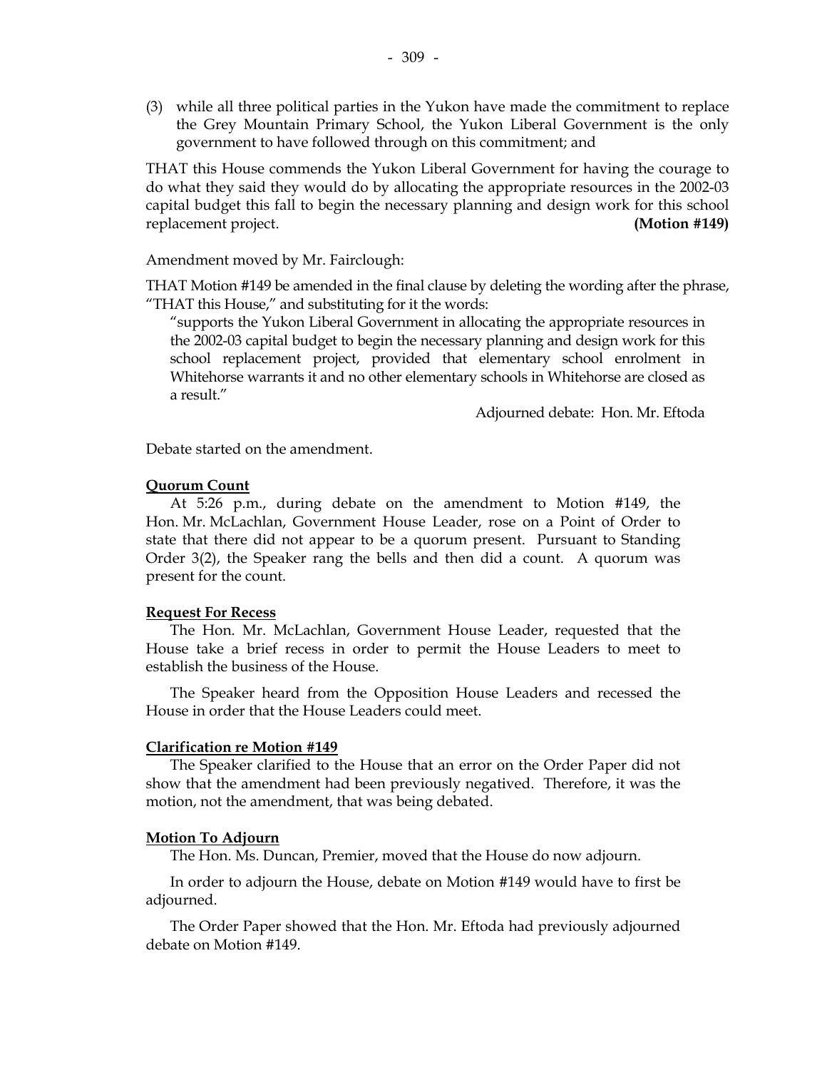(3) while all three political parties in the Yukon have made the commitment to replace the Grey Mountain Primary School, the Yukon Liberal Government is the only government to have followed through on this commitment; and

THAT this House commends the Yukon Liberal Government for having the courage to do what they said they would do by allocating the appropriate resources in the 2002-03 capital budget this fall to begin the necessary planning and design work for this school replacement project. **(Motion #149)**

Amendment moved by Mr. Fairclough:

THAT Motion #149 be amended in the final clause by deleting the wording after the phrase, "THAT this House," and substituting for it the words:

> "supports the Yukon Liberal Government in allocating the appropriate resources in the 2002-03 capital budget to begin the necessary planning and design work for this school replacement project, provided that elementary school enrolment in Whitehorse warrants it and no other elementary schools in Whitehorse are closed as a result."

Adjourned debate: Hon. Mr. Eftoda

Debate started on the amendment.

**<u>Quorum Count</u>**

At 5:26 p.m., during debate on the amendment to Motion #149, the Hon. Mr. McLachlan, Government House Leader, rose on a Point of Order to state that there did not appear to be a quorum present. Pursuant to Standing Order 3(2), the Speaker rang the bells and then did a count. A quorum was present for the count.

**<u>Request For Recess</u>**

The Hon. Mr. McLachlan, Government House Leader, requested that the House take a brief recess in order to permit the House Leaders to meet to establish the business of the House.

The Speaker heard from the Opposition House Leaders and recessed the House in order that the House Leaders could meet.

**<u>Clarification re Motion #149</u>**

The Speaker clarified to the House that an error on the Order Paper did not show that the amendment had been previously negatived. Therefore, it was the motion, not the amendment, that was being debated.

**<u>Motion To Adjourn</u>**

The Hon. Ms. Duncan, Premier, moved that the House do now adjourn.

In order to adjourn the House, debate on Motion #149 would have to first be adjourned.

The Order Paper showed that the Hon. Mr. Eftoda had previously adjourned debate on Motion #149.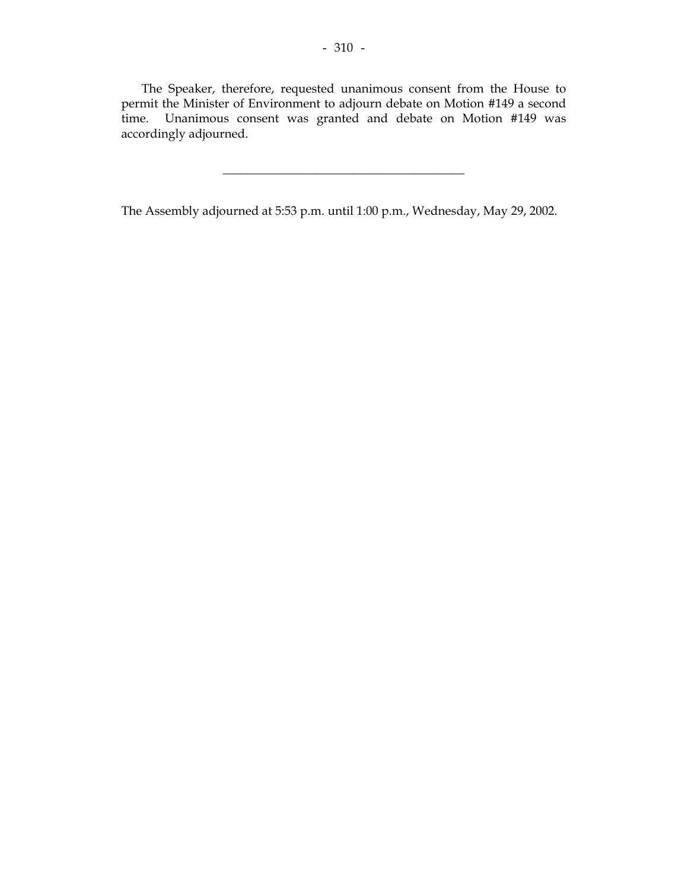The Speaker, therefore, requested unanimous consent from the House to permit the Minister of Environment to adjourn debate on Motion #149 a second time. Unanimous consent was granted and debate on Motion #149 was accordingly adjourned.

---

The Assembly adjourned at 5:53 p.m. until 1:00 p.m., Wednesday, May 29, 2002.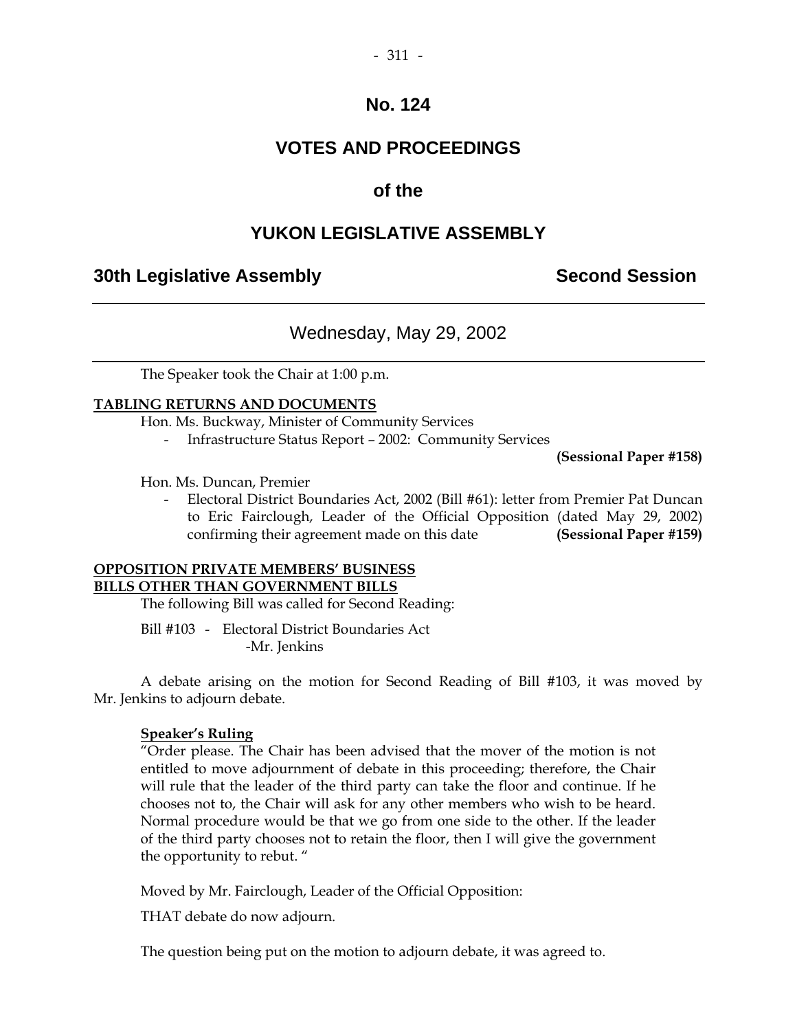# No. 124

## VOTES AND PROCEEDINGS

## of the

## YUKON LEGISLATIVE ASSEMBLY

**30th Legislative Assembly** **Second Session**

---

### Wednesday, May 29, 2002

---

The Speaker took the Chair at 1:00 p.m.

**TABLING RETURNS AND DOCUMENTS**

Hon. Ms. Buckway, Minister of Community Services

- Infrastructure Status Report – 2002: Community Services **(Sessional Paper #158)**

Hon. Ms. Duncan, Premier

- Electoral District Boundaries Act, 2002 (Bill #61): letter from Premier Pat Duncan to Eric Fairclough, Leader of the Official Opposition (dated May 29, 2002) confirming their agreement made on this date **(Sessional Paper #159)**

**OPPOSITION PRIVATE MEMBERS' BUSINESS**
**BILLS OTHER THAN GOVERNMENT BILLS**

The following Bill was called for Second Reading:

Bill #103 - Electoral District Boundaries Act
-Mr. Jenkins

A debate arising on the motion for Second Reading of Bill #103, it was moved by Mr. Jenkins to adjourn debate.

**Speaker's Ruling**

"Order please. The Chair has been advised that the mover of the motion is not entitled to move adjournment of debate in this proceeding; therefore, the Chair will rule that the leader of the third party can take the floor and continue. If he chooses not to, the Chair will ask for any other members who wish to be heard. Normal procedure would be that we go from one side to the other. If the leader of the third party chooses not to retain the floor, then I will give the government the opportunity to rebut. "

Moved by Mr. Fairclough, Leader of the Official Opposition:

THAT debate do now adjourn.

The question being put on the motion to adjourn debate, it was agreed to.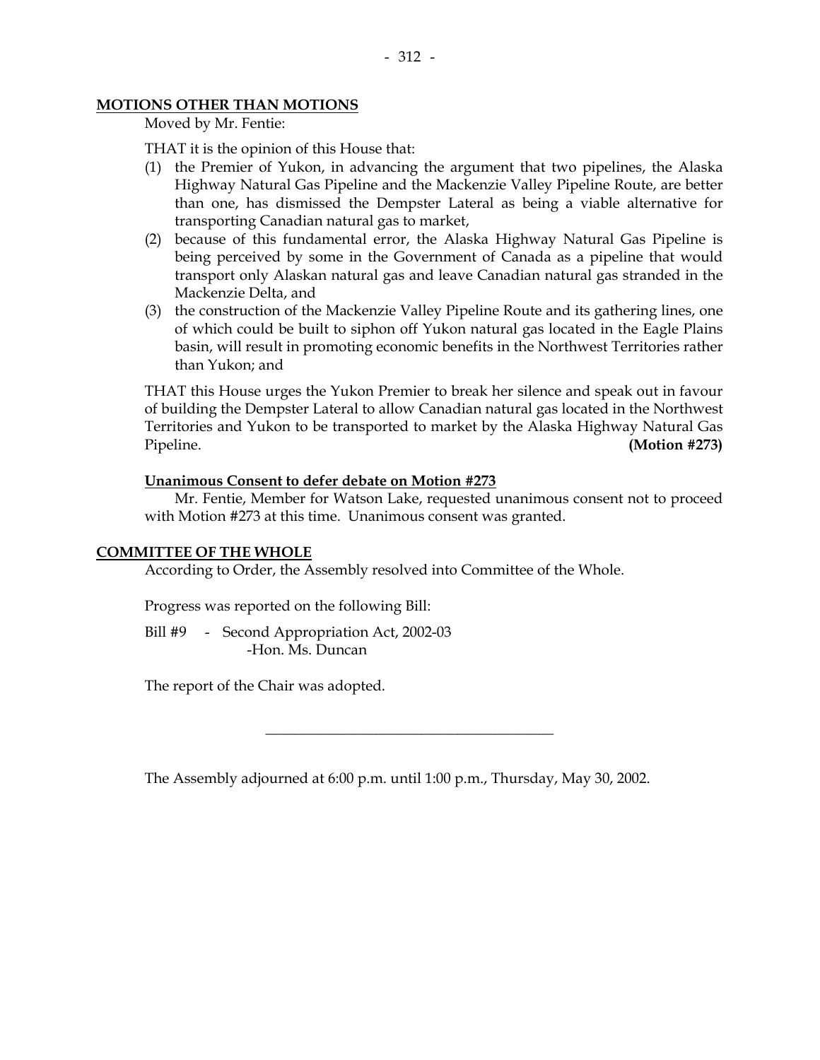**MOTIONS OTHER THAN MOTIONS**

Moved by Mr. Fentie:

THAT it is the opinion of this House that:

(1) the Premier of Yukon, in advancing the argument that two pipelines, the Alaska Highway Natural Gas Pipeline and the Mackenzie Valley Pipeline Route, are better than one, has dismissed the Dempster Lateral as being a viable alternative for transporting Canadian natural gas to market,
(2) because of this fundamental error, the Alaska Highway Natural Gas Pipeline is being perceived by some in the Government of Canada as a pipeline that would transport only Alaskan natural gas and leave Canadian natural gas stranded in the Mackenzie Delta, and
(3) the construction of the Mackenzie Valley Pipeline Route and its gathering lines, one of which could be built to siphon off Yukon natural gas located in the Eagle Plains basin, will result in promoting economic benefits in the Northwest Territories rather than Yukon; and

THAT this House urges the Yukon Premier to break her silence and speak out in favour of building the Dempster Lateral to allow Canadian natural gas located in the Northwest Territories and Yukon to be transported to market by the Alaska Highway Natural Gas Pipeline. **(Motion #273)**

**Unanimous Consent to defer debate on Motion #273**

Mr. Fentie, Member for Watson Lake, requested unanimous consent not to proceed with Motion #273 at this time. Unanimous consent was granted.

**COMMITTEE OF THE WHOLE**

According to Order, the Assembly resolved into Committee of the Whole.

Progress was reported on the following Bill:

Bill #9 - Second Appropriation Act, 2002-03
-Hon. Ms. Duncan

The report of the Chair was adopted.

---

The Assembly adjourned at 6:00 p.m. until 1:00 p.m., Thursday, May 30, 2002.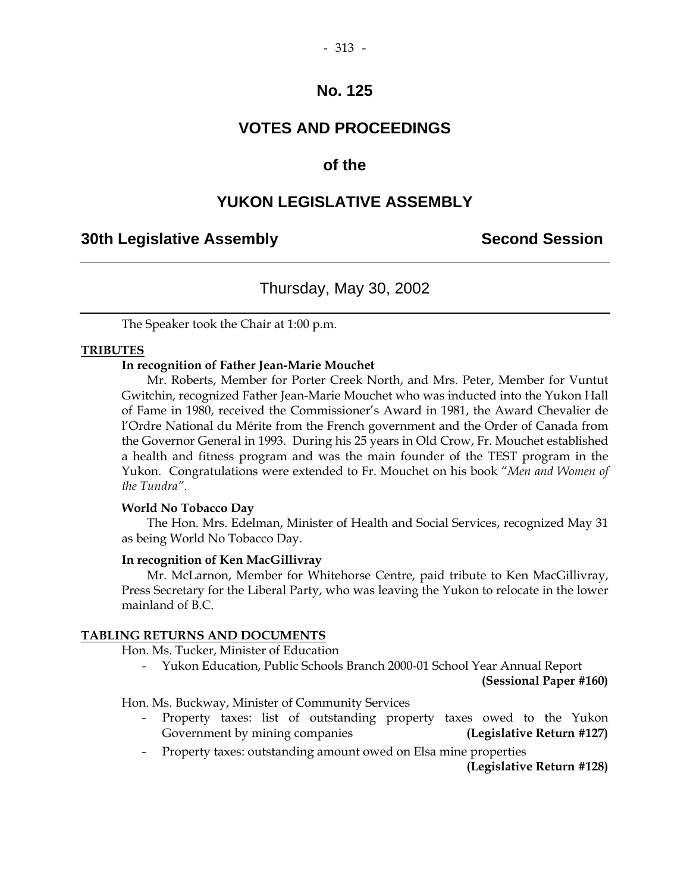# No. 125

# VOTES AND PROCEEDINGS

# of the

# YUKON LEGISLATIVE ASSEMBLY

## 30th Legislative Assembly — Second Session

### Thursday, May 30, 2002

---

The Speaker took the Chair at 1:00 p.m.

**TRIBUTES**

**In recognition of Father Jean-Marie Mouchet**

Mr. Roberts, Member for Porter Creek North, and Mrs. Peter, Member for Vuntut Gwitchin, recognized Father Jean-Marie Mouchet who was inducted into the Yukon Hall of Fame in 1980, received the Commissioner's Award in 1981, the Award Chevalier de l'Ordre National du Mérite from the French government and the Order of Canada from the Governor General in 1993. During his 25 years in Old Crow, Fr. Mouchet established a health and fitness program and was the main founder of the TEST program in the Yukon. Congratulations were extended to Fr. Mouchet on his book "*Men and Women of the Tundra"*.

**World No Tobacco Day**

The Hon. Mrs. Edelman, Minister of Health and Social Services, recognized May 31 as being World No Tobacco Day.

**In recognition of Ken MacGillivray**

Mr. McLarnon, Member for Whitehorse Centre, paid tribute to Ken MacGillivray, Press Secretary for the Liberal Party, who was leaving the Yukon to relocate in the lower mainland of B.C.

**TABLING RETURNS AND DOCUMENTS**

Hon. Ms. Tucker, Minister of Education

- Yukon Education, Public Schools Branch 2000-01 School Year Annual Report **(Sessional Paper #160)**

Hon. Ms. Buckway, Minister of Community Services

- Property taxes: list of outstanding property taxes owed to the Yukon Government by mining companies **(Legislative Return #127)**
- Property taxes: outstanding amount owed on Elsa mine properties **(Legislative Return #128)**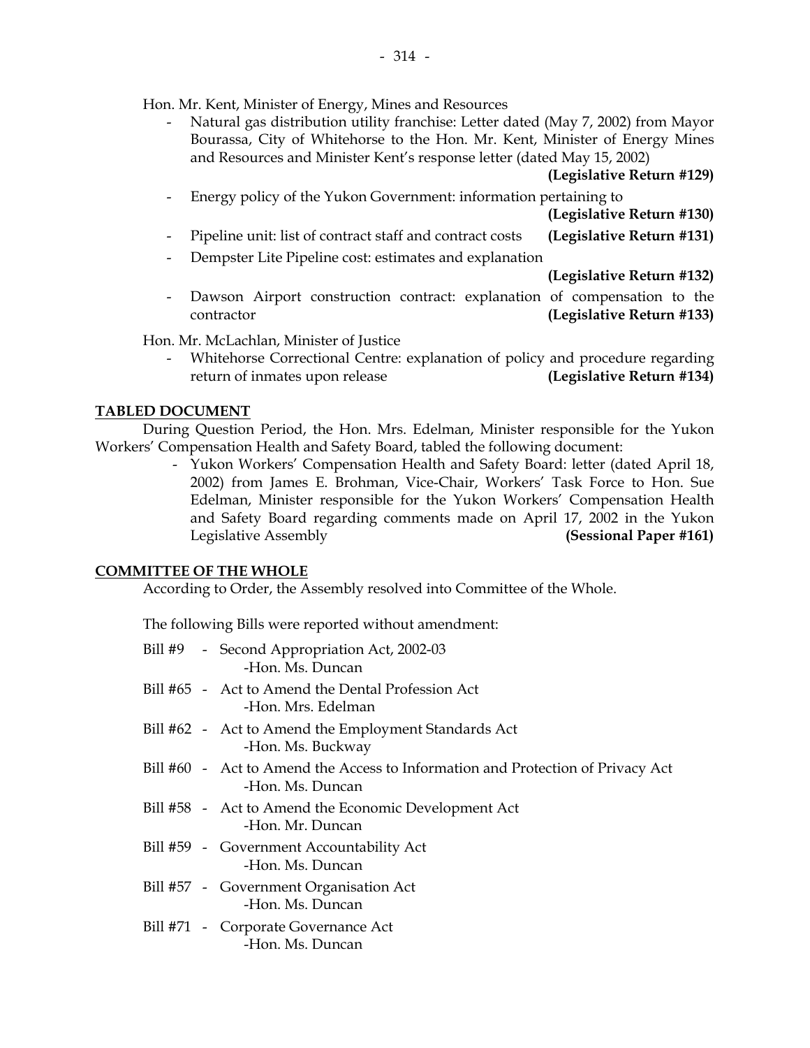Hon. Mr. Kent, Minister of Energy, Mines and Resources

- Natural gas distribution utility franchise: Letter dated (May 7, 2002) from Mayor Bourassa, City of Whitehorse to the Hon. Mr. Kent, Minister of Energy Mines and Resources and Minister Kent's response letter (dated May 15, 2002) **(Legislative Return #129)**
- Energy policy of the Yukon Government: information pertaining to **(Legislative Return #130)**
- Pipeline unit: list of contract staff and contract costs **(Legislative Return #131)**
- Dempster Lite Pipeline cost: estimates and explanation **(Legislative Return #132)**
- Dawson Airport construction contract: explanation of compensation to the contractor **(Legislative Return #133)**

Hon. Mr. McLachlan, Minister of Justice

- Whitehorse Correctional Centre: explanation of policy and procedure regarding return of inmates upon release **(Legislative Return #134)**

**TABLED DOCUMENT**

During Question Period, the Hon. Mrs. Edelman, Minister responsible for the Yukon Workers' Compensation Health and Safety Board, tabled the following document:

- Yukon Workers' Compensation Health and Safety Board: letter (dated April 18, 2002) from James E. Brohman, Vice-Chair, Workers' Task Force to Hon. Sue Edelman, Minister responsible for the Yukon Workers' Compensation Health and Safety Board regarding comments made on April 17, 2002 in the Yukon Legislative Assembly **(Sessional Paper #161)**

**COMMITTEE OF THE WHOLE**

According to Order, the Assembly resolved into Committee of the Whole.

The following Bills were reported without amendment:

Bill #9 - Second Appropriation Act, 2002-03
-Hon. Ms. Duncan

Bill #65 - Act to Amend the Dental Profession Act
-Hon. Mrs. Edelman

Bill #62 - Act to Amend the Employment Standards Act
-Hon. Ms. Buckway

Bill #60 - Act to Amend the Access to Information and Protection of Privacy Act
-Hon. Ms. Duncan

Bill #58 - Act to Amend the Economic Development Act
-Hon. Mr. Duncan

Bill #59 - Government Accountability Act
-Hon. Ms. Duncan

Bill #57 - Government Organisation Act
-Hon. Ms. Duncan

Bill #71 - Corporate Governance Act
-Hon. Ms. Duncan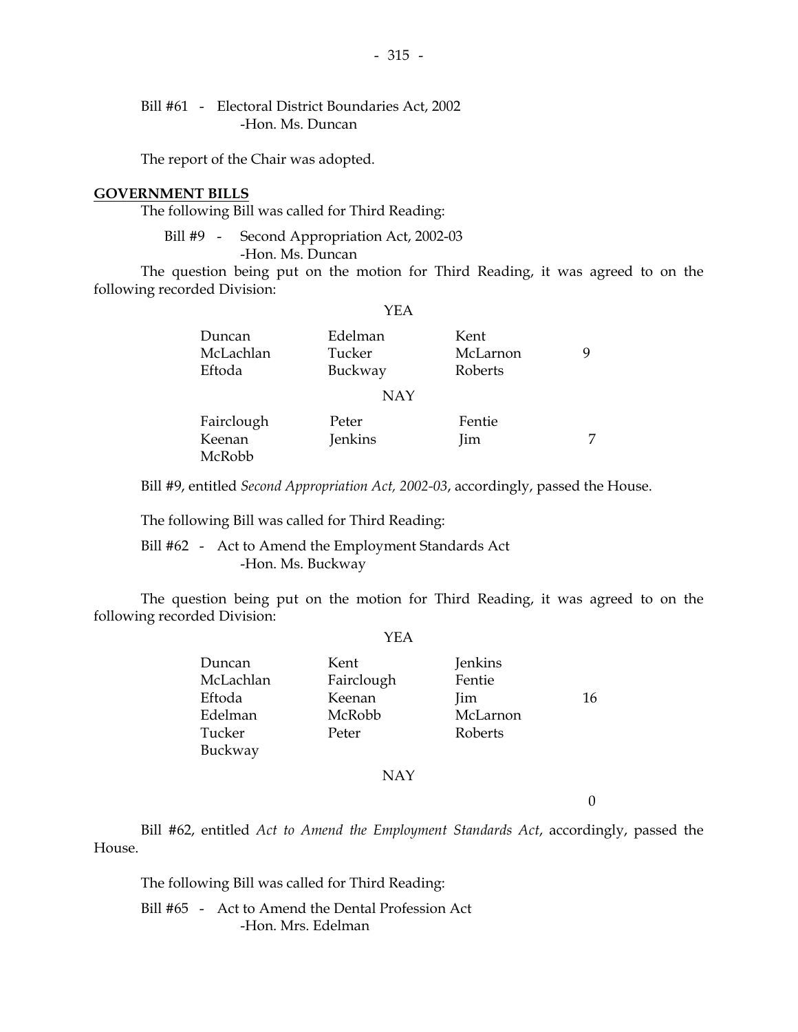Bill #61 - Electoral District Boundaries Act, 2002
-Hon. Ms. Duncan

The report of the Chair was adopted.

**GOVERNMENT BILLS**

The following Bill was called for Third Reading:

Bill #9 - Second Appropriation Act, 2002-03
-Hon. Ms. Duncan

The question being put on the motion for Third Reading, it was agreed to on the following recorded Division:

YEA

| | | | |
|---|---|---|---|
| Duncan | Edelman | Kent | |
| McLachlan | Tucker | McLarnon | 9 |
| Eftoda | Buckway | Roberts | |

NAY

| | | | |
|---|---|---|---|
| Fairclough | Peter | Fentie | |
| Keenan | Jenkins | Jim | 7 |
| McRobb | | | |

Bill #9, entitled *Second Appropriation Act, 2002-03*, accordingly, passed the House.

The following Bill was called for Third Reading:

Bill #62 - Act to Amend the Employment Standards Act
-Hon. Ms. Buckway

The question being put on the motion for Third Reading, it was agreed to on the following recorded Division:

YEA

| | | | |
|---|---|---|---|
| Duncan | Kent | Jenkins | |
| McLachlan | Fairclough | Fentie | |
| Eftoda | Keenan | Jim | 16 |
| Edelman | McRobb | McLarnon | |
| Tucker | Peter | Roberts | |
| Buckway | | | |

NAY

0

Bill #62, entitled *Act to Amend the Employment Standards Act*, accordingly, passed the House.

The following Bill was called for Third Reading:

Bill #65 - Act to Amend the Dental Profession Act
-Hon. Mrs. Edelman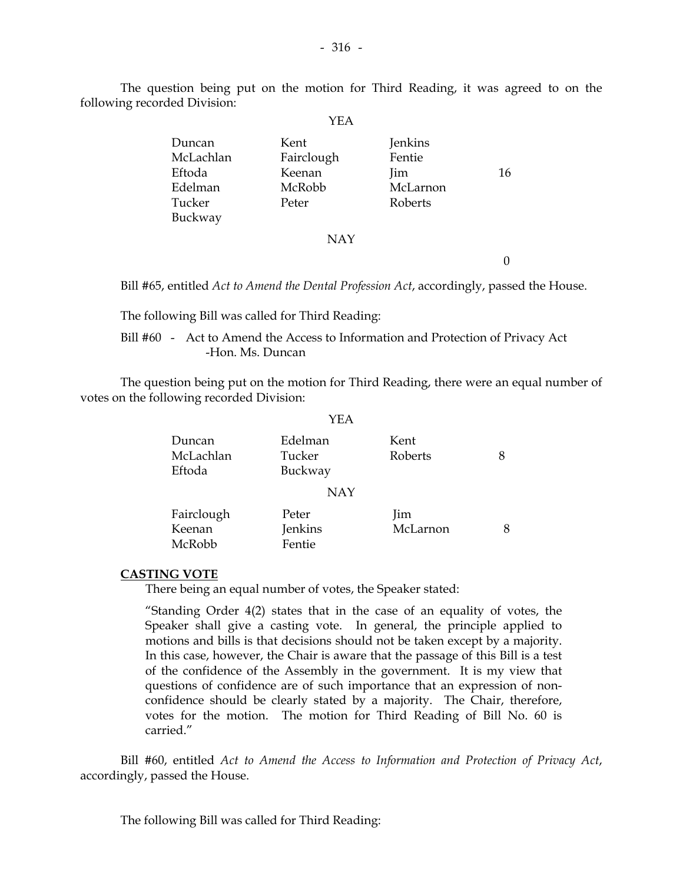The question being put on the motion for Third Reading, it was agreed to on the following recorded Division:

YEA

| | | | |
|---|---|---|---|
| Duncan | Kent | Jenkins | |
| McLachlan | Fairclough | Fentie | |
| Eftoda | Keenan | Jim | 16 |
| Edelman | McRobb | McLarnon | |
| Tucker | Peter | Roberts | |
| Buckway | | | |

NAY

0

Bill #65, entitled *Act to Amend the Dental Profession Act*, accordingly, passed the House.

The following Bill was called for Third Reading:

Bill #60 - Act to Amend the Access to Information and Protection of Privacy Act -Hon. Ms. Duncan

The question being put on the motion for Third Reading, there were an equal number of votes on the following recorded Division:

YEA

| | | | |
|---|---|---|---|
| Duncan | Edelman | Kent | |
| McLachlan | Tucker | Roberts | 8 |
| Eftoda | Buckway | | |

NAY

| | | | |
|---|---|---|---|
| Fairclough | Peter | Jim | |
| Keenan | Jenkins | McLarnon | 8 |
| McRobb | Fentie | | |

**CASTING VOTE**

There being an equal number of votes, the Speaker stated:

"Standing Order 4(2) states that in the case of an equality of votes, the Speaker shall give a casting vote. In general, the principle applied to motions and bills is that decisions should not be taken except by a majority. In this case, however, the Chair is aware that the passage of this Bill is a test of the confidence of the Assembly in the government. It is my view that questions of confidence are of such importance that an expression of non-confidence should be clearly stated by a majority. The Chair, therefore, votes for the motion. The motion for Third Reading of Bill No. 60 is carried."

Bill #60, entitled *Act to Amend the Access to Information and Protection of Privacy Act*, accordingly, passed the House.

The following Bill was called for Third Reading: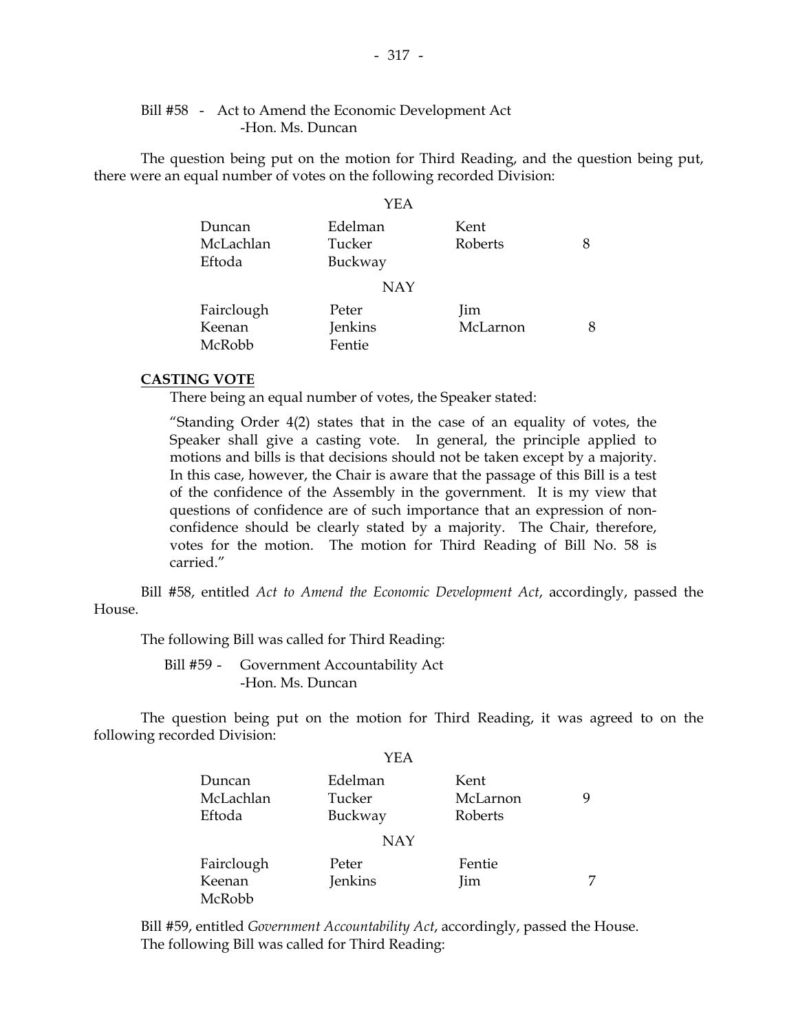Bill #58 - Act to Amend the Economic Development Act
-Hon. Ms. Duncan

The question being put on the motion for Third Reading, and the question being put, there were an equal number of votes on the following recorded Division:

YEA

| | | | |
|---|---|---|---|
| Duncan | Edelman | Kent | |
| McLachlan | Tucker | Roberts | 8 |
| Eftoda | Buckway | | |

NAY

| | | | |
|---|---|---|---|
| Fairclough | Peter | Jim | |
| Keenan | Jenkins | McLarnon | 8 |
| McRobb | Fentie | | |

**CASTING VOTE**

There being an equal number of votes, the Speaker stated:

"Standing Order 4(2) states that in the case of an equality of votes, the Speaker shall give a casting vote. In general, the principle applied to motions and bills is that decisions should not be taken except by a majority. In this case, however, the Chair is aware that the passage of this Bill is a test of the confidence of the Assembly in the government. It is my view that questions of confidence are of such importance that an expression of non-confidence should be clearly stated by a majority. The Chair, therefore, votes for the motion. The motion for Third Reading of Bill No. 58 is carried."

Bill #58, entitled *Act to Amend the Economic Development Act*, accordingly, passed the House.

The following Bill was called for Third Reading:

Bill #59 - Government Accountability Act
-Hon. Ms. Duncan

The question being put on the motion for Third Reading, it was agreed to on the following recorded Division:

YEA

| | | | |
|---|---|---|---|
| Duncan | Edelman | Kent | |
| McLachlan | Tucker | McLarnon | 9 |
| Eftoda | Buckway | Roberts | |

NAY

| | | | |
|---|---|---|---|
| Fairclough | Peter | Fentie | |
| Keenan | Jenkins | Jim | 7 |
| McRobb | | | |

Bill #59, entitled *Government Accountability Act*, accordingly, passed the House.

The following Bill was called for Third Reading: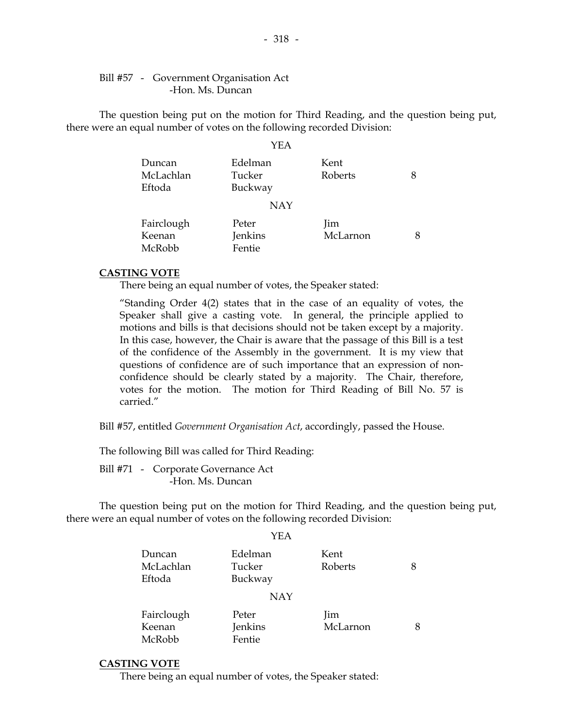Bill #57 - Government Organisation Act
-Hon. Ms. Duncan

The question being put on the motion for Third Reading, and the question being put, there were an equal number of votes on the following recorded Division:

YEA

| | | | |
|---|---|---|---|
| Duncan | Edelman | Kent | |
| McLachlan | Tucker | Roberts | 8 |
| Eftoda | Buckway | | |

NAY

| | | | |
|---|---|---|---|
| Fairclough | Peter | Jim | |
| Keenan | Jenkins | McLarnon | 8 |
| McRobb | Fentie | | |

**CASTING VOTE**

There being an equal number of votes, the Speaker stated:

"Standing Order 4(2) states that in the case of an equality of votes, the Speaker shall give a casting vote. In general, the principle applied to motions and bills is that decisions should not be taken except by a majority. In this case, however, the Chair is aware that the passage of this Bill is a test of the confidence of the Assembly in the government. It is my view that questions of confidence are of such importance that an expression of non-confidence should be clearly stated by a majority. The Chair, therefore, votes for the motion. The motion for Third Reading of Bill No. 57 is carried."

Bill #57, entitled *Government Organisation Act*, accordingly, passed the House.

The following Bill was called for Third Reading:

Bill #71 - Corporate Governance Act
-Hon. Ms. Duncan

The question being put on the motion for Third Reading, and the question being put, there were an equal number of votes on the following recorded Division:

YEA

| | | | |
|---|---|---|---|
| Duncan | Edelman | Kent | |
| McLachlan | Tucker | Roberts | 8 |
| Eftoda | Buckway | | |

NAY

| | | | |
|---|---|---|---|
| Fairclough | Peter | Jim | |
| Keenan | Jenkins | McLarnon | 8 |
| McRobb | Fentie | | |

**CASTING VOTE**

There being an equal number of votes, the Speaker stated: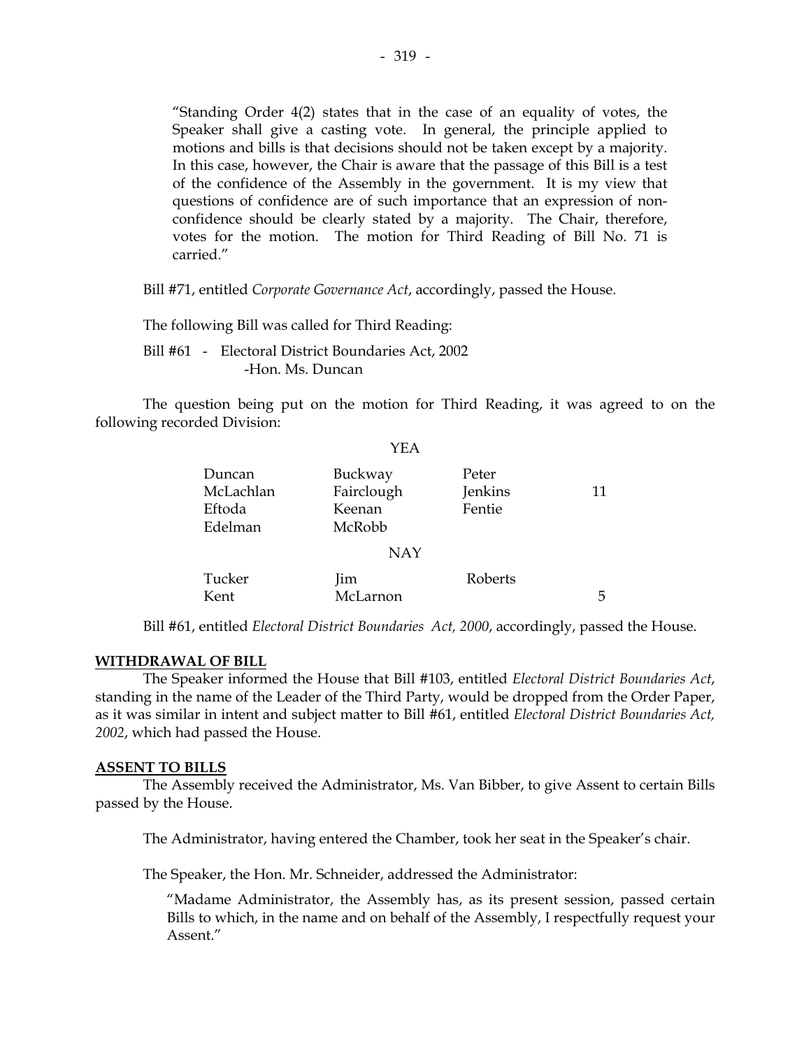> "Standing Order 4(2) states that in the case of an equality of votes, the Speaker shall give a casting vote. In general, the principle applied to motions and bills is that decisions should not be taken except by a majority. In this case, however, the Chair is aware that the passage of this Bill is a test of the confidence of the Assembly in the government. It is my view that questions of confidence are of such importance that an expression of non-confidence should be clearly stated by a majority. The Chair, therefore, votes for the motion. The motion for Third Reading of Bill No. 71 is carried."

Bill #71, entitled *Corporate Governance Act*, accordingly, passed the House.

The following Bill was called for Third Reading:

Bill #61 - Electoral District Boundaries Act, 2002
-Hon. Ms. Duncan

The question being put on the motion for Third Reading, it was agreed to on the following recorded Division:

YEA

| | | | |
|---|---|---|---|
| Duncan | Buckway | Peter | |
| McLachlan | Fairclough | Jenkins | 11 |
| Eftoda | Keenan | Fentie | |
| Edelman | McRobb | | |

NAY

| | | | |
|---|---|---|---|
| Tucker | Jim | Roberts | |
| Kent | McLarnon | | 5 |

Bill #61, entitled *Electoral District Boundaries Act, 2000*, accordingly, passed the House.

**WITHDRAWAL OF BILL**

The Speaker informed the House that Bill #103, entitled *Electoral District Boundaries Act*, standing in the name of the Leader of the Third Party, would be dropped from the Order Paper, as it was similar in intent and subject matter to Bill #61, entitled *Electoral District Boundaries Act, 2002*, which had passed the House.

**ASSENT TO BILLS**

The Assembly received the Administrator, Ms. Van Bibber, to give Assent to certain Bills passed by the House.

The Administrator, having entered the Chamber, took her seat in the Speaker's chair.

The Speaker, the Hon. Mr. Schneider, addressed the Administrator:

> "Madame Administrator, the Assembly has, as its present session, passed certain Bills to which, in the name and on behalf of the Assembly, I respectfully request your Assent."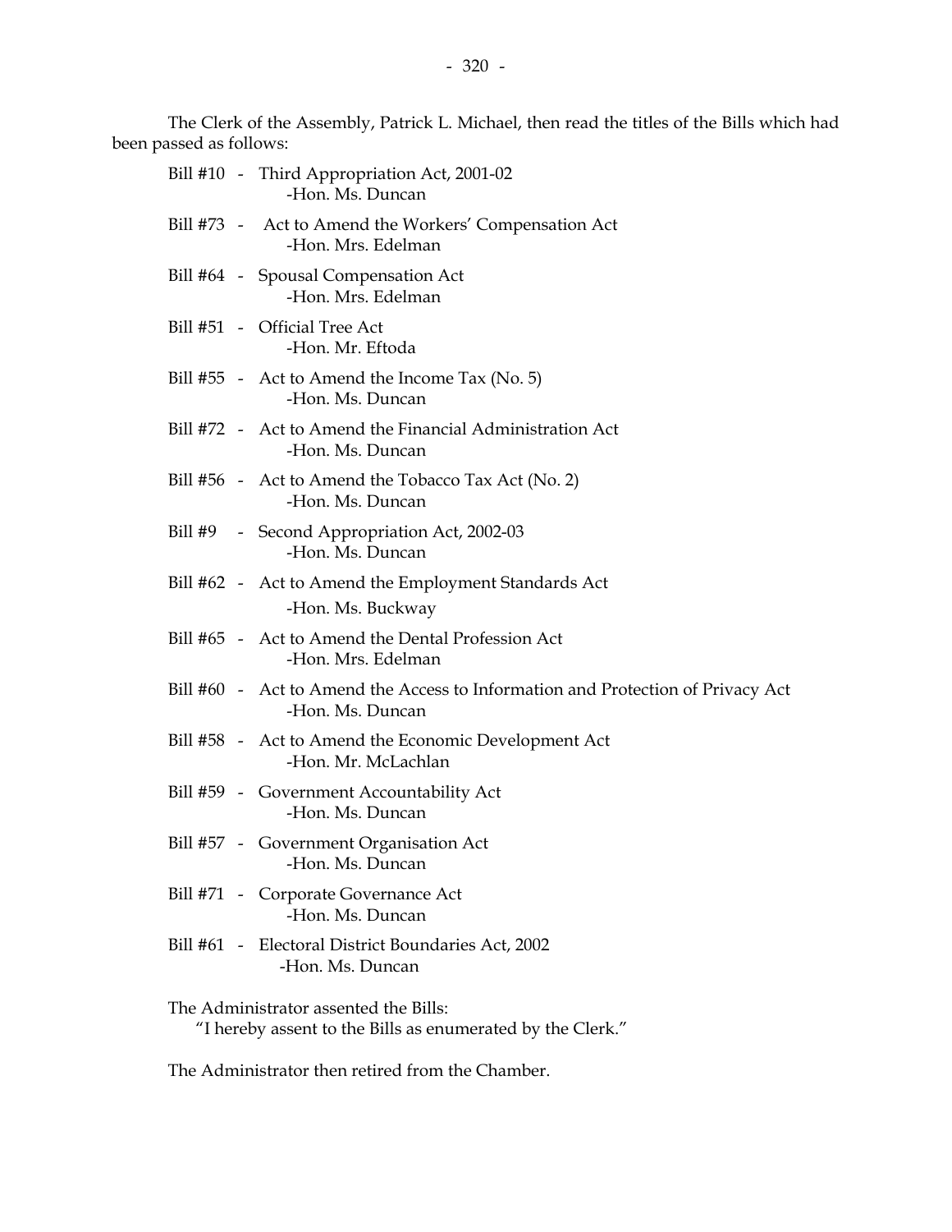The Clerk of the Assembly, Patrick L. Michael, then read the titles of the Bills which had been passed as follows:

Bill #10 - Third Appropriation Act, 2001-02
-Hon. Ms. Duncan

Bill #73 - Act to Amend the Workers' Compensation Act
-Hon. Mrs. Edelman

Bill #64 - Spousal Compensation Act
-Hon. Mrs. Edelman

Bill #51 - Official Tree Act
-Hon. Mr. Eftoda

Bill #55 - Act to Amend the Income Tax (No. 5)
-Hon. Ms. Duncan

Bill #72 - Act to Amend the Financial Administration Act
-Hon. Ms. Duncan

Bill #56 - Act to Amend the Tobacco Tax Act (No. 2)
-Hon. Ms. Duncan

Bill #9 - Second Appropriation Act, 2002-03
-Hon. Ms. Duncan

Bill #62 - Act to Amend the Employment Standards Act
-Hon. Ms. Buckway

Bill #65 - Act to Amend the Dental Profession Act
-Hon. Mrs. Edelman

Bill #60 - Act to Amend the Access to Information and Protection of Privacy Act
-Hon. Ms. Duncan

Bill #58 - Act to Amend the Economic Development Act
-Hon. Mr. McLachlan

Bill #59 - Government Accountability Act
-Hon. Ms. Duncan

Bill #57 - Government Organisation Act
-Hon. Ms. Duncan

Bill #71 - Corporate Governance Act
-Hon. Ms. Duncan

Bill #61 - Electoral District Boundaries Act, 2002
-Hon. Ms. Duncan

The Administrator assented the Bills:
"I hereby assent to the Bills as enumerated by the Clerk."

The Administrator then retired from the Chamber.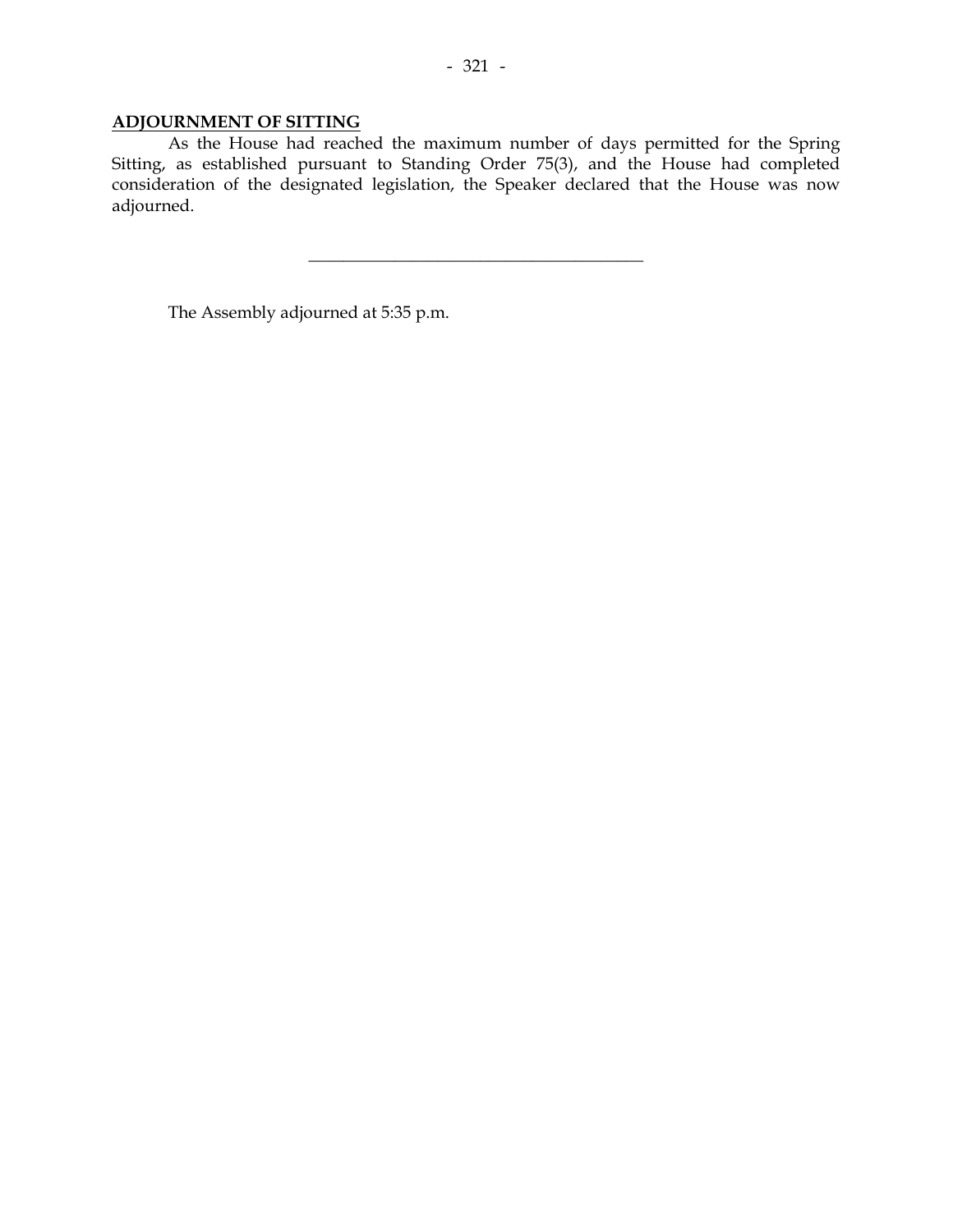**ADJOURNMENT OF SITTING**

As the House had reached the maximum number of days permitted for the Spring Sitting, as established pursuant to Standing Order 75(3), and the House had completed consideration of the designated legislation, the Speaker declared that the House was now adjourned.

---

The Assembly adjourned at 5:35 p.m.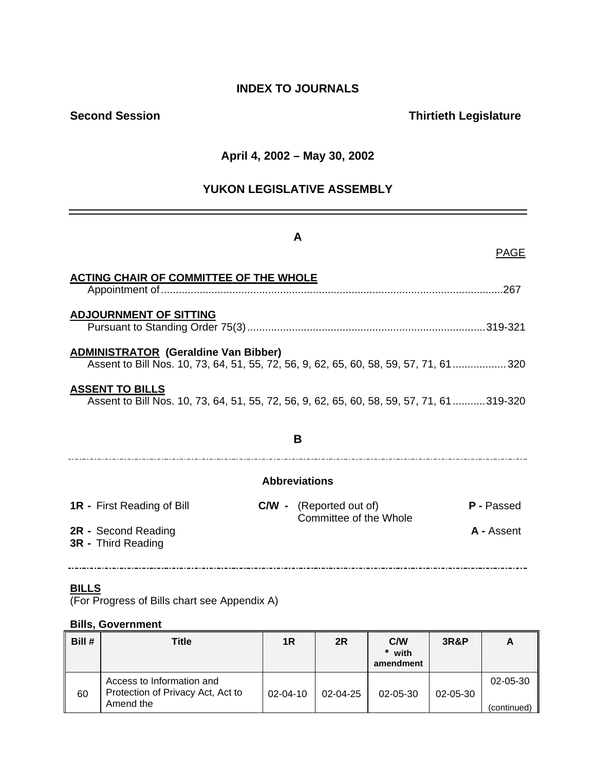# INDEX TO JOURNALS

**Second Session** **Thirtieth Legislature**

**April 4, 2002 – May 30, 2002**

**YUKON LEGISLATIVE ASSEMBLY**

---

## A

PAGE

**ACTING CHAIR OF COMMITTEE OF THE WHOLE**

Appointment of ........................................ 267

**ADJOURNMENT OF SITTING**

Pursuant to Standing Order 75(3) ........................................ 319-321

**ADMINISTRATOR (Geraldine Van Bibber)**

Assent to Bill Nos. 10, 73, 64, 51, 55, 72, 56, 9, 62, 65, 60, 58, 59, 57, 71, 61 .................. 320

**ASSENT TO BILLS**

Assent to Bill Nos. 10, 73, 64, 51, 55, 72, 56, 9, 62, 65, 60, 58, 59, 57, 71, 61 ........... 319-320

## B

---

**Abbreviations**

**1R -** First Reading of Bill

**2R -** Second Reading

**3R -** Third Reading

**C/W -** (Reported out of) Committee of the Whole

**P -** Passed

**A -** Assent

---

**BILLS**

(For Progress of Bills chart see Appendix A)

**Bills, Government**

| Bill # | Title | 1R | 2R | C/W * with amendment | 3R&P | A |
|---|---|---|---|---|---|---|
| 60 | Access to Information and Protection of Privacy Act, Act to Amend the | 02-04-10 | 02-04-25 | 02-05-30 | 02-05-30 | 02-05-30 (continued) |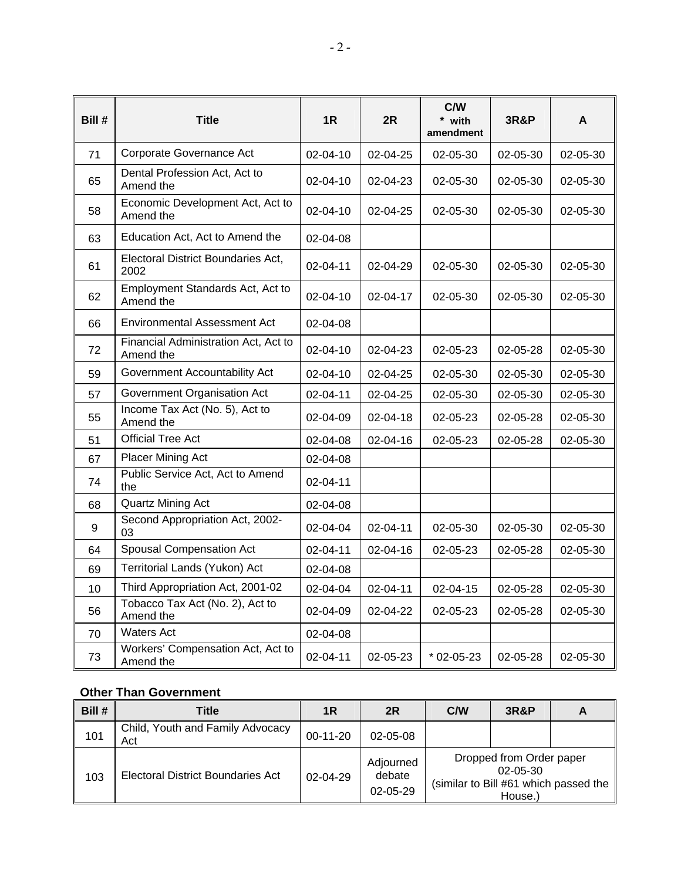| Bill # | Title | 1R | 2R | C/W * with amendment | 3R&P | A |
|---|---|---|---|---|---|---|
| 71 | Corporate Governance Act | 02-04-10 | 02-04-25 | 02-05-30 | 02-05-30 | 02-05-30 |
| 65 | Dental Profession Act, Act to Amend the | 02-04-10 | 02-04-23 | 02-05-30 | 02-05-30 | 02-05-30 |
| 58 | Economic Development Act, Act to Amend the | 02-04-10 | 02-04-25 | 02-05-30 | 02-05-30 | 02-05-30 |
| 63 | Education Act, Act to Amend the | 02-04-08 | | | | |
| 61 | Electoral District Boundaries Act, 2002 | 02-04-11 | 02-04-29 | 02-05-30 | 02-05-30 | 02-05-30 |
| 62 | Employment Standards Act, Act to Amend the | 02-04-10 | 02-04-17 | 02-05-30 | 02-05-30 | 02-05-30 |
| 66 | Environmental Assessment Act | 02-04-08 | | | | |
| 72 | Financial Administration Act, Act to Amend the | 02-04-10 | 02-04-23 | 02-05-23 | 02-05-28 | 02-05-30 |
| 59 | Government Accountability Act | 02-04-10 | 02-04-25 | 02-05-30 | 02-05-30 | 02-05-30 |
| 57 | Government Organisation Act | 02-04-11 | 02-04-25 | 02-05-30 | 02-05-30 | 02-05-30 |
| 55 | Income Tax Act (No. 5), Act to Amend the | 02-04-09 | 02-04-18 | 02-05-23 | 02-05-28 | 02-05-30 |
| 51 | Official Tree Act | 02-04-08 | 02-04-16 | 02-05-23 | 02-05-28 | 02-05-30 |
| 67 | Placer Mining Act | 02-04-08 | | | | |
| 74 | Public Service Act, Act to Amend the | 02-04-11 | | | | |
| 68 | Quartz Mining Act | 02-04-08 | | | | |
| 9 | Second Appropriation Act, 2002-03 | 02-04-04 | 02-04-11 | 02-05-30 | 02-05-30 | 02-05-30 |
| 64 | Spousal Compensation Act | 02-04-11 | 02-04-16 | 02-05-23 | 02-05-28 | 02-05-30 |
| 69 | Territorial Lands (Yukon) Act | 02-04-08 | | | | |
| 10 | Third Appropriation Act, 2001-02 | 02-04-04 | 02-04-11 | 02-04-15 | 02-05-28 | 02-05-30 |
| 56 | Tobacco Tax Act (No. 2), Act to Amend the | 02-04-09 | 02-04-22 | 02-05-23 | 02-05-28 | 02-05-30 |
| 70 | Waters Act | 02-04-08 | | | | |
| 73 | Workers' Compensation Act, Act to Amend the | 02-04-11 | 02-05-23 | * 02-05-23 | 02-05-28 | 02-05-30 |

**Other Than Government**

| Bill # | Title | 1R | 2R | C/W | 3R&P | A |
|---|---|---|---|---|---|---|
| 101 | Child, Youth and Family Advocacy Act | 00-11-20 | 02-05-08 | | | |
| 103 | Electoral District Boundaries Act | 02-04-29 | Adjourned debate 02-05-29 | Dropped from Order paper 02-05-30 (similar to Bill #61 which passed the House.) | | |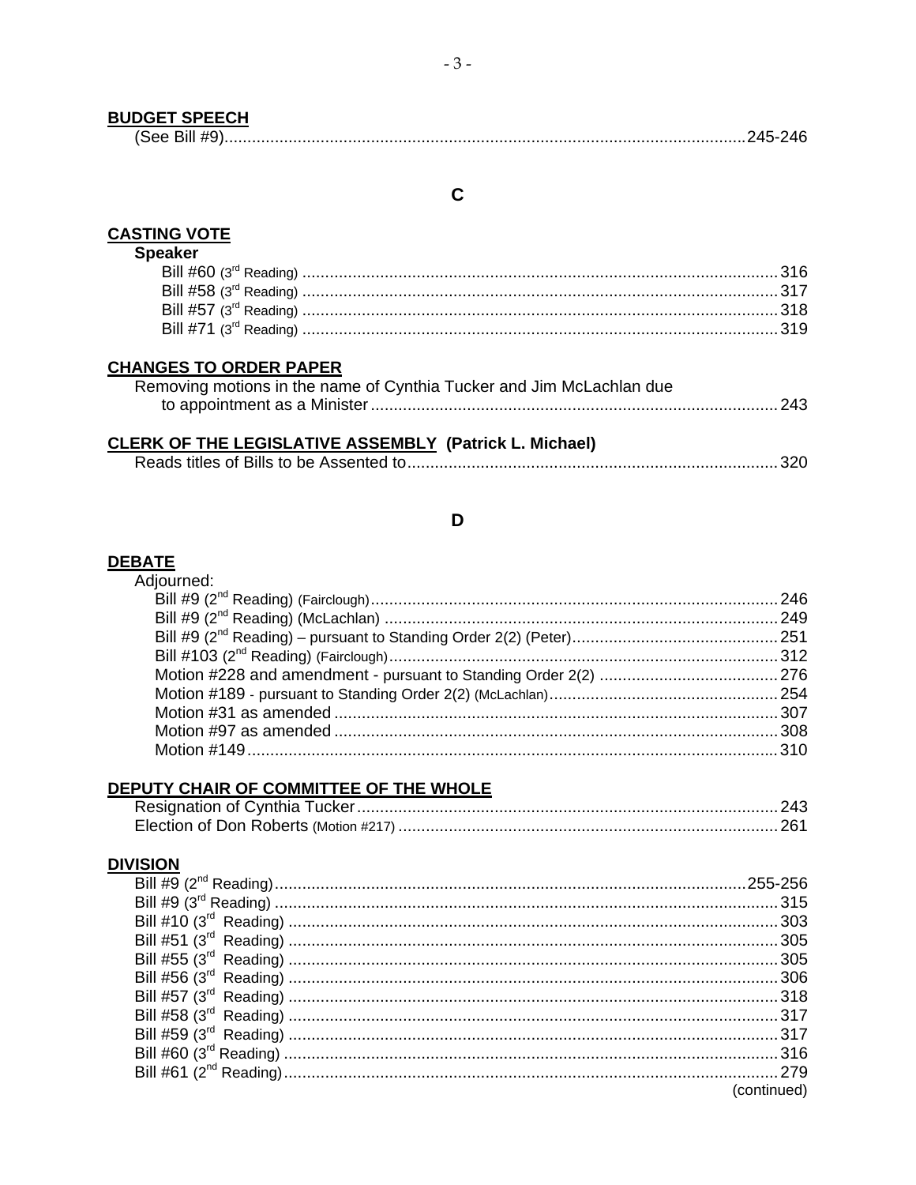**BUDGET SPEECH**

(See Bill #9) ........................................................................................................ 245-246

## C

**CASTING VOTE**

**Speaker**

Bill #60 (3rd Reading) ........................................................................................................ 316
Bill #58 (3rd Reading) ........................................................................................................ 317
Bill #57 (3rd Reading) ........................................................................................................ 318
Bill #71 (3rd Reading) ........................................................................................................ 319

**CHANGES TO ORDER PAPER**

Removing motions in the name of Cynthia Tucker and Jim McLachlan due to appointment as a Minister ........................................................................................ 243

**CLERK OF THE LEGISLATIVE ASSEMBLY (Patrick L. Michael)**

Reads titles of Bills to be Assented to ........................................................................ 320

## D

**DEBATE**

Adjourned:

Bill #9 (2nd Reading) (Fairclough) ........................................................................ 246
Bill #9 (2nd Reading) (McLachlan) ........................................................................ 249
Bill #9 (2nd Reading) – pursuant to Standing Order 2(2) (Peter) ........................................ 251
Bill #103 (2nd Reading) (Fairclough) ........................................................................ 312
Motion #228 and amendment - pursuant to Standing Order 2(2) ........................................ 276
Motion #189 - pursuant to Standing Order 2(2) (McLachlan) ........................................ 254
Motion #31 as amended ........................................................................................ 307
Motion #97 as amended ........................................................................................ 308
Motion #149 ........................................................................................................ 310

**DEPUTY CHAIR OF COMMITTEE OF THE WHOLE**

Resignation of Cynthia Tucker ........................................................................................ 243
Election of Don Roberts (Motion #217) ........................................................................ 261

**DIVISION**

Bill #9 (2nd Reading) ........................................................................................ 255-256
Bill #9 (3rd Reading) ........................................................................................................ 315
Bill #10 (3rd Reading) ........................................................................................................ 303
Bill #51 (3rd Reading) ........................................................................................................ 305
Bill #55 (3rd Reading) ........................................................................................................ 305
Bill #56 (3rd Reading) ........................................................................................................ 306
Bill #57 (3rd Reading) ........................................................................................................ 318
Bill #58 (3rd Reading) ........................................................................................................ 317
Bill #59 (3rd Reading) ........................................................................................................ 317
Bill #60 (3rd Reading) ........................................................................................................ 316
Bill #61 (2nd Reading) ........................................................................................................ 279

(continued)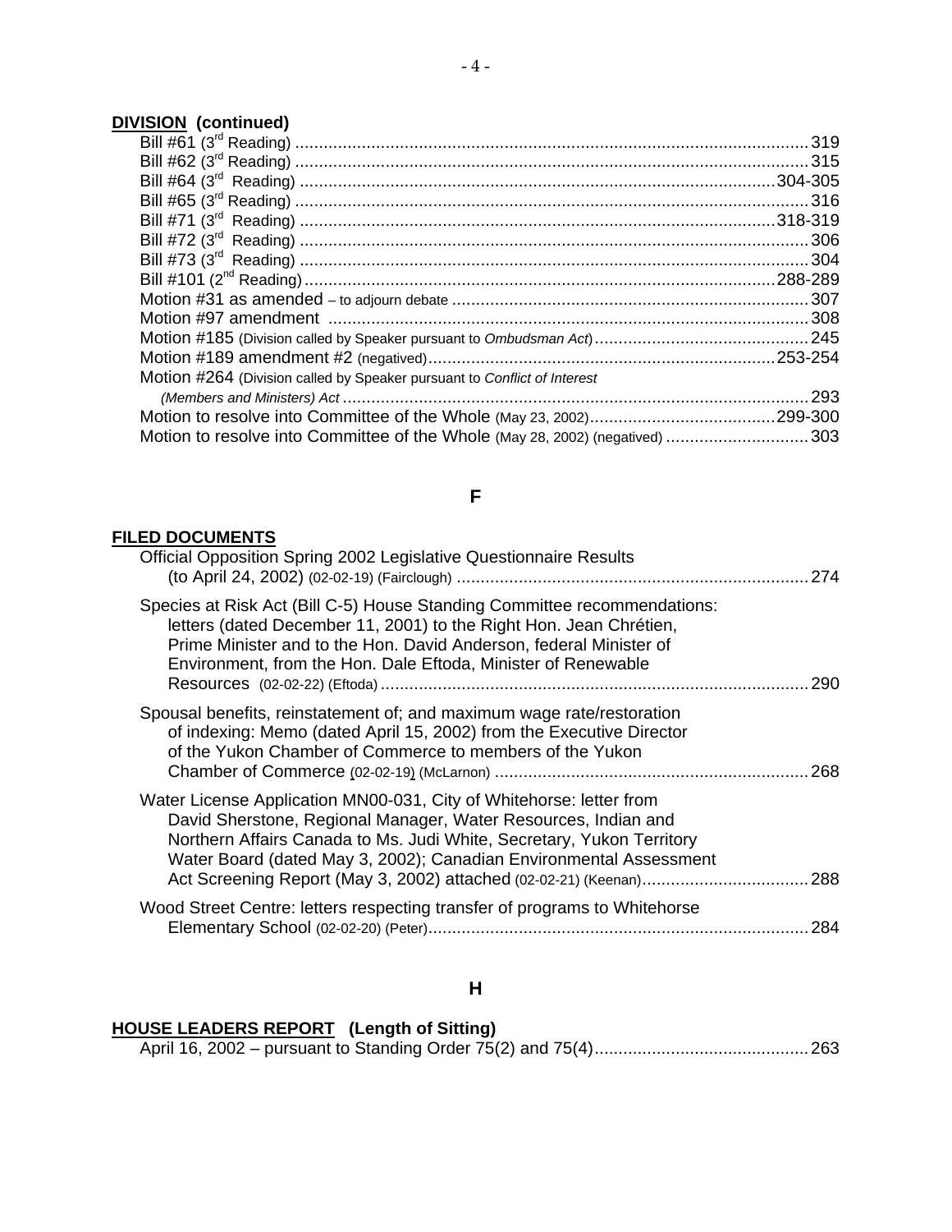**DIVISION (continued)**

Bill #61 (3rd Reading) ........................................................................................................ 319
Bill #62 (3rd Reading) ........................................................................................................ 315
Bill #64 (3rd Reading) .................................................................................................. 304-305
Bill #65 (3rd Reading) ........................................................................................................ 316
Bill #71 (3rd Reading) .................................................................................................. 318-319
Bill #72 (3rd Reading) ........................................................................................................ 306
Bill #73 (3rd Reading) ........................................................................................................ 304
Bill #101 (2nd Reading) ................................................................................................. 288-289
Motion #31 as amended – to adjourn debate ...................................................................... 307
Motion #97 amendment ...................................................................................................... 308
Motion #185 (Division called by Speaker pursuant to *Ombudsman Act*) ............................. 245
Motion #189 amendment #2 (negatived) ........................................................................ 253-254
Motion #264 (Division called by Speaker pursuant to *Conflict of Interest (Members and Ministers) Act* ............................................................................................................ 293
Motion to resolve into Committee of the Whole (May 23, 2002) ...................................... 299-300
Motion to resolve into Committee of the Whole (May 28, 2002) (negatived) ............................ 303

## F

**FILED DOCUMENTS**

Official Opposition Spring 2002 Legislative Questionnaire Results (to April 24, 2002) (02-02-19) (Fairclough) ......................................................................... 274

Species at Risk Act (Bill C-5) House Standing Committee recommendations: letters (dated December 11, 2001) to the Right Hon. Jean Chrétien, Prime Minister and to the Hon. David Anderson, federal Minister of Environment, from the Hon. Dale Eftoda, Minister of Renewable Resources (02-02-22) (Eftoda) ......................................................................................... 290

Spousal benefits, reinstatement of; and maximum wage rate/restoration of indexing: Memo (dated April 15, 2002) from the Executive Director of the Yukon Chamber of Commerce to members of the Yukon Chamber of Commerce (02-02-19) (McLarnon) ................................................................. 268

Water License Application MN00-031, City of Whitehorse: letter from David Sherstone, Regional Manager, Water Resources, Indian and Northern Affairs Canada to Ms. Judi White, Secretary, Yukon Territory Water Board (dated May 3, 2002); Canadian Environmental Assessment Act Screening Report (May 3, 2002) attached (02-02-21) (Keenan) .................................. 288

Wood Street Centre: letters respecting transfer of programs to Whitehorse Elementary School (02-02-20) (Peter) ............................................................................... 284

## H

**HOUSE LEADERS REPORT (Length of Sitting)**

April 16, 2002 – pursuant to Standing Order 75(2) and 75(4) ............................................ 263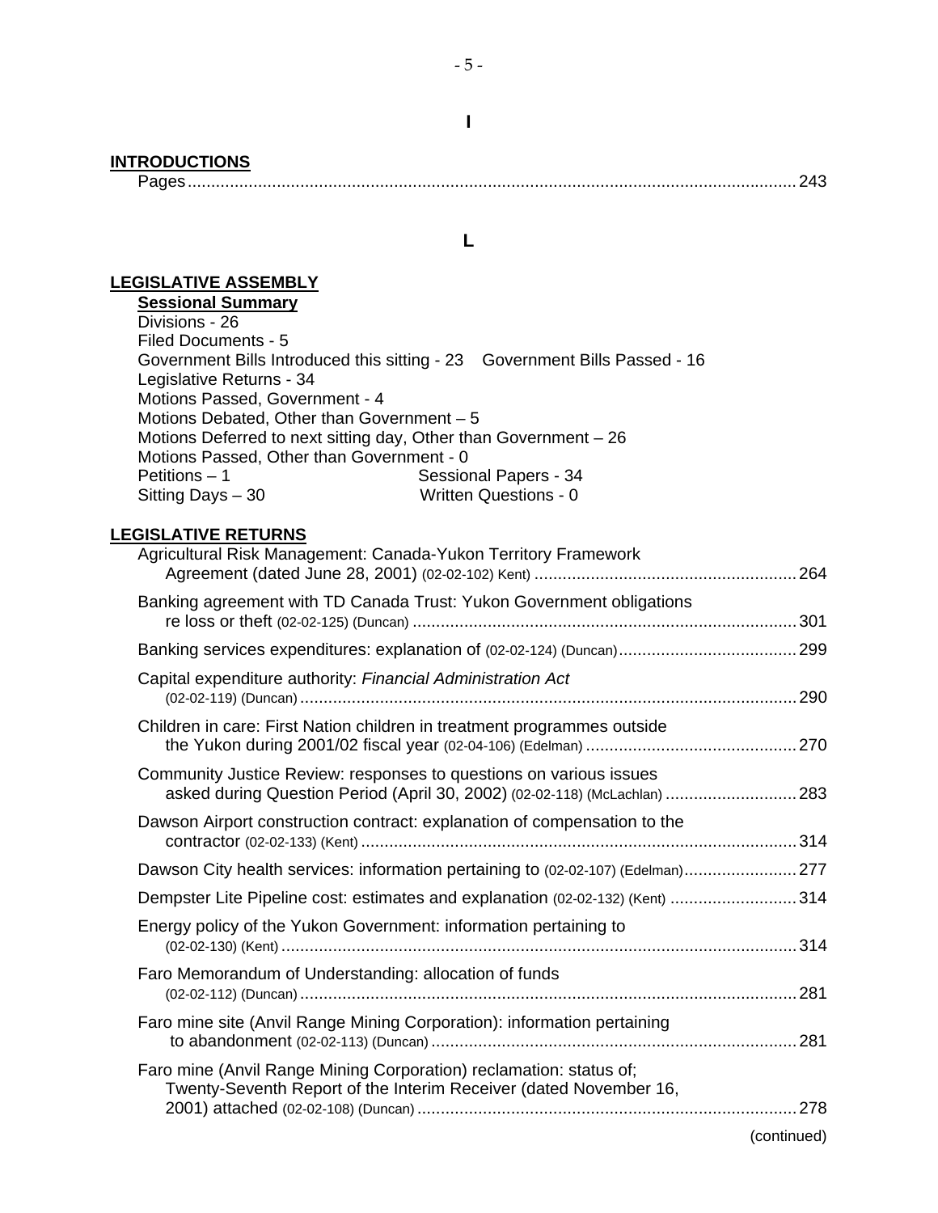**I**

**INTRODUCTIONS**

Pages ..................................................................................................................... 243

**L**

**LEGISLATIVE ASSEMBLY**

**Sessional Summary**

Divisions - 26
Filed Documents - 5
Government Bills Introduced this sitting - 23 Government Bills Passed - 16
Legislative Returns - 34
Motions Passed, Government - 4
Motions Debated, Other than Government – 5
Motions Deferred to next sitting day, Other than Government – 26
Motions Passed, Other than Government - 0
Petitions – 1 Sessional Papers - 34
Sitting Days – 30 Written Questions - 0

**LEGISLATIVE RETURNS**

Agricultural Risk Management: Canada-Yukon Territory Framework Agreement (dated June 28, 2001) (02-02-102) Kent) ........................................................ 264

Banking agreement with TD Canada Trust: Yukon Government obligations re loss or theft (02-02-125) (Duncan) ................................................................................. 301

Banking services expenditures: explanation of (02-02-124) (Duncan) ...................................... 299

Capital expenditure authority: *Financial Administration Act* (02-02-119) (Duncan) .......................................................................................................... 290

Children in care: First Nation children in treatment programmes outside the Yukon during 2001/02 fiscal year (02-04-106) (Edelman) ............................................ 270

Community Justice Review: responses to questions on various issues asked during Question Period (April 30, 2002) (02-02-118) (McLachlan) ............................ 283

Dawson Airport construction contract: explanation of compensation to the contractor (02-02-133) (Kent) ............................................................................................ 314

Dawson City health services: information pertaining to (02-02-107) (Edelman) ........................ 277

Dempster Lite Pipeline cost: estimates and explanation (02-02-132) (Kent) ........................... 314

Energy policy of the Yukon Government: information pertaining to (02-02-130) (Kent) ............................................................................................................. 314

Faro Memorandum of Understanding: allocation of funds (02-02-112) (Duncan) .......................................................................................................... 281

Faro mine site (Anvil Range Mining Corporation): information pertaining to abandonment (02-02-113) (Duncan) ............................................................................. 281

Faro mine (Anvil Range Mining Corporation) reclamation: status of; Twenty-Seventh Report of the Interim Receiver (dated November 16, 2001) attached (02-02-108) (Duncan) ................................................................................. 278

(continued)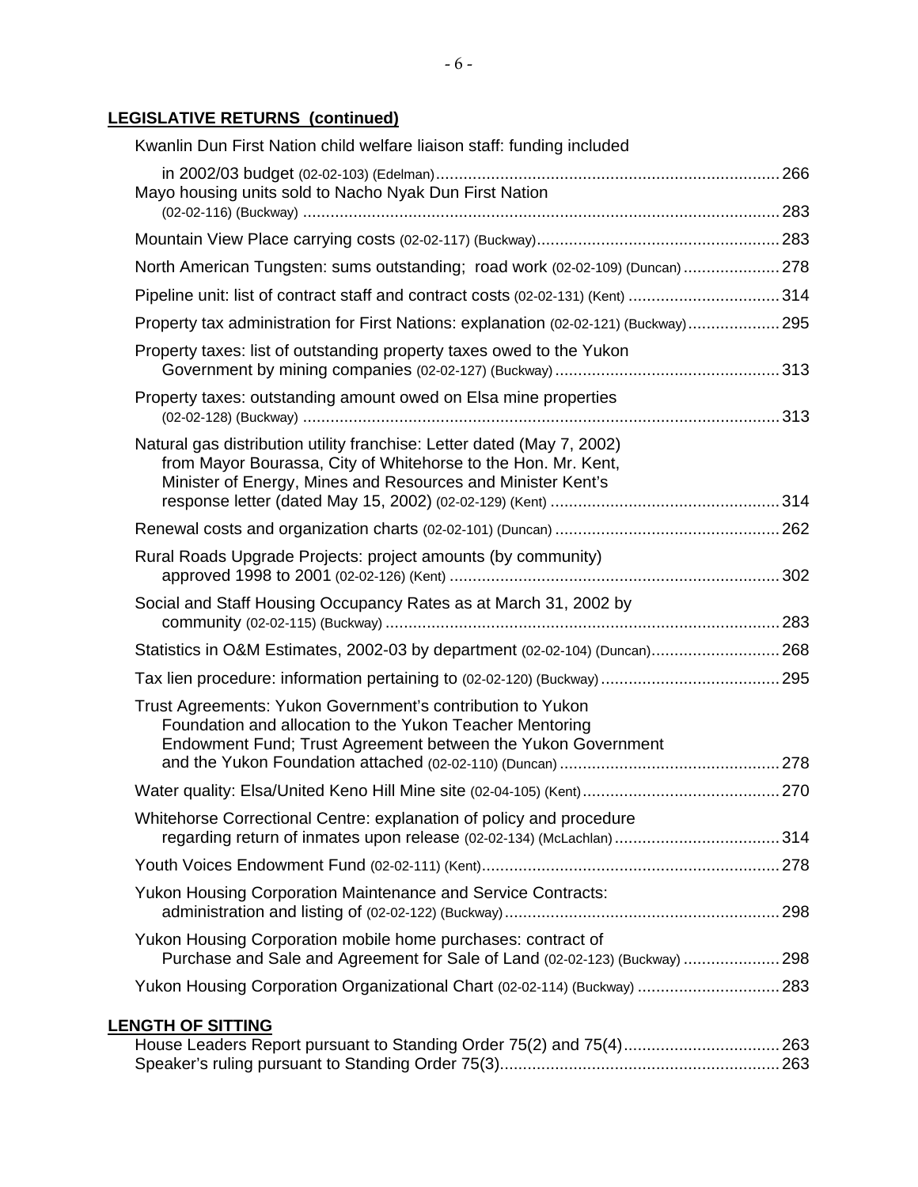## LEGISLATIVE RETURNS (continued)

Kwanlin Dun First Nation child welfare liaison staff: funding included in 2002/03 budget (02-02-103) (Edelman) .......... 266

Mayo housing units sold to Nacho Nyak Dun First Nation (02-02-116) (Buckway) .......... 283

Mountain View Place carrying costs (02-02-117) (Buckway) .......... 283

North American Tungsten: sums outstanding; road work (02-02-109) (Duncan) .......... 278

Pipeline unit: list of contract staff and contract costs (02-02-131) (Kent) .......... 314

Property tax administration for First Nations: explanation (02-02-121) (Buckway) .......... 295

Property taxes: list of outstanding property taxes owed to the Yukon Government by mining companies (02-02-127) (Buckway) .......... 313

Property taxes: outstanding amount owed on Elsa mine properties (02-02-128) (Buckway) .......... 313

Natural gas distribution utility franchise: Letter dated (May 7, 2002) from Mayor Bourassa, City of Whitehorse to the Hon. Mr. Kent, Minister of Energy, Mines and Resources and Minister Kent's response letter (dated May 15, 2002) (02-02-129) (Kent) .......... 314

Renewal costs and organization charts (02-02-101) (Duncan) .......... 262

Rural Roads Upgrade Projects: project amounts (by community) approved 1998 to 2001 (02-02-126) (Kent) .......... 302

Social and Staff Housing Occupancy Rates as at March 31, 2002 by community (02-02-115) (Buckway) .......... 283

Statistics in O&M Estimates, 2002-03 by department (02-02-104) (Duncan) .......... 268

Tax lien procedure: information pertaining to (02-02-120) (Buckway) .......... 295

Trust Agreements: Yukon Government's contribution to Yukon Foundation and allocation to the Yukon Teacher Mentoring Endowment Fund; Trust Agreement between the Yukon Government and the Yukon Foundation attached (02-02-110) (Duncan) .......... 278

Water quality: Elsa/United Keno Hill Mine site (02-04-105) (Kent) .......... 270

Whitehorse Correctional Centre: explanation of policy and procedure regarding return of inmates upon release (02-02-134) (McLachlan) .......... 314

Youth Voices Endowment Fund (02-02-111) (Kent) .......... 278

Yukon Housing Corporation Maintenance and Service Contracts: administration and listing of (02-02-122) (Buckway) .......... 298

Yukon Housing Corporation mobile home purchases: contract of Purchase and Sale and Agreement for Sale of Land (02-02-123) (Buckway) .......... 298

Yukon Housing Corporation Organizational Chart (02-02-114) (Buckway) .......... 283

## LENGTH OF SITTING

House Leaders Report pursuant to Standing Order 75(2) and 75(4) .......... 263
Speaker's ruling pursuant to Standing Order 75(3) .......... 263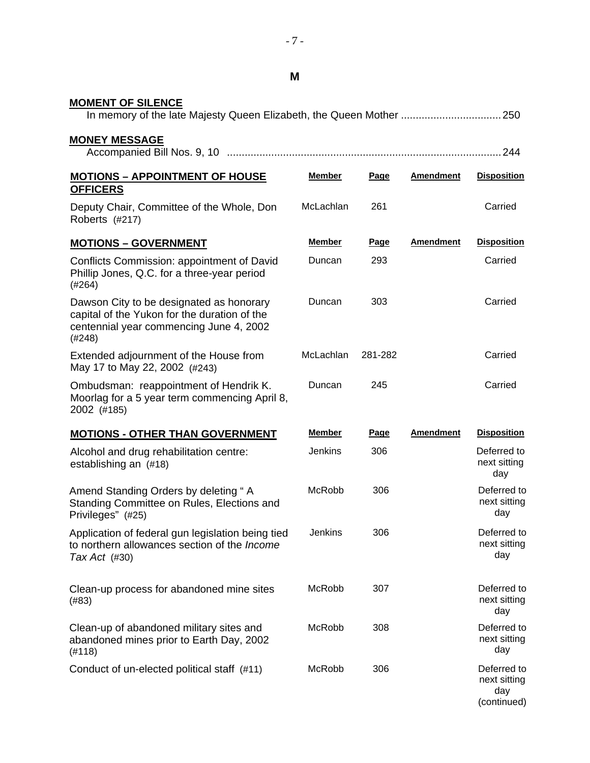## M

**MOMENT OF SILENCE**

In memory of the late Majesty Queen Elizabeth, the Queen Mother .................................. 250

**MONEY MESSAGE**

Accompanied Bill Nos. 9, 10 ............................................................................................ 244

| **MOTIONS – APPOINTMENT OF HOUSE OFFICERS** | **Member** | **Page** | **Amendment** | **Disposition** |
|---|---|---|---|---|
| Deputy Chair, Committee of the Whole, Don Roberts (#217) | McLachlan | 261 | | Carried |

| **MOTIONS – GOVERNMENT** | **Member** | **Page** | **Amendment** | **Disposition** |
|---|---|---|---|---|
| Conflicts Commission: appointment of David Phillip Jones, Q.C. for a three-year period (#264) | Duncan | 293 | | Carried |
| Dawson City to be designated as honorary capital of the Yukon for the duration of the centennial year commencing June 4, 2002 (#248) | Duncan | 303 | | Carried |
| Extended adjournment of the House from May 17 to May 22, 2002 (#243) | McLachlan | 281-282 | | Carried |
| Ombudsman: reappointment of Hendrik K. Moorlag for a 5 year term commencing April 8, 2002 (#185) | Duncan | 245 | | Carried |

| **MOTIONS - OTHER THAN GOVERNMENT** | **Member** | **Page** | **Amendment** | **Disposition** |
|---|---|---|---|---|
| Alcohol and drug rehabilitation centre: establishing an (#18) | Jenkins | 306 | | Deferred to next sitting day |
| Amend Standing Orders by deleting " A Standing Committee on Rules, Elections and Privileges" (#25) | McRobb | 306 | | Deferred to next sitting day |
| Application of federal gun legislation being tied to northern allowances section of the *Income Tax Act* (#30) | Jenkins | 306 | | Deferred to next sitting day |
| Clean-up process for abandoned mine sites (#83) | McRobb | 307 | | Deferred to next sitting day |
| Clean-up of abandoned military sites and abandoned mines prior to Earth Day, 2002 (#118) | McRobb | 308 | | Deferred to next sitting day |
| Conduct of un-elected political staff (#11) | McRobb | 306 | | Deferred to next sitting day |

(continued)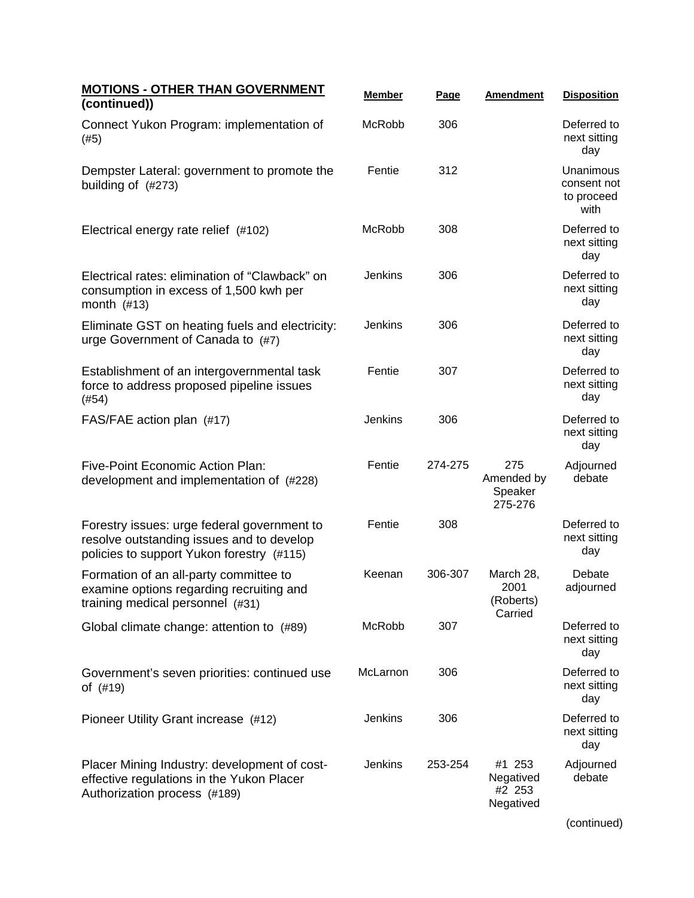| **MOTIONS - OTHER THAN GOVERNMENT (continued))** | **Member** | **Page** | **Amendment** | **Disposition** |
|---|---|---|---|---|
| Connect Yukon Program: implementation of (#5) | McRobb | 306 | | Deferred to next sitting day |
| Dempster Lateral: government to promote the building of (#273) | Fentie | 312 | | Unanimous consent not to proceed with |
| Electrical energy rate relief (#102) | McRobb | 308 | | Deferred to next sitting day |
| Electrical rates: elimination of "Clawback" on consumption in excess of 1,500 kwh per month (#13) | Jenkins | 306 | | Deferred to next sitting day |
| Eliminate GST on heating fuels and electricity: urge Government of Canada to (#7) | Jenkins | 306 | | Deferred to next sitting day |
| Establishment of an intergovernmental task force to address proposed pipeline issues (#54) | Fentie | 307 | | Deferred to next sitting day |
| FAS/FAE action plan (#17) | Jenkins | 306 | | Deferred to next sitting day |
| Five-Point Economic Action Plan: development and implementation of (#228) | Fentie | 274-275 | 275 Amended by Speaker 275-276 | Adjourned debate |
| Forestry issues: urge federal government to resolve outstanding issues and to develop policies to support Yukon forestry (#115) | Fentie | 308 | | Deferred to next sitting day |
| Formation of an all-party committee to examine options regarding recruiting and training medical personnel (#31) | Keenan | 306-307 | March 28, 2001 (Roberts) Carried | Debate adjourned |
| Global climate change: attention to (#89) | McRobb | 307 | | Deferred to next sitting day |
| Government's seven priorities: continued use of (#19) | McLarnon | 306 | | Deferred to next sitting day |
| Pioneer Utility Grant increase (#12) | Jenkins | 306 | | Deferred to next sitting day |
| Placer Mining Industry: development of cost-effective regulations in the Yukon Placer Authorization process (#189) | Jenkins | 253-254 | #1 253 Negatived #2 253 Negatived | Adjourned debate |

(continued)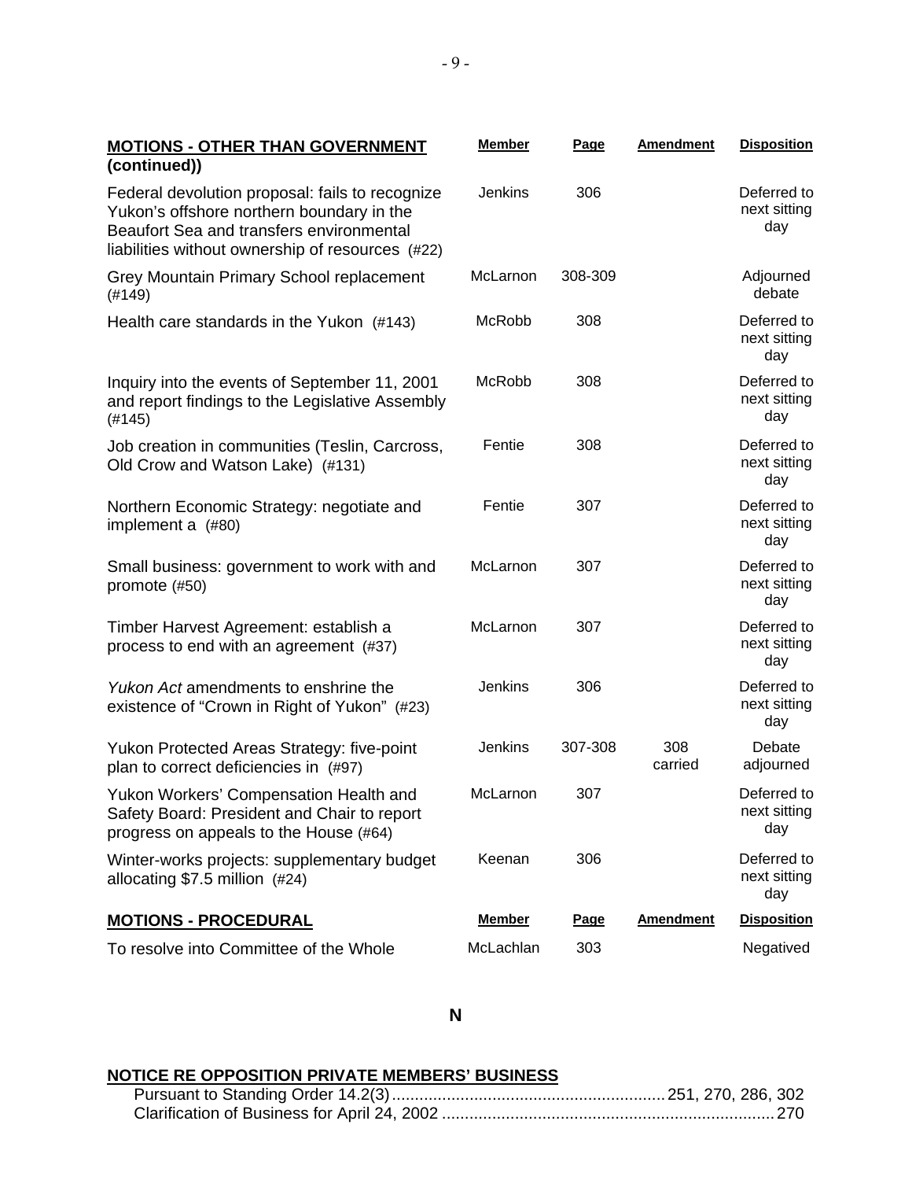| **MOTIONS - OTHER THAN GOVERNMENT (continued))** | **Member** | **Page** | **Amendment** | **Disposition** |
|---|---|---|---|---|
| Federal devolution proposal: fails to recognize Yukon's offshore northern boundary in the Beaufort Sea and transfers environmental liabilities without ownership of resources (#22) | Jenkins | 306 | | Deferred to next sitting day |
| Grey Mountain Primary School replacement (#149) | McLarnon | 308-309 | | Adjourned debate |
| Health care standards in the Yukon (#143) | McRobb | 308 | | Deferred to next sitting day |
| Inquiry into the events of September 11, 2001 and report findings to the Legislative Assembly (#145) | McRobb | 308 | | Deferred to next sitting day |
| Job creation in communities (Teslin, Carcross, Old Crow and Watson Lake) (#131) | Fentie | 308 | | Deferred to next sitting day |
| Northern Economic Strategy: negotiate and implement a (#80) | Fentie | 307 | | Deferred to next sitting day |
| Small business: government to work with and promote (#50) | McLarnon | 307 | | Deferred to next sitting day |
| Timber Harvest Agreement: establish a process to end with an agreement (#37) | McLarnon | 307 | | Deferred to next sitting day |
| *Yukon Act* amendments to enshrine the existence of "Crown in Right of Yukon" (#23) | Jenkins | 306 | | Deferred to next sitting day |
| Yukon Protected Areas Strategy: five-point plan to correct deficiencies in (#97) | Jenkins | 307-308 | 308 carried | Debate adjourned |
| Yukon Workers' Compensation Health and Safety Board: President and Chair to report progress on appeals to the House (#64) | McLarnon | 307 | | Deferred to next sitting day |
| Winter-works projects: supplementary budget allocating $7.5 million (#24) | Keenan | 306 | | Deferred to next sitting day |

| **MOTIONS - PROCEDURAL** | **Member** | **Page** | **Amendment** | **Disposition** |
|---|---|---|---|---|
| To resolve into Committee of the Whole | McLachlan | 303 | | Negatived |

## N

**NOTICE RE OPPOSITION PRIVATE MEMBERS' BUSINESS**

Pursuant to Standing Order 14.2(3) ........ 251, 270, 286, 302

Clarification of Business for April 24, 2002 ........ 270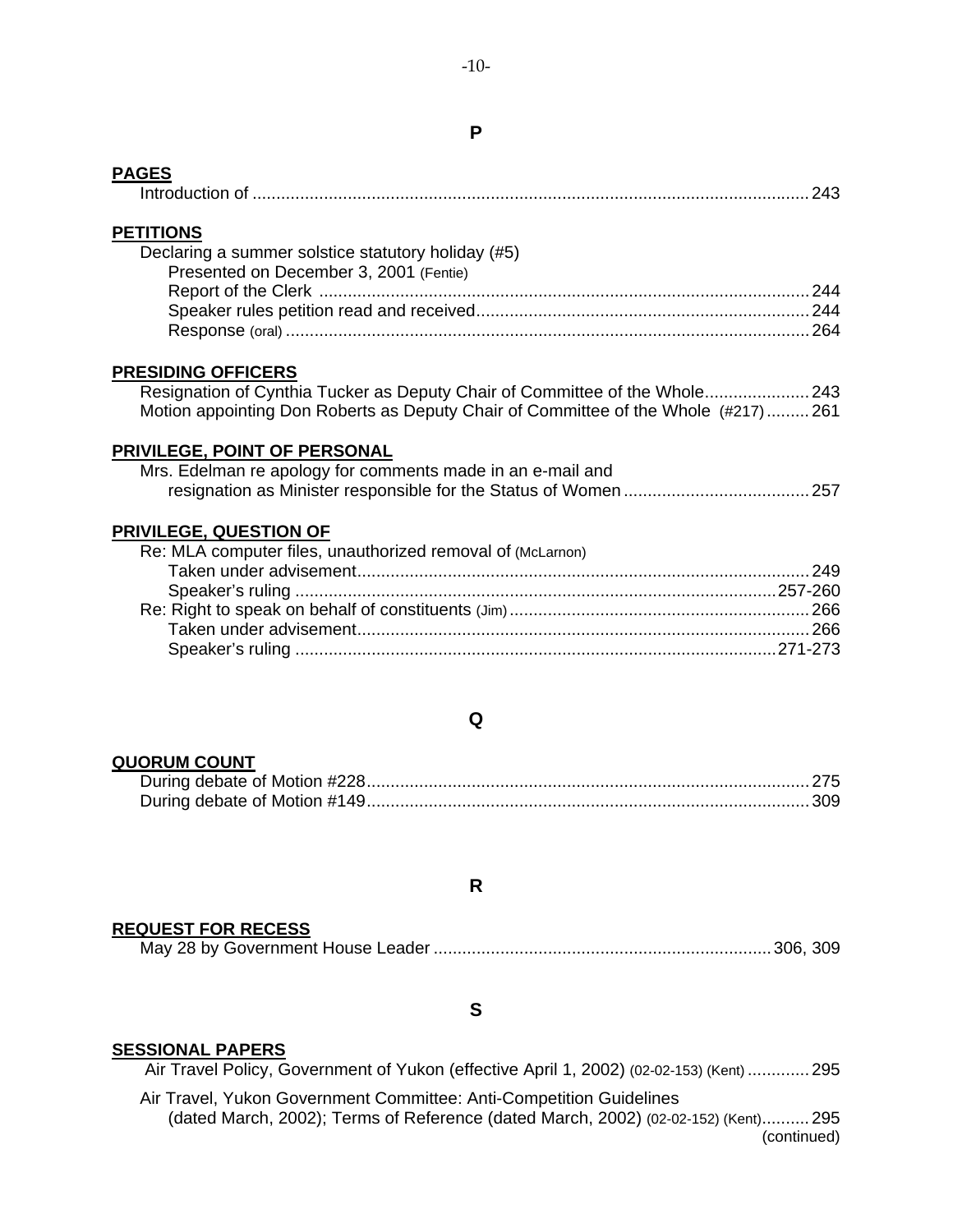## P

**PAGES**

Introduction of .................................................................................................................. 243

**PETITIONS**

Declaring a summer solstice statutory holiday (#5)
- Presented on December 3, 2001 (Fentie)
  - Report of the Clerk ...................................................................................................... 244
  - Speaker rules petition read and received..................................................................... 244
  - Response (oral) ............................................................................................................ 264

**PRESIDING OFFICERS**

Resignation of Cynthia Tucker as Deputy Chair of Committee of the Whole...................... 243
Motion appointing Don Roberts as Deputy Chair of Committee of the Whole (#217) ......... 261

**PRIVILEGE, POINT OF PERSONAL**

Mrs. Edelman re apology for comments made in an e-mail and
resignation as Minister responsible for the Status of Women ....................................... 257

**PRIVILEGE, QUESTION OF**

Re: MLA computer files, unauthorized removal of (McLarnon)
- Taken under advisement.............................................................................................. 249
- Speaker's ruling .................................................................................................... 257-260

Re: Right to speak on behalf of constituents (Jim).............................................................. 266
- Taken under advisement.............................................................................................. 266
- Speaker's ruling .................................................................................................... 271-273

## Q

**QUORUM COUNT**

During debate of Motion #228............................................................................................ 275
During debate of Motion #149............................................................................................ 309

## R

**REQUEST FOR RECESS**

May 28 by Government House Leader ...................................................................... 306, 309

## S

**SESSIONAL PAPERS**

Air Travel Policy, Government of Yukon (effective April 1, 2002) (02-02-153) (Kent) ............. 295

Air Travel, Yukon Government Committee: Anti-Competition Guidelines
(dated March, 2002); Terms of Reference (dated March, 2002) (02-02-152) (Kent).......... 295

(continued)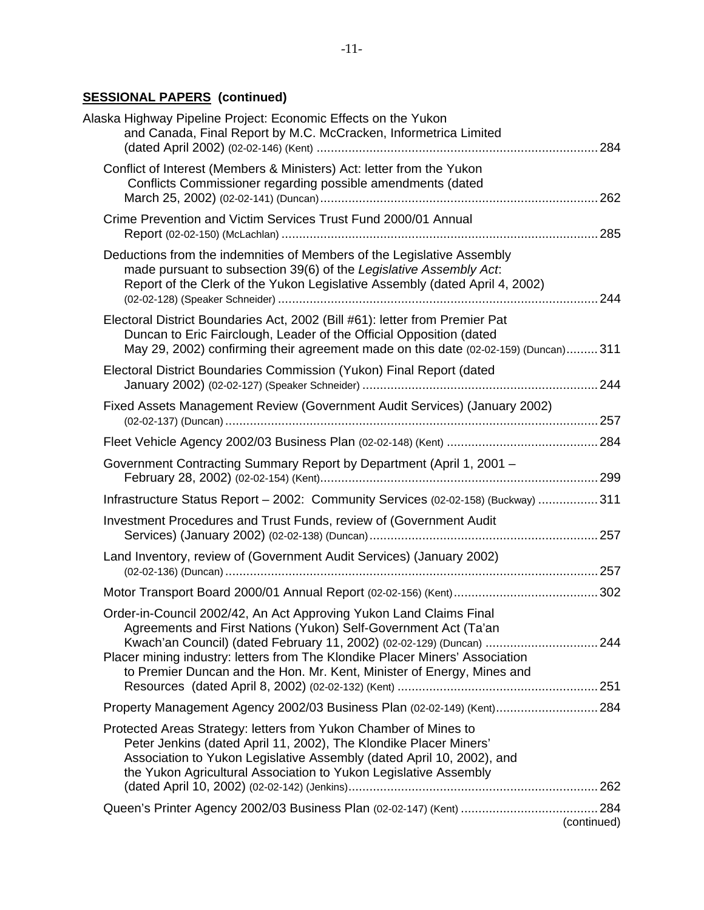**SESSIONAL PAPERS (continued)**

Alaska Highway Pipeline Project: Economic Effects on the Yukon and Canada, Final Report by M.C. McCracken, Informetrica Limited (dated April 2002) (02-02-146) (Kent) ........ 284

Conflict of Interest (Members & Ministers) Act: letter from the Yukon Conflicts Commissioner regarding possible amendments (dated March 25, 2002) (02-02-141) (Duncan) ........ 262

Crime Prevention and Victim Services Trust Fund 2000/01 Annual Report (02-02-150) (McLachlan) ........ 285

Deductions from the indemnities of Members of the Legislative Assembly made pursuant to subsection 39(6) of the *Legislative Assembly Act*: Report of the Clerk of the Yukon Legislative Assembly (dated April 4, 2002) (02-02-128) (Speaker Schneider) ........ 244

Electoral District Boundaries Act, 2002 (Bill #61): letter from Premier Pat Duncan to Eric Fairclough, Leader of the Official Opposition (dated May 29, 2002) confirming their agreement made on this date (02-02-159) (Duncan) ........ 311

Electoral District Boundaries Commission (Yukon) Final Report (dated January 2002) (02-02-127) (Speaker Schneider) ........ 244

Fixed Assets Management Review (Government Audit Services) (January 2002) (02-02-137) (Duncan) ........ 257

Fleet Vehicle Agency 2002/03 Business Plan (02-02-148) (Kent) ........ 284

Government Contracting Summary Report by Department (April 1, 2001 – February 28, 2002) (02-02-154) (Kent) ........ 299

Infrastructure Status Report – 2002: Community Services (02-02-158) (Buckway) ........ 311

Investment Procedures and Trust Funds, review of (Government Audit Services) (January 2002) (02-02-138) (Duncan) ........ 257

Land Inventory, review of (Government Audit Services) (January 2002) (02-02-136) (Duncan) ........ 257

Motor Transport Board 2000/01 Annual Report (02-02-156) (Kent) ........ 302

Order-in-Council 2002/42, An Act Approving Yukon Land Claims Final Agreements and First Nations (Yukon) Self-Government Act (Ta'an Kwach'an Council) (dated February 11, 2002) (02-02-129) (Duncan) ........ 244
Placer mining industry: letters from The Klondike Placer Miners' Association to Premier Duncan and the Hon. Mr. Kent, Minister of Energy, Mines and Resources (dated April 8, 2002) (02-02-132) (Kent) ........ 251

Property Management Agency 2002/03 Business Plan (02-02-149) (Kent) ........ 284

Protected Areas Strategy: letters from Yukon Chamber of Mines to Peter Jenkins (dated April 11, 2002), The Klondike Placer Miners' Association to Yukon Legislative Assembly (dated April 10, 2002), and the Yukon Agricultural Association to Yukon Legislative Assembly (dated April 10, 2002) (02-02-142) (Jenkins) ........ 262

Queen's Printer Agency 2002/03 Business Plan (02-02-147) (Kent) ........ 284

(continued)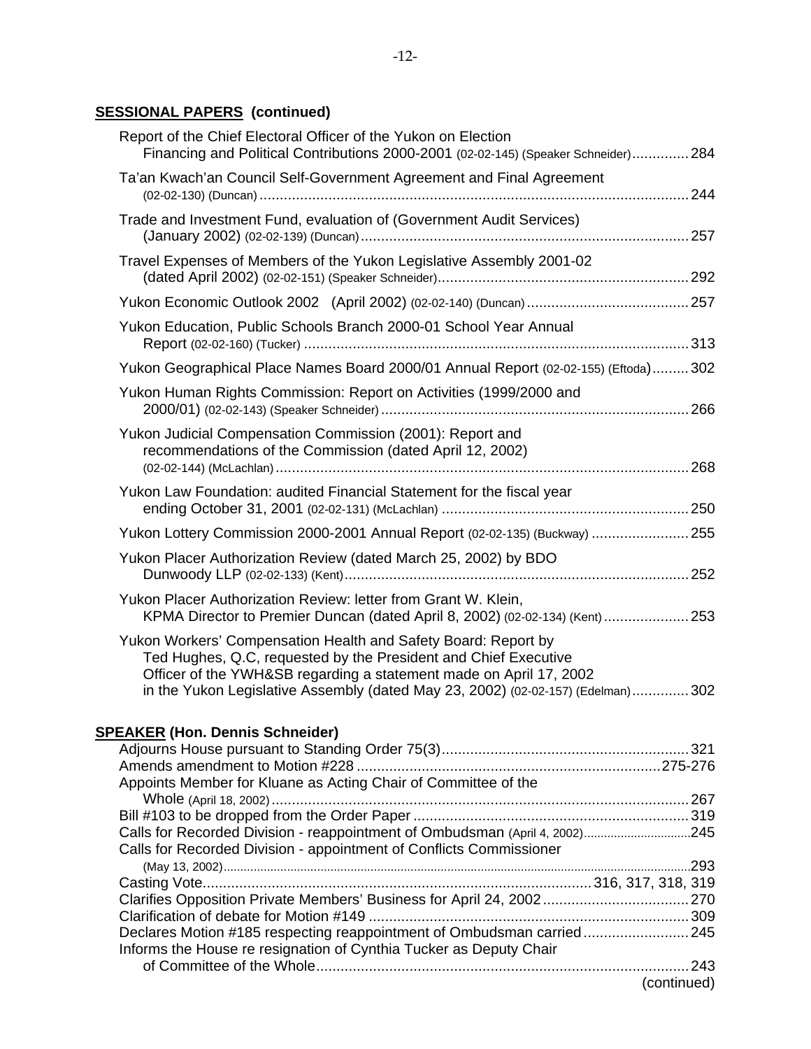## SESSIONAL PAPERS (continued)

Report of the Chief Electoral Officer of the Yukon on Election Financing and Political Contributions 2000-2001 (02-02-145) (Speaker Schneider) .............. 284

Ta'an Kwach'an Council Self-Government Agreement and Final Agreement (02-02-130) (Duncan) .............. 244

Trade and Investment Fund, evaluation of (Government Audit Services) (January 2002) (02-02-139) (Duncan) .............. 257

Travel Expenses of Members of the Yukon Legislative Assembly 2001-02 (dated April 2002) (02-02-151) (Speaker Schneider) .............. 292

Yukon Economic Outlook 2002 (April 2002) (02-02-140) (Duncan) .............. 257

Yukon Education, Public Schools Branch 2000-01 School Year Annual Report (02-02-160) (Tucker) .............. 313

Yukon Geographical Place Names Board 2000/01 Annual Report (02-02-155) (Eftoda) .............. 302

Yukon Human Rights Commission: Report on Activities (1999/2000 and 2000/01) (02-02-143) (Speaker Schneider) .............. 266

Yukon Judicial Compensation Commission (2001): Report and recommendations of the Commission (dated April 12, 2002) (02-02-144) (McLachlan) .............. 268

Yukon Law Foundation: audited Financial Statement for the fiscal year ending October 31, 2001 (02-02-131) (McLachlan) .............. 250

Yukon Lottery Commission 2000-2001 Annual Report (02-02-135) (Buckway) .............. 255

Yukon Placer Authorization Review (dated March 25, 2002) by BDO Dunwoody LLP (02-02-133) (Kent) .............. 252

Yukon Placer Authorization Review: letter from Grant W. Klein, KPMA Director to Premier Duncan (dated April 8, 2002) (02-02-134) (Kent) .............. 253

Yukon Workers' Compensation Health and Safety Board: Report by Ted Hughes, Q.C, requested by the President and Chief Executive Officer of the YWH&SB regarding a statement made on April 17, 2002 in the Yukon Legislative Assembly (dated May 23, 2002) (02-02-157) (Edelman) .............. 302

## SPEAKER (Hon. Dennis Schneider)

Adjourns House pursuant to Standing Order 75(3) .............. 321
Amends amendment to Motion #228 .............. 275-276
Appoints Member for Kluane as Acting Chair of Committee of the Whole (April 18, 2002) .............. 267
Bill #103 to be dropped from the Order Paper .............. 319
Calls for Recorded Division - reappointment of Ombudsman (April 4, 2002) .............. 245
Calls for Recorded Division - appointment of Conflicts Commissioner (May 13, 2002) .............. 293
Casting Vote .............. 316, 317, 318, 319
Clarifies Opposition Private Members' Business for April 24, 2002 .............. 270
Clarification of debate for Motion #149 .............. 309
Declares Motion #185 respecting reappointment of Ombudsman carried .............. 245
Informs the House re resignation of Cynthia Tucker as Deputy Chair of Committee of the Whole .............. 243

(continued)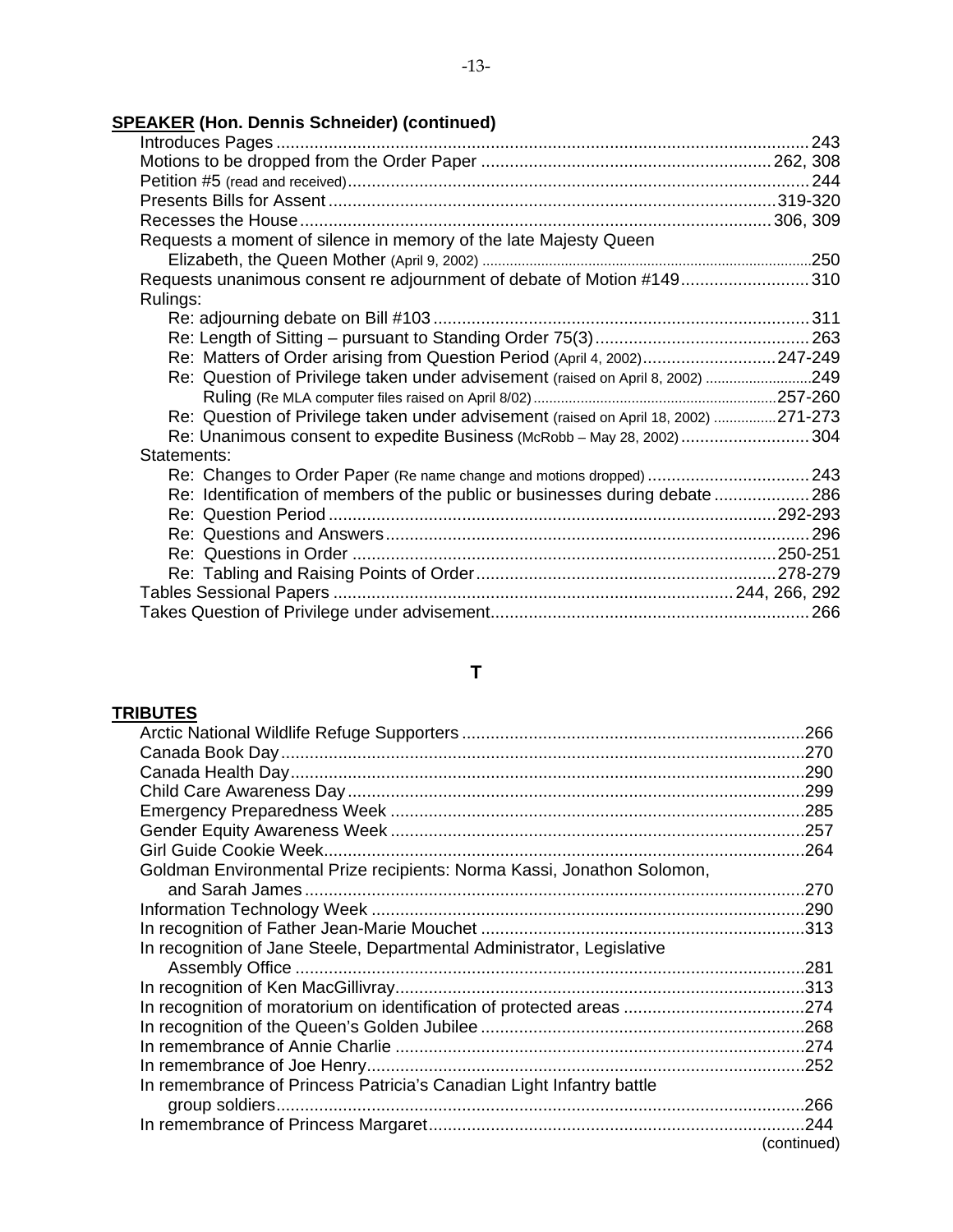**SPEAKER (Hon. Dennis Schneider) (continued)**

- Introduces Pages ........ 243
- Motions to be dropped from the Order Paper ........ 262, 308
- Petition #5 (read and received) ........ 244
- Presents Bills for Assent ........ 319-320
- Recesses the House ........ 306, 309
- Requests a moment of silence in memory of the late Majesty Queen Elizabeth, the Queen Mother (April 9, 2002) ........ 250
- Requests unanimous consent re adjournment of debate of Motion #149 ........ 310
- Rulings:
  - Re: adjourning debate on Bill #103 ........ 311
  - Re: Length of Sitting – pursuant to Standing Order 75(3) ........ 263
  - Re: Matters of Order arising from Question Period (April 4, 2002) ........ 247-249
  - Re: Question of Privilege taken under advisement (raised on April 8, 2002) ........ 249
    - Ruling (Re MLA computer files raised on April 8/02) ........ 257-260
  - Re: Question of Privilege taken under advisement (raised on April 18, 2002) ........ 271-273
  - Re: Unanimous consent to expedite Business (McRobb – May 28, 2002) ........ 304
- Statements:
  - Re: Changes to Order Paper (Re name change and motions dropped) ........ 243
  - Re: Identification of members of the public or businesses during debate ........ 286
  - Re: Question Period ........ 292-293
  - Re: Questions and Answers ........ 296
  - Re: Questions in Order ........ 250-251
  - Re: Tabling and Raising Points of Order ........ 278-279
- Tables Sessional Papers ........ 244, 266, 292
- Takes Question of Privilege under advisement ........ 266

## T

**TRIBUTES**

- Arctic National Wildlife Refuge Supporters ........ 266
- Canada Book Day ........ 270
- Canada Health Day ........ 290
- Child Care Awareness Day ........ 299
- Emergency Preparedness Week ........ 285
- Gender Equity Awareness Week ........ 257
- Girl Guide Cookie Week ........ 264
- Goldman Environmental Prize recipients: Norma Kassi, Jonathon Solomon, and Sarah James ........ 270
- Information Technology Week ........ 290
- In recognition of Father Jean-Marie Mouchet ........ 313
- In recognition of Jane Steele, Departmental Administrator, Legislative Assembly Office ........ 281
- In recognition of Ken MacGillivray ........ 313
- In recognition of moratorium on identification of protected areas ........ 274
- In recognition of the Queen's Golden Jubilee ........ 268
- In remembrance of Annie Charlie ........ 274
- In remembrance of Joe Henry ........ 252
- In remembrance of Princess Patricia's Canadian Light Infantry battle group soldiers ........ 266
- In remembrance of Princess Margaret ........ 244

(continued)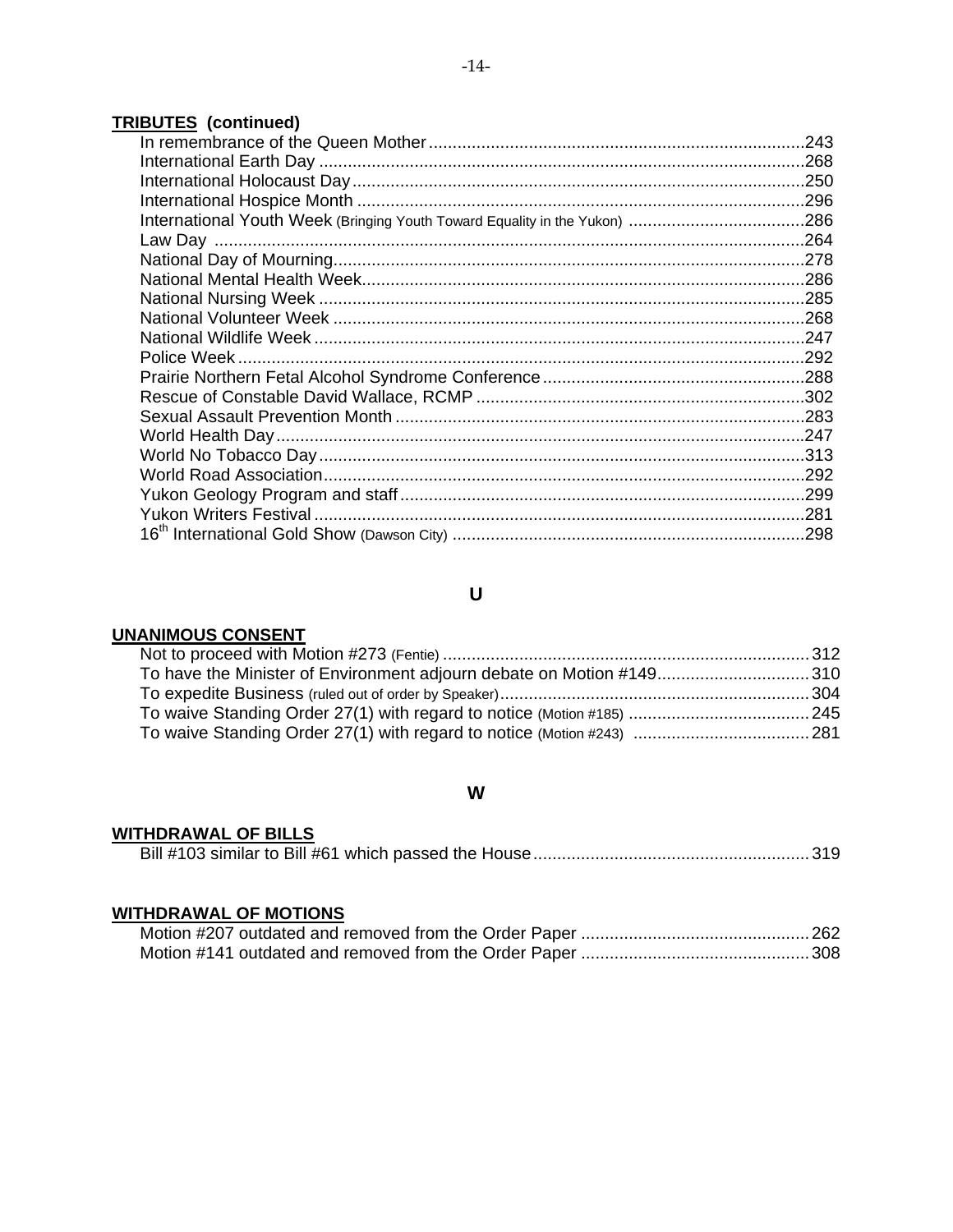**TRIBUTES (continued)**

In remembrance of the Queen Mother ........ 243
International Earth Day ........ 268
International Holocaust Day ........ 250
International Hospice Month ........ 296
International Youth Week (Bringing Youth Toward Equality in the Yukon) ........ 286
Law Day ........ 264
National Day of Mourning ........ 278
National Mental Health Week ........ 286
National Nursing Week ........ 285
National Volunteer Week ........ 268
National Wildlife Week ........ 247
Police Week ........ 292
Prairie Northern Fetal Alcohol Syndrome Conference ........ 288
Rescue of Constable David Wallace, RCMP ........ 302
Sexual Assault Prevention Month ........ 283
World Health Day ........ 247
World No Tobacco Day ........ 313
World Road Association ........ 292
Yukon Geology Program and staff ........ 299
Yukon Writers Festival ........ 281
16th International Gold Show (Dawson City) ........ 298

## U

**UNANIMOUS CONSENT**

Not to proceed with Motion #273 (Fentie) ........ 312
To have the Minister of Environment adjourn debate on Motion #149 ........ 310
To expedite Business (ruled out of order by Speaker) ........ 304
To waive Standing Order 27(1) with regard to notice (Motion #185) ........ 245
To waive Standing Order 27(1) with regard to notice (Motion #243) ........ 281

## W

**WITHDRAWAL OF BILLS**

Bill #103 similar to Bill #61 which passed the House ........ 319

**WITHDRAWAL OF MOTIONS**

Motion #207 outdated and removed from the Order Paper ........ 262
Motion #141 outdated and removed from the Order Paper ........ 308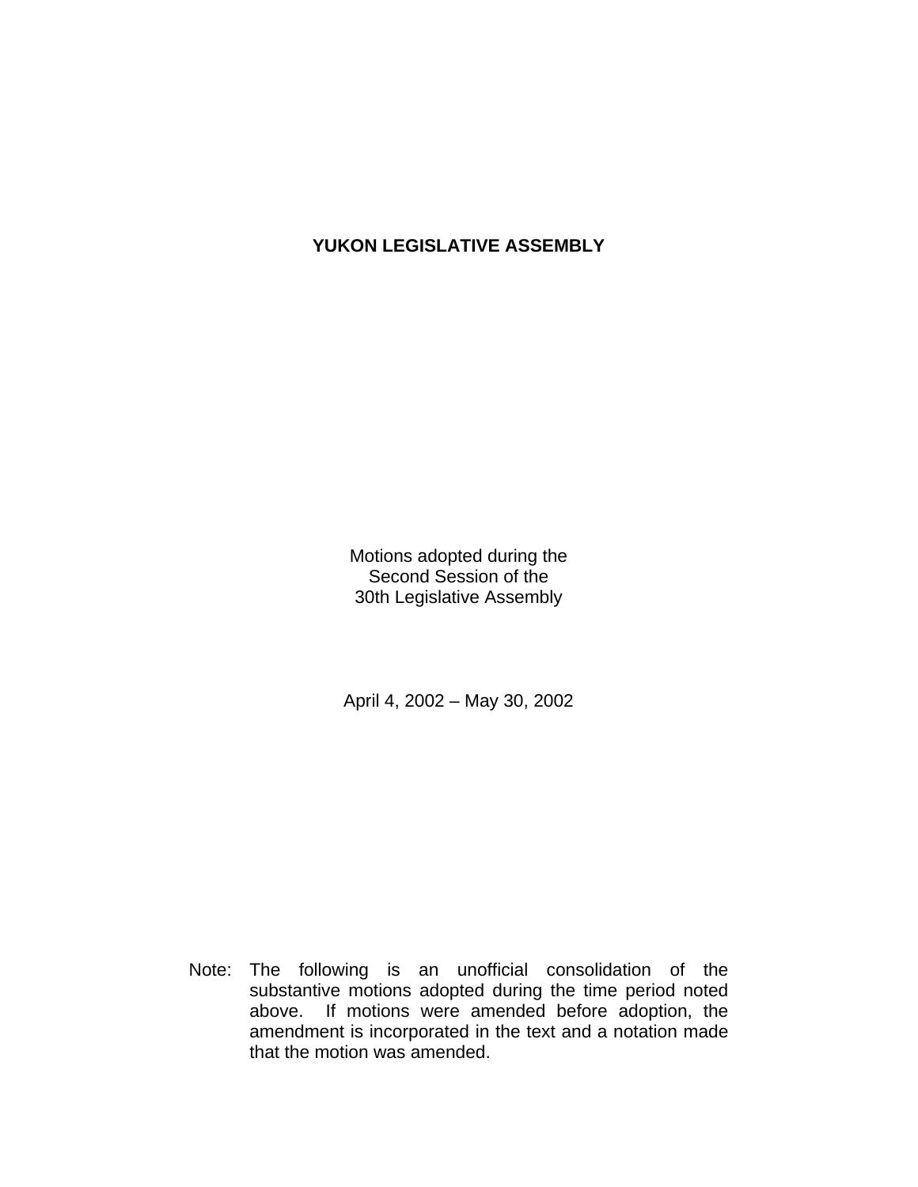# YUKON LEGISLATIVE ASSEMBLY

Motions adopted during the
Second Session of the
30th Legislative Assembly

April 4, 2002 – May 30, 2002

Note: The following is an unofficial consolidation of the substantive motions adopted during the time period noted above. If motions were amended before adoption, the amendment is incorporated in the text and a notation made that the motion was amended.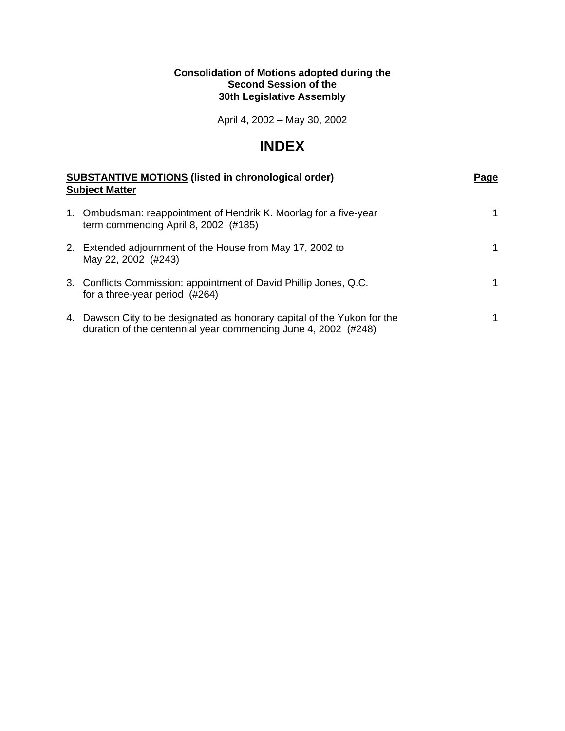**Consolidation of Motions adopted during the**
**Second Session of the**
**30th Legislative Assembly**

April 4, 2002 – May 30, 2002

# INDEX

| **<u>SUBSTANTIVE MOTIONS</u> (listed in chronological order)** <br> **<u>Subject Matter</u>** | **<u>Page</u>** |
|---|---|
| 1. Ombudsman: reappointment of Hendrik K. Moorlag for a five-year term commencing April 8, 2002 (#185) | 1 |
| 2. Extended adjournment of the House from May 17, 2002 to May 22, 2002 (#243) | 1 |
| 3. Conflicts Commission: appointment of David Phillip Jones, Q.C. for a three-year period (#264) | 1 |
| 4. Dawson City to be designated as honorary capital of the Yukon for the duration of the centennial year commencing June 4, 2002 (#248) | 1 |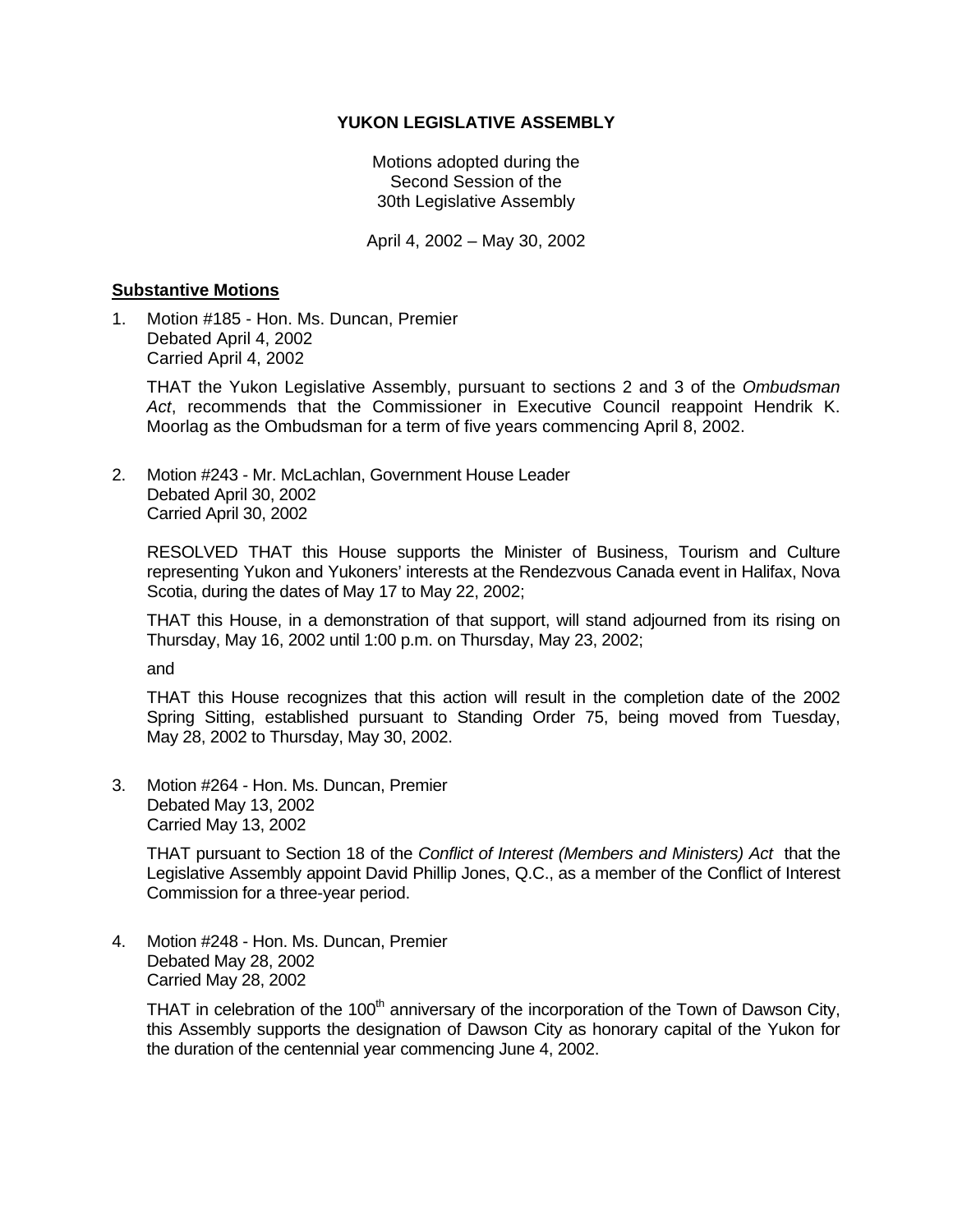**YUKON LEGISLATIVE ASSEMBLY**

Motions adopted during the
Second Session of the
30th Legislative Assembly

April 4, 2002 – May 30, 2002

**Substantive Motions**

1. Motion #185 - Hon. Ms. Duncan, Premier
   Debated April 4, 2002
   Carried April 4, 2002

   THAT the Yukon Legislative Assembly, pursuant to sections 2 and 3 of the *Ombudsman Act*, recommends that the Commissioner in Executive Council reappoint Hendrik K. Moorlag as the Ombudsman for a term of five years commencing April 8, 2002.

2. Motion #243 - Mr. McLachlan, Government House Leader
   Debated April 30, 2002
   Carried April 30, 2002

   RESOLVED THAT this House supports the Minister of Business, Tourism and Culture representing Yukon and Yukoners' interests at the Rendezvous Canada event in Halifax, Nova Scotia, during the dates of May 17 to May 22, 2002;

   THAT this House, in a demonstration of that support, will stand adjourned from its rising on Thursday, May 16, 2002 until 1:00 p.m. on Thursday, May 23, 2002;

   and

   THAT this House recognizes that this action will result in the completion date of the 2002 Spring Sitting, established pursuant to Standing Order 75, being moved from Tuesday, May 28, 2002 to Thursday, May 30, 2002.

3. Motion #264 - Hon. Ms. Duncan, Premier
   Debated May 13, 2002
   Carried May 13, 2002

   THAT pursuant to Section 18 of the *Conflict of Interest (Members and Ministers) Act* that the Legislative Assembly appoint David Phillip Jones, Q.C., as a member of the Conflict of Interest Commission for a three-year period.

4. Motion #248 - Hon. Ms. Duncan, Premier
   Debated May 28, 2002
   Carried May 28, 2002

   THAT in celebration of the $100^{th}$ anniversary of the incorporation of the Town of Dawson City, this Assembly supports the designation of Dawson City as honorary capital of the Yukon for the duration of the centennial year commencing June 4, 2002.